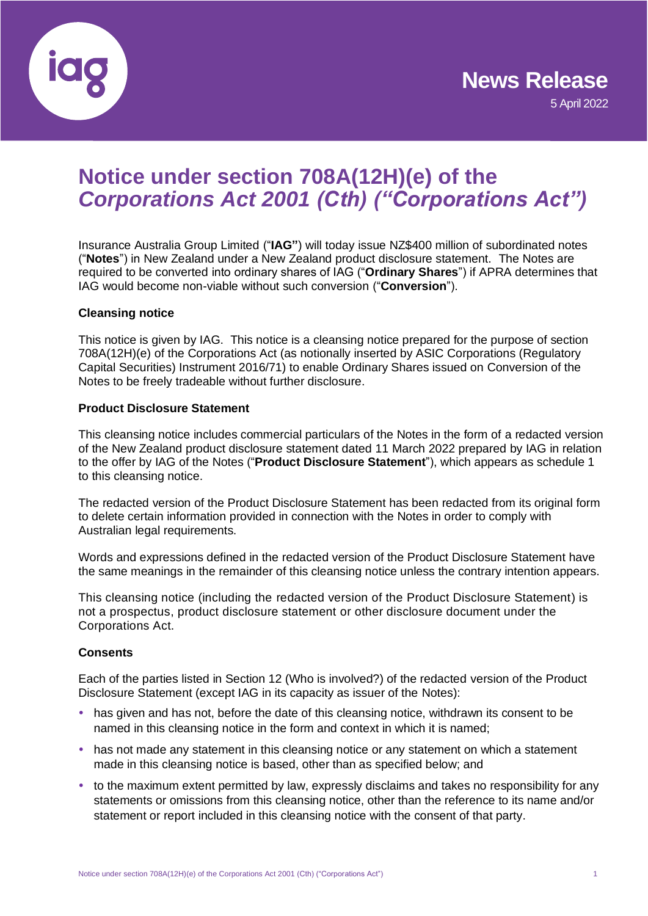News Release

5 April 2022

# Notice under section 708A(12H)(e) of the *Corporations Act 2001 (Cth) ("Corporations Act")*

Insurance Australia Group Limited ("**IAG"**) will today issue NZ$400 million of subordinated notes ("**Notes**") in New Zealand under a New Zealand product disclosure statement. The Notes are required to be converted into ordinary shares of IAG ("**Ordinary Shares**") if APRA determines that IAG would become non-viable without such conversion ("**Conversion**").

**Cleansing notice**

This notice is given by IAG. This notice is a cleansing notice prepared for the purpose of section 708A(12H)(e) of the Corporations Act (as notionally inserted by ASIC Corporations (Regulatory Capital Securities) Instrument 2016/71) to enable Ordinary Shares issued on Conversion of the Notes to be freely tradeable without further disclosure.

**Product Disclosure Statement**

This cleansing notice includes commercial particulars of the Notes in the form of a redacted version of the New Zealand product disclosure statement dated 11 March 2022 prepared by IAG in relation to the offer by IAG of the Notes ("**Product Disclosure Statement**"), which appears as schedule 1 to this cleansing notice.

The redacted version of the Product Disclosure Statement has been redacted from its original form to delete certain information provided in connection with the Notes in order to comply with Australian legal requirements.

Words and expressions defined in the redacted version of the Product Disclosure Statement have the same meanings in the remainder of this cleansing notice unless the contrary intention appears.

This cleansing notice (including the redacted version of the Product Disclosure Statement) is not a prospectus, product disclosure statement or other disclosure document under the Corporations Act.

**Consents**

Each of the parties listed in Section 12 (Who is involved?) of the redacted version of the Product Disclosure Statement (except IAG in its capacity as issuer of the Notes):

- has given and has not, before the date of this cleansing notice, withdrawn its consent to be named in this cleansing notice in the form and context in which it is named;
- has not made any statement in this cleansing notice or any statement on which a statement made in this cleansing notice is based, other than as specified below; and
- to the maximum extent permitted by law, expressly disclaims and takes no responsibility for any statements or omissions from this cleansing notice, other than the reference to its name and/or statement or report included in this cleansing notice with the consent of that party.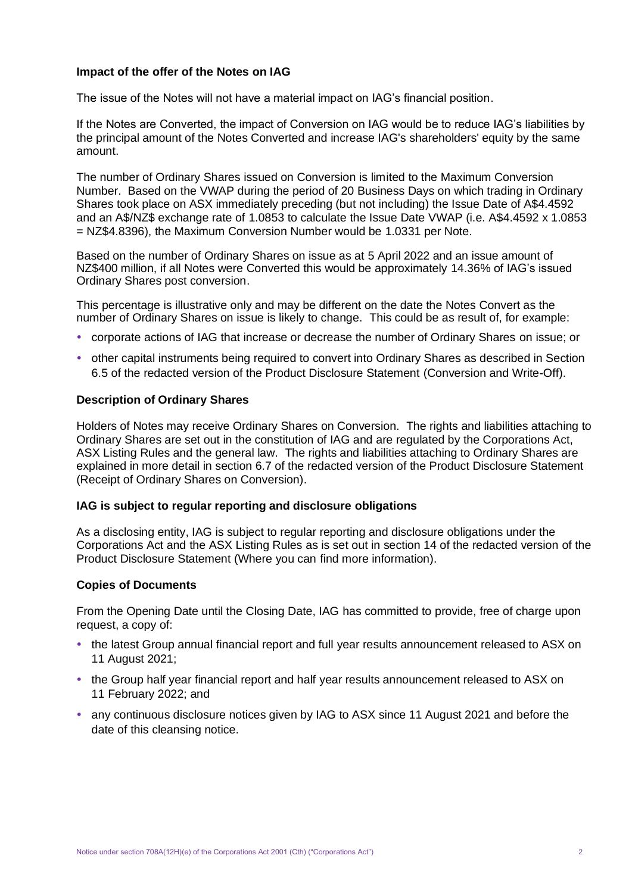### Impact of the offer of the Notes on IAG

The issue of the Notes will not have a material impact on IAG's financial position.

If the Notes are Converted, the impact of Conversion on IAG would be to reduce IAG's liabilities by the principal amount of the Notes Converted and increase IAG's shareholders' equity by the same amount.

The number of Ordinary Shares issued on Conversion is limited to the Maximum Conversion Number. Based on the VWAP during the period of 20 Business Days on which trading in Ordinary Shares took place on ASX immediately preceding (but not including) the Issue Date of A$4.4592 and an A$/NZ$ exchange rate of 1.0853 to calculate the Issue Date VWAP (i.e. A$4.4592 x 1.0853 = NZ$4.8396), the Maximum Conversion Number would be 1.0331 per Note.

Based on the number of Ordinary Shares on issue as at 5 April 2022 and an issue amount of NZ$400 million, if all Notes were Converted this would be approximately 14.36% of IAG's issued Ordinary Shares post conversion.

This percentage is illustrative only and may be different on the date the Notes Convert as the number of Ordinary Shares on issue is likely to change. This could be as result of, for example:

- corporate actions of IAG that increase or decrease the number of Ordinary Shares on issue; or
- other capital instruments being required to convert into Ordinary Shares as described in Section 6.5 of the redacted version of the Product Disclosure Statement (Conversion and Write-Off).

### Description of Ordinary Shares

Holders of Notes may receive Ordinary Shares on Conversion. The rights and liabilities attaching to Ordinary Shares are set out in the constitution of IAG and are regulated by the Corporations Act, ASX Listing Rules and the general law. The rights and liabilities attaching to Ordinary Shares are explained in more detail in section 6.7 of the redacted version of the Product Disclosure Statement (Receipt of Ordinary Shares on Conversion).

### IAG is subject to regular reporting and disclosure obligations

As a disclosing entity, IAG is subject to regular reporting and disclosure obligations under the Corporations Act and the ASX Listing Rules as is set out in section 14 of the redacted version of the Product Disclosure Statement (Where you can find more information).

### Copies of Documents

From the Opening Date until the Closing Date, IAG has committed to provide, free of charge upon request, a copy of:

- the latest Group annual financial report and full year results announcement released to ASX on 11 August 2021;
- the Group half year financial report and half year results announcement released to ASX on 11 February 2022; and
- any continuous disclosure notices given by IAG to ASX since 11 August 2021 and before the date of this cleansing notice.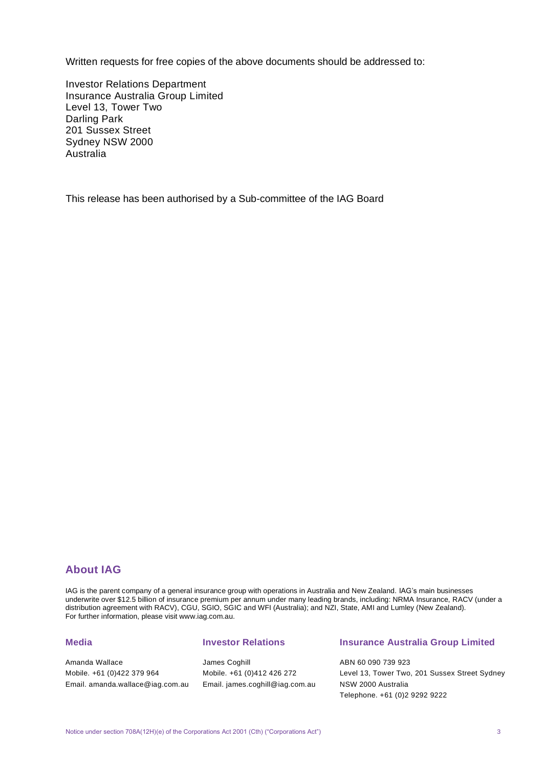Written requests for free copies of the above documents should be addressed to:

Investor Relations Department
Insurance Australia Group Limited
Level 13, Tower Two
Darling Park
201 Sussex Street
Sydney NSW 2000
Australia

This release has been authorised by a Sub-committee of the IAG Board

## About IAG

IAG is the parent company of a general insurance group with operations in Australia and New Zealand. IAG's main businesses underwrite over $12.5 billion of insurance premium per annum under many leading brands, including: NRMA Insurance, RACV (under a distribution agreement with RACV), CGU, SGIO, SGIC and WFI (Australia); and NZI, State, AMI and Lumley (New Zealand). For further information, please visit www.iag.com.au.

### Media

Amanda Wallace
Mobile. +61 (0)422 379 964
Email. amanda.wallace@iag.com.au

### Investor Relations

James Coghill
Mobile. +61 (0)412 426 272
Email. james.coghill@iag.com.au

### Insurance Australia Group Limited

ABN 60 090 739 923
Level 13, Tower Two, 201 Sussex Street Sydney
NSW 2000 Australia
Telephone. +61 (0)2 9292 9222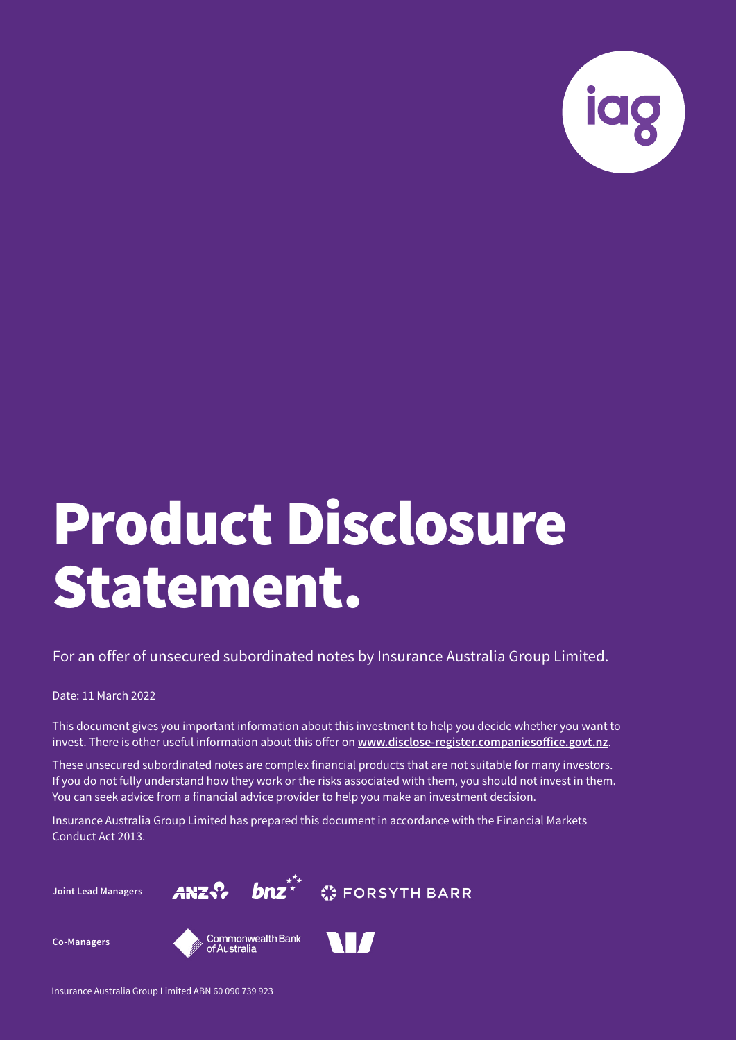# Product Disclosure Statement.

For an offer of unsecured subordinated notes by Insurance Australia Group Limited.

Date: 11 March 2022

This document gives you important information about this investment to help you decide whether you want to invest. There is other useful information about this offer on **www.disclose-register.companiesoffice.govt.nz**.

These unsecured subordinated notes are complex financial products that are not suitable for many investors. If you do not fully understand how they work or the risks associated with them, you should not invest in them. You can seek advice from a financial advice provider to help you make an investment decision.

Insurance Australia Group Limited has prepared this document in accordance with the Financial Markets Conduct Act 2013.

**Joint Lead Managers** ANZ bnz FORSYTH BARR

**Co-Managers** Commonwealth Bank of Australia

Insurance Australia Group Limited ABN 60 090 739 923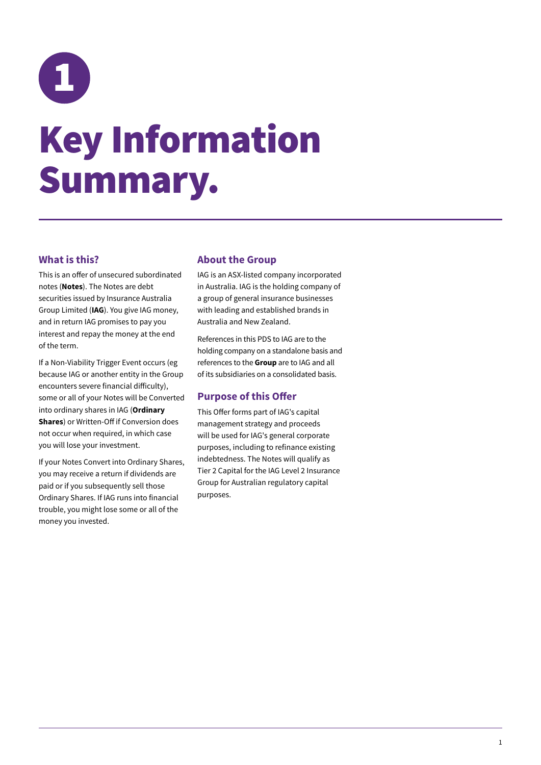# 1

# Key Information Summary.

## What is this?

This is an offer of unsecured subordinated notes (**Notes**). The Notes are debt securities issued by Insurance Australia Group Limited (**IAG**). You give IAG money, and in return IAG promises to pay you interest and repay the money at the end of the term.

If a Non-Viability Trigger Event occurs (eg because IAG or another entity in the Group encounters severe financial difficulty), some or all of your Notes will be Converted into ordinary shares in IAG (**Ordinary Shares**) or Written-Off if Conversion does not occur when required, in which case you will lose your investment.

If your Notes Convert into Ordinary Shares, you may receive a return if dividends are paid or if you subsequently sell those Ordinary Shares. If IAG runs into financial trouble, you might lose some or all of the money you invested.

## About the Group

IAG is an ASX-listed company incorporated in Australia. IAG is the holding company of a group of general insurance businesses with leading and established brands in Australia and New Zealand.

References in this PDS to IAG are to the holding company on a standalone basis and references to the **Group** are to IAG and all of its subsidiaries on a consolidated basis.

## Purpose of this Offer

This Offer forms part of IAG's capital management strategy and proceeds will be used for IAG's general corporate purposes, including to refinance existing indebtedness. The Notes will qualify as Tier 2 Capital for the IAG Level 2 Insurance Group for Australian regulatory capital purposes.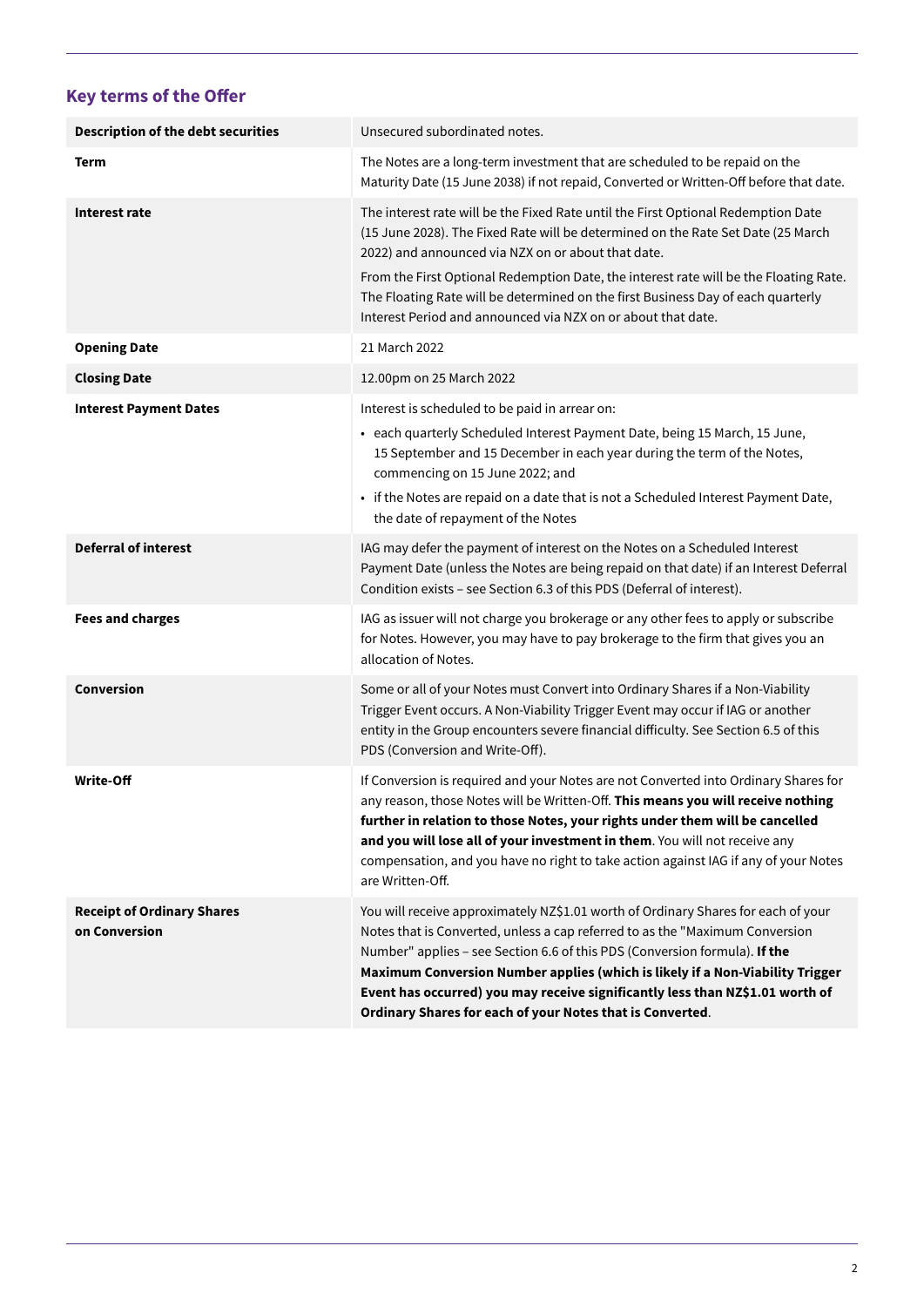## Key terms of the Offer

| | |
|---|---|
| **Description of the debt securities** | Unsecured subordinated notes. |
| **Term** | The Notes are a long-term investment that are scheduled to be repaid on the Maturity Date (15 June 2038) if not repaid, Converted or Written-Off before that date. |
| **Interest rate** | The interest rate will be the Fixed Rate until the First Optional Redemption Date (15 June 2028). The Fixed Rate will be determined on the Rate Set Date (25 March 2022) and announced via NZX on or about that date.<br>From the First Optional Redemption Date, the interest rate will be the Floating Rate. The Floating Rate will be determined on the first Business Day of each quarterly Interest Period and announced via NZX on or about that date. |
| **Opening Date** | 21 March 2022 |
| **Closing Date** | 12.00pm on 25 March 2022 |
| **Interest Payment Dates** | Interest is scheduled to be paid in arrear on:<br>• each quarterly Scheduled Interest Payment Date, being 15 March, 15 June, 15 September and 15 December in each year during the term of the Notes, commencing on 15 June 2022; and<br>• if the Notes are repaid on a date that is not a Scheduled Interest Payment Date, the date of repayment of the Notes |
| **Deferral of interest** | IAG may defer the payment of interest on the Notes on a Scheduled Interest Payment Date (unless the Notes are being repaid on that date) if an Interest Deferral Condition exists – see Section 6.3 of this PDS (Deferral of interest). |
| **Fees and charges** | IAG as issuer will not charge you brokerage or any other fees to apply or subscribe for Notes. However, you may have to pay brokerage to the firm that gives you an allocation of Notes. |
| **Conversion** | Some or all of your Notes must Convert into Ordinary Shares if a Non-Viability Trigger Event occurs. A Non-Viability Trigger Event may occur if IAG or another entity in the Group encounters severe financial difficulty. See Section 6.5 of this PDS (Conversion and Write-Off). |
| **Write-Off** | If Conversion is required and your Notes are not Converted into Ordinary Shares for any reason, those Notes will be Written-Off. **This means you will receive nothing further in relation to those Notes, your rights under them will be cancelled and you will lose all of your investment in them**. You will not receive any compensation, and you have no right to take action against IAG if any of your Notes are Written-Off. |
| **Receipt of Ordinary Shares on Conversion** | You will receive approximately NZ$1.01 worth of Ordinary Shares for each of your Notes that is Converted, unless a cap referred to as the "Maximum Conversion Number" applies – see Section 6.6 of this PDS (Conversion formula). **If the Maximum Conversion Number applies (which is likely if a Non-Viability Trigger Event has occurred) you may receive significantly less than NZ$1.01 worth of Ordinary Shares for each of your Notes that is Converted**. |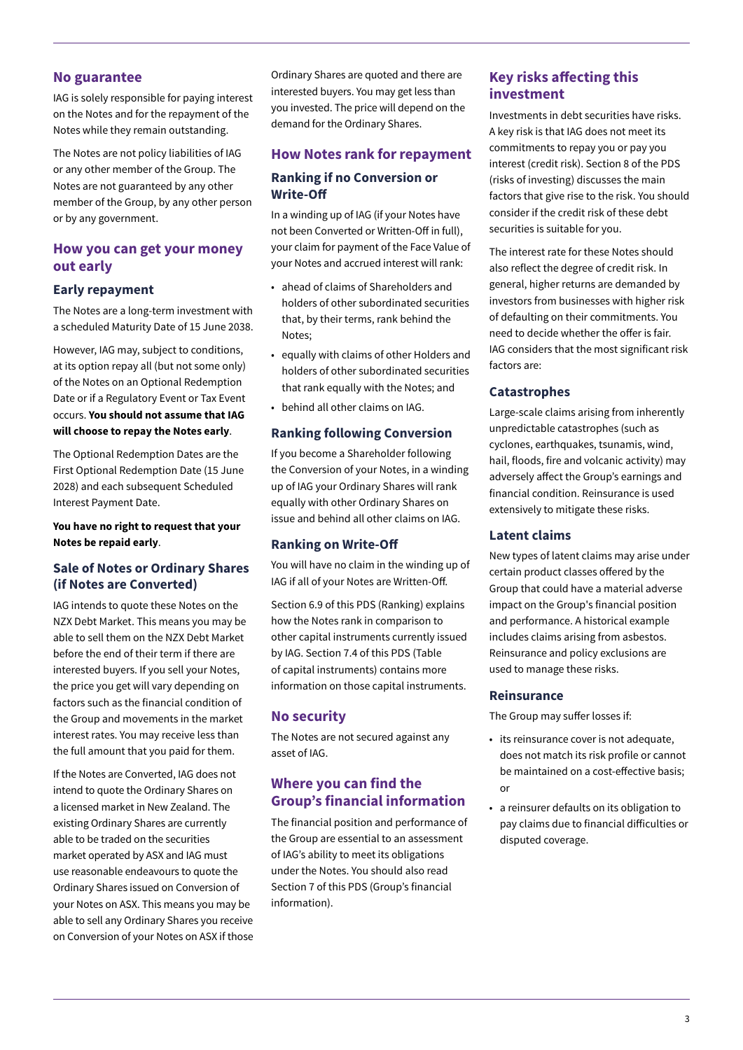## No guarantee

IAG is solely responsible for paying interest on the Notes and for the repayment of the Notes while they remain outstanding.

The Notes are not policy liabilities of IAG or any other member of the Group. The Notes are not guaranteed by any other member of the Group, by any other person or by any government.

## How you can get your money out early

### Early repayment

The Notes are a long-term investment with a scheduled Maturity Date of 15 June 2038.

However, IAG may, subject to conditions, at its option repay all (but not some only) of the Notes on an Optional Redemption Date or if a Regulatory Event or Tax Event occurs. **You should not assume that IAG will choose to repay the Notes early**.

The Optional Redemption Dates are the First Optional Redemption Date (15 June 2028) and each subsequent Scheduled Interest Payment Date.

**You have no right to request that your Notes be repaid early**.

### Sale of Notes or Ordinary Shares (if Notes are Converted)

IAG intends to quote these Notes on the NZX Debt Market. This means you may be able to sell them on the NZX Debt Market before the end of their term if there are interested buyers. If you sell your Notes, the price you get will vary depending on factors such as the financial condition of the Group and movements in the market interest rates. You may receive less than the full amount that you paid for them.

If the Notes are Converted, IAG does not intend to quote the Ordinary Shares on a licensed market in New Zealand. The existing Ordinary Shares are currently able to be traded on the securities market operated by ASX and IAG must use reasonable endeavours to quote the Ordinary Shares issued on Conversion of your Notes on ASX. This means you may be able to sell any Ordinary Shares you receive on Conversion of your Notes on ASX if those Ordinary Shares are quoted and there are interested buyers. You may get less than you invested. The price will depend on the demand for the Ordinary Shares.

## How Notes rank for repayment

### Ranking if no Conversion or Write-Off

In a winding up of IAG (if your Notes have not been Converted or Written-Off in full), your claim for payment of the Face Value of your Notes and accrued interest will rank:

- ahead of claims of Shareholders and holders of other subordinated securities that, by their terms, rank behind the Notes;
- equally with claims of other Holders and holders of other subordinated securities that rank equally with the Notes; and
- behind all other claims on IAG.

### Ranking following Conversion

If you become a Shareholder following the Conversion of your Notes, in a winding up of IAG your Ordinary Shares will rank equally with other Ordinary Shares on issue and behind all other claims on IAG.

### Ranking on Write-Off

You will have no claim in the winding up of IAG if all of your Notes are Written-Off.

Section 6.9 of this PDS (Ranking) explains how the Notes rank in comparison to other capital instruments currently issued by IAG. Section 7.4 of this PDS (Table of capital instruments) contains more information on those capital instruments.

## No security

The Notes are not secured against any asset of IAG.

## Where you can find the Group's financial information

The financial position and performance of the Group are essential to an assessment of IAG's ability to meet its obligations under the Notes. You should also read Section 7 of this PDS (Group's financial information).

## Key risks affecting this investment

Investments in debt securities have risks. A key risk is that IAG does not meet its commitments to repay you or pay you interest (credit risk). Section 8 of the PDS (risks of investing) discusses the main factors that give rise to the risk. You should consider if the credit risk of these debt securities is suitable for you.

The interest rate for these Notes should also reflect the degree of credit risk. In general, higher returns are demanded by investors from businesses with higher risk of defaulting on their commitments. You need to decide whether the offer is fair. IAG considers that the most significant risk factors are:

### Catastrophes

Large-scale claims arising from inherently unpredictable catastrophes (such as cyclones, earthquakes, tsunamis, wind, hail, floods, fire and volcanic activity) may adversely affect the Group's earnings and financial condition. Reinsurance is used extensively to mitigate these risks.

### Latent claims

New types of latent claims may arise under certain product classes offered by the Group that could have a material adverse impact on the Group's financial position and performance. A historical example includes claims arising from asbestos. Reinsurance and policy exclusions are used to manage these risks.

### Reinsurance

The Group may suffer losses if:

- its reinsurance cover is not adequate, does not match its risk profile or cannot be maintained on a cost-effective basis; or
- a reinsurer defaults on its obligation to pay claims due to financial difficulties or disputed coverage.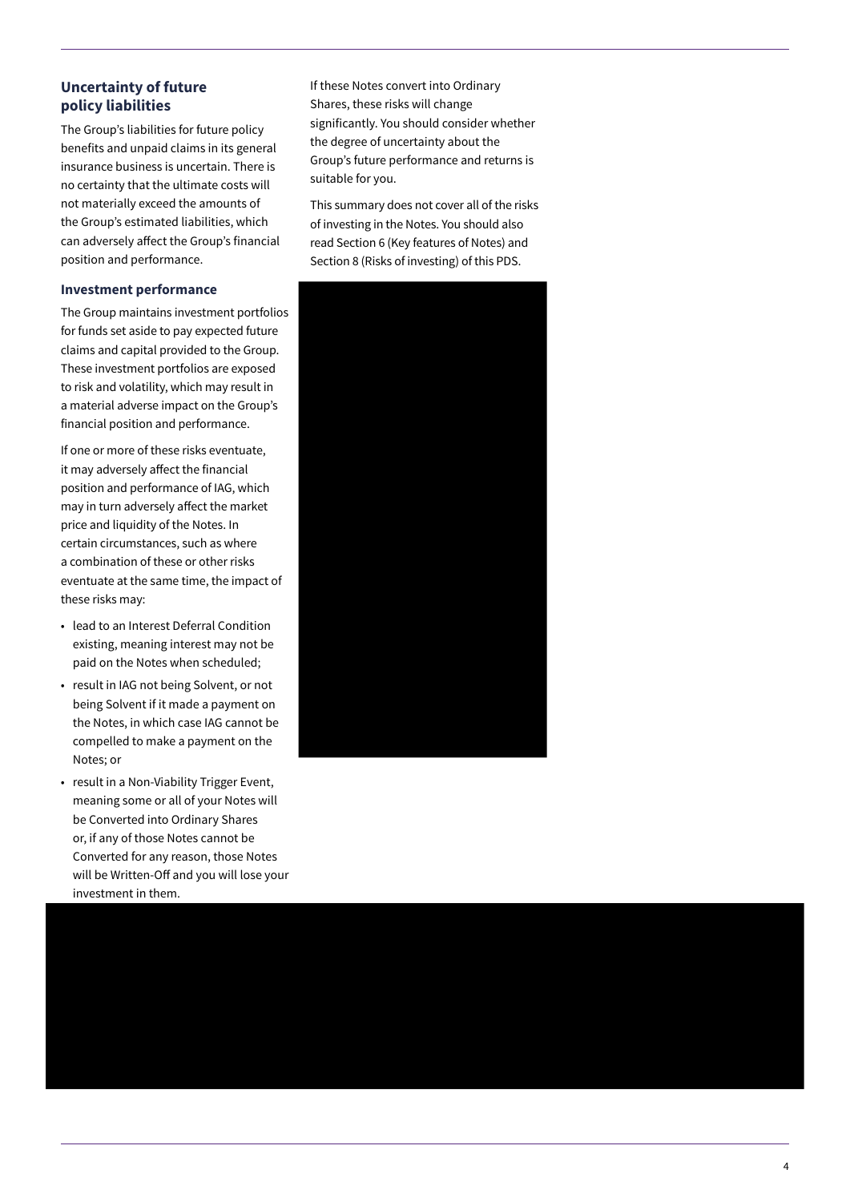### Uncertainty of future policy liabilities

The Group's liabilities for future policy benefits and unpaid claims in its general insurance business is uncertain. There is no certainty that the ultimate costs will not materially exceed the amounts of the Group's estimated liabilities, which can adversely affect the Group's financial position and performance.

#### Investment performance

The Group maintains investment portfolios for funds set aside to pay expected future claims and capital provided to the Group. These investment portfolios are exposed to risk and volatility, which may result in a material adverse impact on the Group's financial position and performance.

If one or more of these risks eventuate, it may adversely affect the financial position and performance of IAG, which may in turn adversely affect the market price and liquidity of the Notes. In certain circumstances, such as where a combination of these or other risks eventuate at the same time, the impact of these risks may:

- lead to an Interest Deferral Condition existing, meaning interest may not be paid on the Notes when scheduled;
- result in IAG not being Solvent, or not being Solvent if it made a payment on the Notes, in which case IAG cannot be compelled to make a payment on the Notes; or
- result in a Non-Viability Trigger Event, meaning some or all of your Notes will be Converted into Ordinary Shares or, if any of those Notes cannot be Converted for any reason, those Notes will be Written-Off and you will lose your investment in them.

If these Notes convert into Ordinary Shares, these risks will change significantly. You should consider whether the degree of uncertainty about the Group's future performance and returns is suitable for you.

This summary does not cover all of the risks of investing in the Notes. You should also read Section 6 (Key features of Notes) and Section 8 (Risks of investing) of this PDS.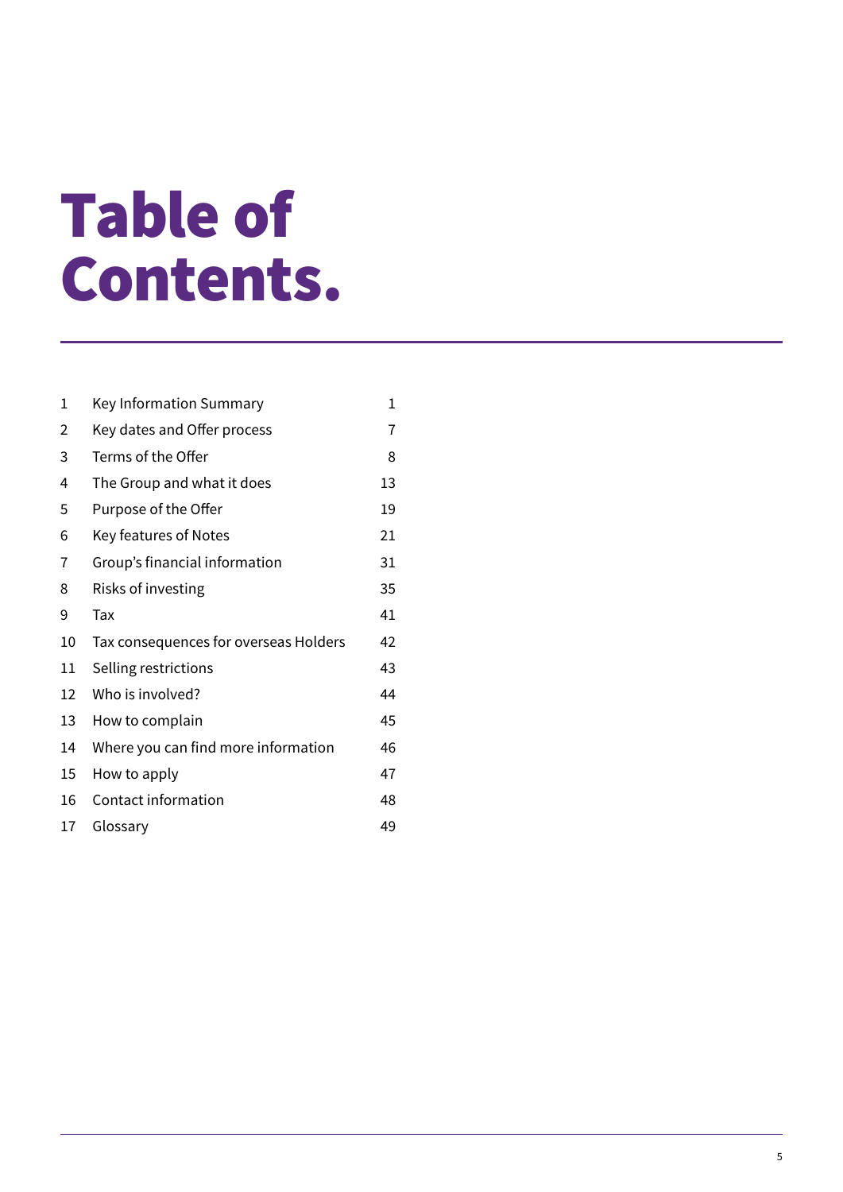# Table of Contents.

| | | |
|---|---|---|
| 1 | Key Information Summary | 1 |
| 2 | Key dates and Offer process | 7 |
| 3 | Terms of the Offer | 8 |
| 4 | The Group and what it does | 13 |
| 5 | Purpose of the Offer | 19 |
| 6 | Key features of Notes | 21 |
| 7 | Group's financial information | 31 |
| 8 | Risks of investing | 35 |
| 9 | Tax | 41 |
| 10 | Tax consequences for overseas Holders | 42 |
| 11 | Selling restrictions | 43 |
| 12 | Who is involved? | 44 |
| 13 | How to complain | 45 |
| 14 | Where you can find more information | 46 |
| 15 | How to apply | 47 |
| 16 | Contact information | 48 |
| 17 | Glossary | 49 |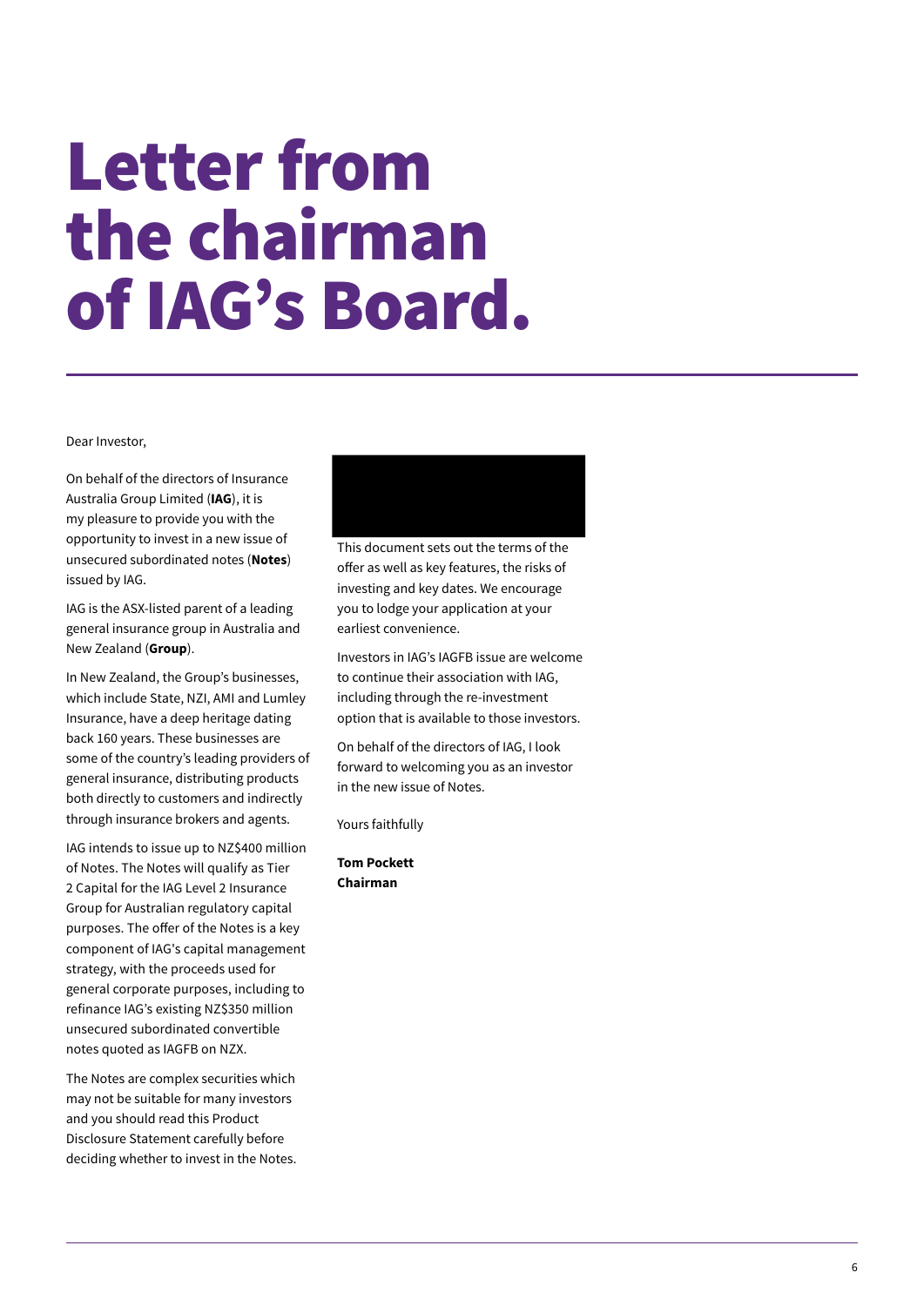# Letter from the chairman of IAG's Board.

Dear Investor,

On behalf of the directors of Insurance Australia Group Limited (**IAG**), it is my pleasure to provide you with the opportunity to invest in a new issue of unsecured subordinated notes (**Notes**) issued by IAG.

IAG is the ASX-listed parent of a leading general insurance group in Australia and New Zealand (**Group**).

In New Zealand, the Group's businesses, which include State, NZI, AMI and Lumley Insurance, have a deep heritage dating back 160 years. These businesses are some of the country's leading providers of general insurance, distributing products both directly to customers and indirectly through insurance brokers and agents.

IAG intends to issue up to NZ$400 million of Notes. The Notes will qualify as Tier 2 Capital for the IAG Level 2 Insurance Group for Australian regulatory capital purposes. The offer of the Notes is a key component of IAG's capital management strategy, with the proceeds used for general corporate purposes, including to refinance IAG's existing NZ$350 million unsecured subordinated convertible notes quoted as IAGFB on NZX.

The Notes are complex securities which may not be suitable for many investors and you should read this Product Disclosure Statement carefully before deciding whether to invest in the Notes.

This document sets out the terms of the offer as well as key features, the risks of investing and key dates. We encourage you to lodge your application at your earliest convenience.

Investors in IAG's IAGFB issue are welcome to continue their association with IAG, including through the re-investment option that is available to those investors.

On behalf of the directors of IAG, I look forward to welcoming you as an investor in the new issue of Notes.

Yours faithfully

**Tom Pockett**
**Chairman**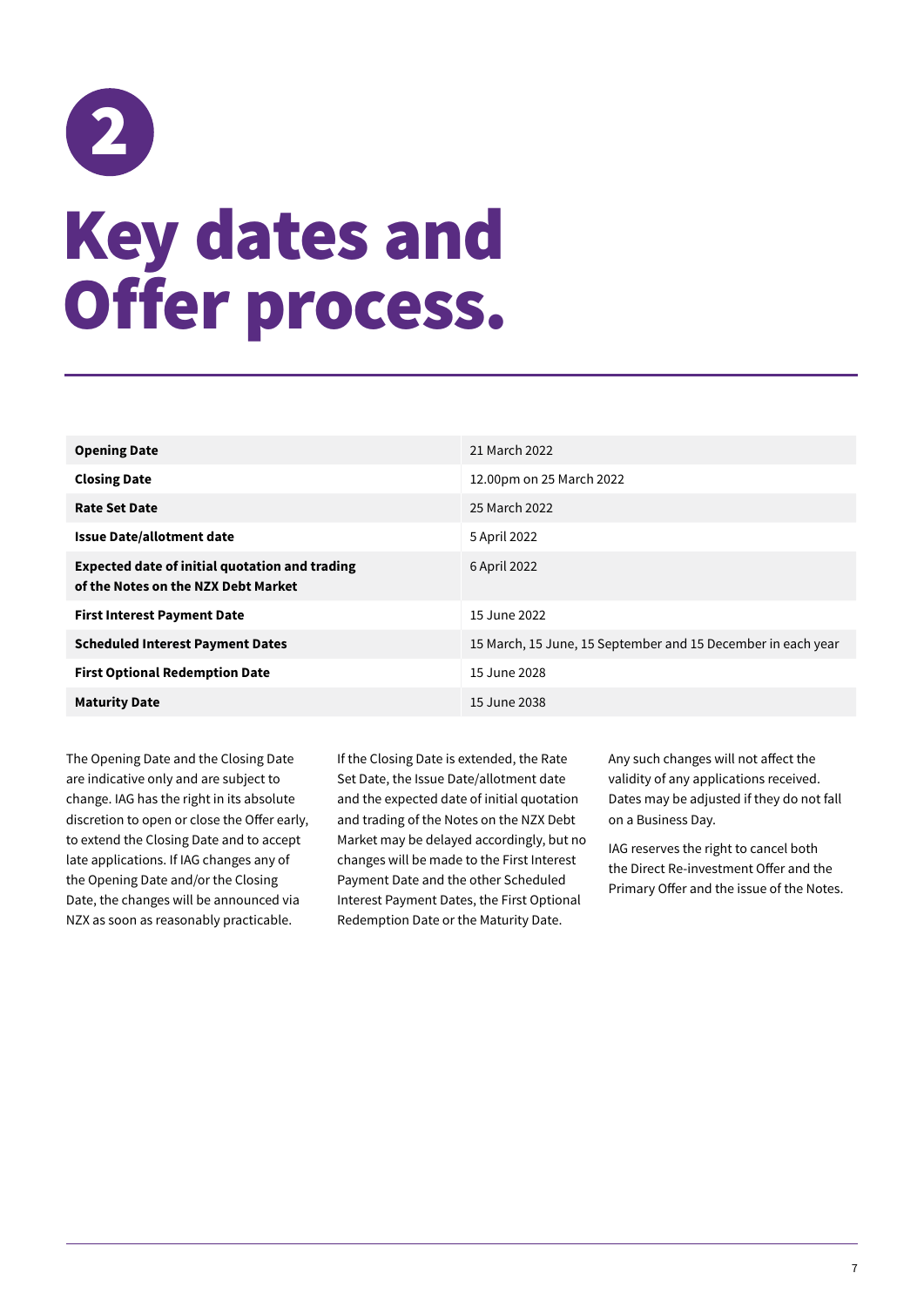# 2

# Key dates and Offer process.

| | |
|---|---|
| **Opening Date** | 21 March 2022 |
| **Closing Date** | 12.00pm on 25 March 2022 |
| **Rate Set Date** | 25 March 2022 |
| **Issue Date/allotment date** | 5 April 2022 |
| **Expected date of initial quotation and trading of the Notes on the NZX Debt Market** | 6 April 2022 |
| **First Interest Payment Date** | 15 June 2022 |
| **Scheduled Interest Payment Dates** | 15 March, 15 June, 15 September and 15 December in each year |
| **First Optional Redemption Date** | 15 June 2028 |
| **Maturity Date** | 15 June 2038 |

The Opening Date and the Closing Date are indicative only and are subject to change. IAG has the right in its absolute discretion to open or close the Offer early, to extend the Closing Date and to accept late applications. If IAG changes any of the Opening Date and/or the Closing Date, the changes will be announced via NZX as soon as reasonably practicable.

If the Closing Date is extended, the Rate Set Date, the Issue Date/allotment date and the expected date of initial quotation and trading of the Notes on the NZX Debt Market may be delayed accordingly, but no changes will be made to the First Interest Payment Date and the other Scheduled Interest Payment Dates, the First Optional Redemption Date or the Maturity Date.

Any such changes will not affect the validity of any applications received. Dates may be adjusted if they do not fall on a Business Day.

IAG reserves the right to cancel both the Direct Re-investment Offer and the Primary Offer and the issue of the Notes.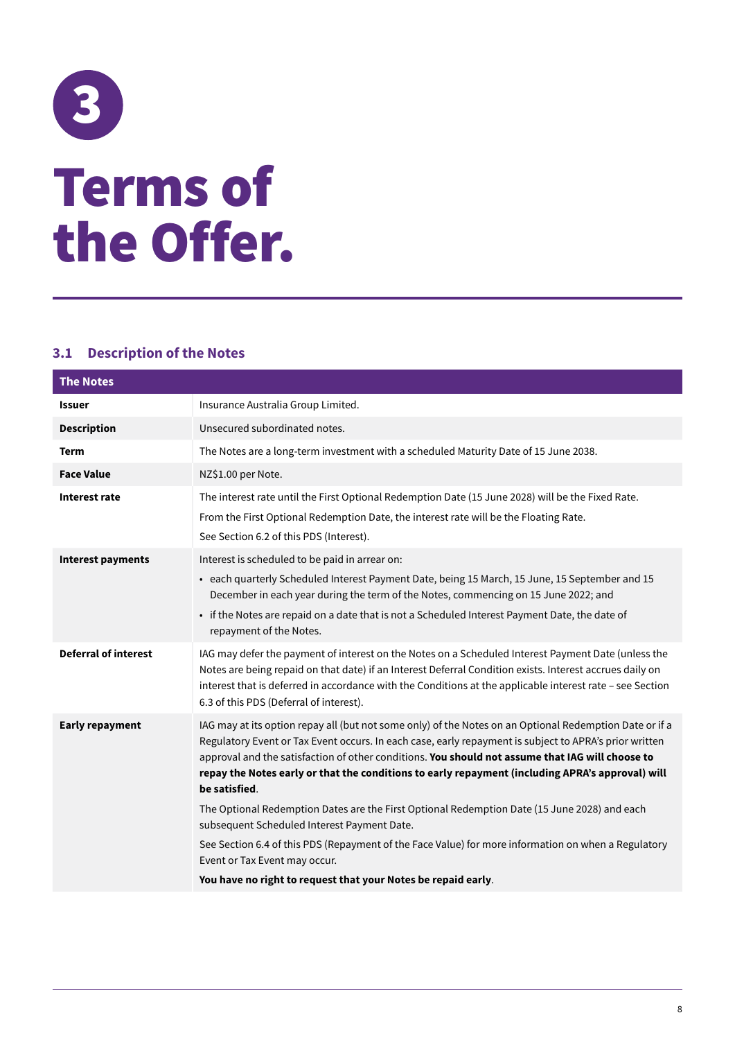# 3

# Terms of the Offer.

## 3.1 Description of the Notes

| The Notes | |
|---|---|
| **Issuer** | Insurance Australia Group Limited. |
| **Description** | Unsecured subordinated notes. |
| **Term** | The Notes are a long-term investment with a scheduled Maturity Date of 15 June 2038. |
| **Face Value** | NZ$1.00 per Note. |
| **Interest rate** | The interest rate until the First Optional Redemption Date (15 June 2028) will be the Fixed Rate.<br><br>From the First Optional Redemption Date, the interest rate will be the Floating Rate.<br><br>See Section 6.2 of this PDS (Interest). |
| **Interest payments** | Interest is scheduled to be paid in arrear on:<br>• each quarterly Scheduled Interest Payment Date, being 15 March, 15 June, 15 September and 15 December in each year during the term of the Notes, commencing on 15 June 2022; and<br>• if the Notes are repaid on a date that is not a Scheduled Interest Payment Date, the date of repayment of the Notes. |
| **Deferral of interest** | IAG may defer the payment of interest on the Notes on a Scheduled Interest Payment Date (unless the Notes are being repaid on that date) if an Interest Deferral Condition exists. Interest accrues daily on interest that is deferred in accordance with the Conditions at the applicable interest rate – see Section 6.3 of this PDS (Deferral of interest). |
| **Early repayment** | IAG may at its option repay all (but not some only) of the Notes on an Optional Redemption Date or if a Regulatory Event or Tax Event occurs. In each case, early repayment is subject to APRA's prior written approval and the satisfaction of other conditions. **You should not assume that IAG will choose to repay the Notes early or that the conditions to early repayment (including APRA's approval) will be satisfied**.<br><br>The Optional Redemption Dates are the First Optional Redemption Date (15 June 2028) and each subsequent Scheduled Interest Payment Date.<br><br>See Section 6.4 of this PDS (Repayment of the Face Value) for more information on when a Regulatory Event or Tax Event may occur.<br><br>**You have no right to request that your Notes be repaid early**. |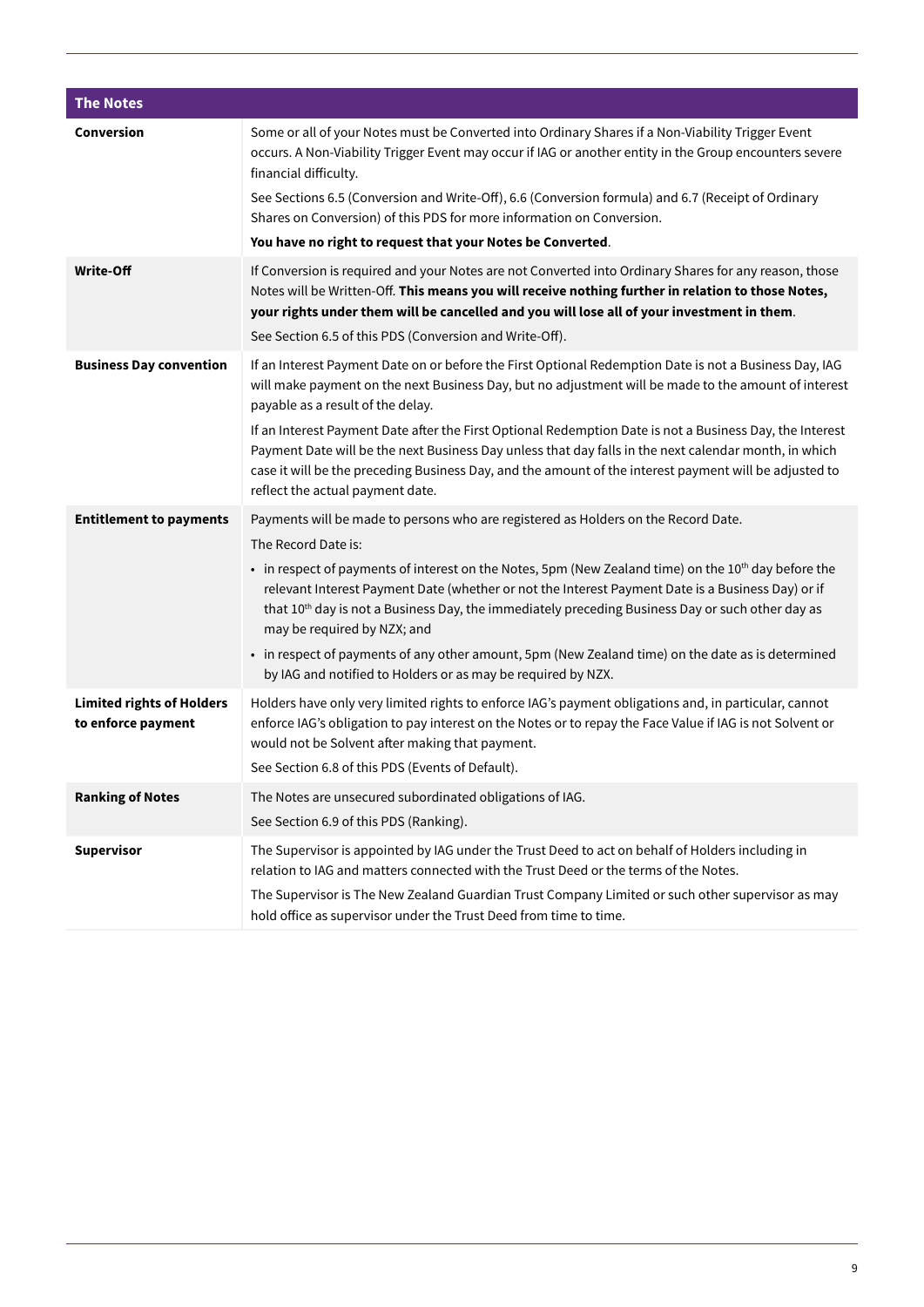| The Notes | |
|---|---|
| **Conversion** | Some or all of your Notes must be Converted into Ordinary Shares if a Non-Viability Trigger Event occurs. A Non-Viability Trigger Event may occur if IAG or another entity in the Group encounters severe financial difficulty.<br>See Sections 6.5 (Conversion and Write-Off), 6.6 (Conversion formula) and 6.7 (Receipt of Ordinary Shares on Conversion) of this PDS for more information on Conversion.<br>**You have no right to request that your Notes be Converted**. |
| **Write-Off** | If Conversion is required and your Notes are not Converted into Ordinary Shares for any reason, those Notes will be Written-Off. **This means you will receive nothing further in relation to those Notes, your rights under them will be cancelled and you will lose all of your investment in them**.<br>See Section 6.5 of this PDS (Conversion and Write-Off). |
| **Business Day convention** | If an Interest Payment Date on or before the First Optional Redemption Date is not a Business Day, IAG will make payment on the next Business Day, but no adjustment will be made to the amount of interest payable as a result of the delay.<br>If an Interest Payment Date after the First Optional Redemption Date is not a Business Day, the Interest Payment Date will be the next Business Day unless that day falls in the next calendar month, in which case it will be the preceding Business Day, and the amount of the interest payment will be adjusted to reflect the actual payment date. |
| **Entitlement to payments** | Payments will be made to persons who are registered as Holders on the Record Date.<br>The Record Date is:<br>• in respect of payments of interest on the Notes, 5pm (New Zealand time) on the 10th day before the relevant Interest Payment Date (whether or not the Interest Payment Date is a Business Day) or if that 10th day is not a Business Day, the immediately preceding Business Day or such other day as may be required by NZX; and<br>• in respect of payments of any other amount, 5pm (New Zealand time) on the date as is determined by IAG and notified to Holders or as may be required by NZX. |
| **Limited rights of Holders to enforce payment** | Holders have only very limited rights to enforce IAG's payment obligations and, in particular, cannot enforce IAG's obligation to pay interest on the Notes or to repay the Face Value if IAG is not Solvent or would not be Solvent after making that payment.<br>See Section 6.8 of this PDS (Events of Default). |
| **Ranking of Notes** | The Notes are unsecured subordinated obligations of IAG.<br>See Section 6.9 of this PDS (Ranking). |
| **Supervisor** | The Supervisor is appointed by IAG under the Trust Deed to act on behalf of Holders including in relation to IAG and matters connected with the Trust Deed or the terms of the Notes.<br>The Supervisor is The New Zealand Guardian Trust Company Limited or such other supervisor as may hold office as supervisor under the Trust Deed from time to time. |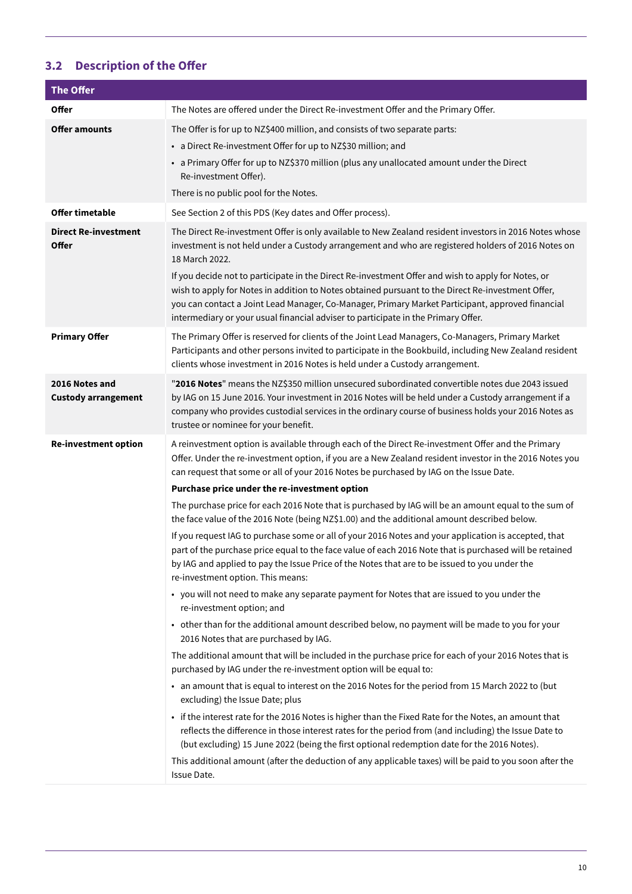## 3.2 Description of the Offer

| The Offer | |
|---|---|
| **Offer** | The Notes are offered under the Direct Re-investment Offer and the Primary Offer. |
| **Offer amounts** | The Offer is for up to NZ$400 million, and consists of two separate parts:<br>• a Direct Re-investment Offer for up to NZ$30 million; and<br>• a Primary Offer for up to NZ$370 million (plus any unallocated amount under the Direct Re-investment Offer).<br>There is no public pool for the Notes. |
| **Offer timetable** | See Section 2 of this PDS (Key dates and Offer process). |
| **Direct Re-investment Offer** | The Direct Re-investment Offer is only available to New Zealand resident investors in 2016 Notes whose investment is not held under a Custody arrangement and who are registered holders of 2016 Notes on 18 March 2022.<br>If you decide not to participate in the Direct Re-investment Offer and wish to apply for Notes, or wish to apply for Notes in addition to Notes obtained pursuant to the Direct Re-investment Offer, you can contact a Joint Lead Manager, Co-Manager, Primary Market Participant, approved financial intermediary or your usual financial adviser to participate in the Primary Offer. |
| **Primary Offer** | The Primary Offer is reserved for clients of the Joint Lead Managers, Co-Managers, Primary Market Participants and other persons invited to participate in the Bookbuild, including New Zealand resident clients whose investment in 2016 Notes is held under a Custody arrangement. |
| **2016 Notes and Custody arrangement** | "**2016 Notes**" means the NZ$350 million unsecured subordinated convertible notes due 2043 issued by IAG on 15 June 2016. Your investment in 2016 Notes will be held under a Custody arrangement if a company who provides custodial services in the ordinary course of business holds your 2016 Notes as trustee or nominee for your benefit. |
| **Re-investment option** | A reinvestment option is available through each of the Direct Re-investment Offer and the Primary Offer. Under the re-investment option, if you are a New Zealand resident investor in the 2016 Notes you can request that some or all of your 2016 Notes be purchased by IAG on the Issue Date.<br>**Purchase price under the re-investment option**<br>The purchase price for each 2016 Note that is purchased by IAG will be an amount equal to the sum of the face value of the 2016 Note (being NZ$1.00) and the additional amount described below.<br>If you request IAG to purchase some or all of your 2016 Notes and your application is accepted, that part of the purchase price equal to the face value of each 2016 Note that is purchased will be retained by IAG and applied to pay the Issue Price of the Notes that are to be issued to you under the re-investment option. This means:<br>• you will not need to make any separate payment for Notes that are issued to you under the re-investment option; and<br>• other than for the additional amount described below, no payment will be made to you for your 2016 Notes that are purchased by IAG.<br>The additional amount that will be included in the purchase price for each of your 2016 Notes that is purchased by IAG under the re-investment option will be equal to:<br>• an amount that is equal to interest on the 2016 Notes for the period from 15 March 2022 to (but excluding) the Issue Date; plus<br>• if the interest rate for the 2016 Notes is higher than the Fixed Rate for the Notes, an amount that reflects the difference in those interest rates for the period from (and including) the Issue Date to (but excluding) 15 June 2022 (being the first optional redemption date for the 2016 Notes).<br>This additional amount (after the deduction of any applicable taxes) will be paid to you soon after the Issue Date. |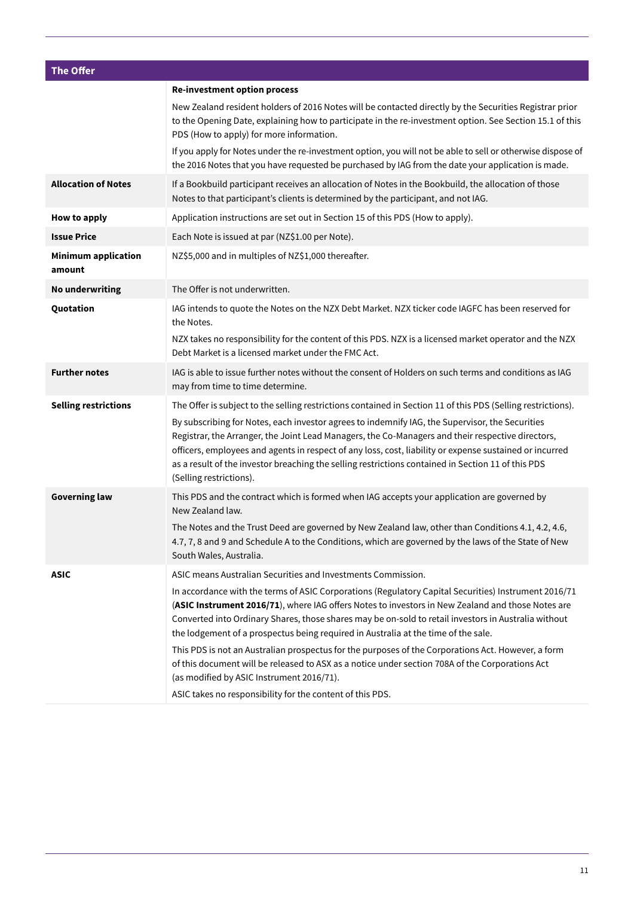| The Offer | |
|---|---|
| | **Re-investment option process**<br><br>New Zealand resident holders of 2016 Notes will be contacted directly by the Securities Registrar prior to the Opening Date, explaining how to participate in the re-investment option. See Section 15.1 of this PDS (How to apply) for more information.<br><br>If you apply for Notes under the re-investment option, you will not be able to sell or otherwise dispose of the 2016 Notes that you have requested be purchased by IAG from the date your application is made. |
| **Allocation of Notes** | If a Bookbuild participant receives an allocation of Notes in the Bookbuild, the allocation of those Notes to that participant's clients is determined by the participant, and not IAG. |
| **How to apply** | Application instructions are set out in Section 15 of this PDS (How to apply). |
| **Issue Price** | Each Note is issued at par (NZ$1.00 per Note). |
| **Minimum application amount** | NZ$5,000 and in multiples of NZ$1,000 thereafter. |
| **No underwriting** | The Offer is not underwritten. |
| **Quotation** | IAG intends to quote the Notes on the NZX Debt Market. NZX ticker code IAGFC has been reserved for the Notes.<br><br>NZX takes no responsibility for the content of this PDS. NZX is a licensed market operator and the NZX Debt Market is a licensed market under the FMC Act. |
| **Further notes** | IAG is able to issue further notes without the consent of Holders on such terms and conditions as IAG may from time to time determine. |
| **Selling restrictions** | The Offer is subject to the selling restrictions contained in Section 11 of this PDS (Selling restrictions).<br><br>By subscribing for Notes, each investor agrees to indemnify IAG, the Supervisor, the Securities Registrar, the Arranger, the Joint Lead Managers, the Co-Managers and their respective directors, officers, employees and agents in respect of any loss, cost, liability or expense sustained or incurred as a result of the investor breaching the selling restrictions contained in Section 11 of this PDS (Selling restrictions). |
| **Governing law** | This PDS and the contract which is formed when IAG accepts your application are governed by New Zealand law.<br><br>The Notes and the Trust Deed are governed by New Zealand law, other than Conditions 4.1, 4.2, 4.6, 4.7, 7, 8 and 9 and Schedule A to the Conditions, which are governed by the laws of the State of New South Wales, Australia. |
| **ASIC** | ASIC means Australian Securities and Investments Commission.<br><br>In accordance with the terms of ASIC Corporations (Regulatory Capital Securities) Instrument 2016/71 (**ASIC Instrument 2016/71**), where IAG offers Notes to investors in New Zealand and those Notes are Converted into Ordinary Shares, those shares may be on-sold to retail investors in Australia without the lodgement of a prospectus being required in Australia at the time of the sale.<br><br>This PDS is not an Australian prospectus for the purposes of the Corporations Act. However, a form of this document will be released to ASX as a notice under section 708A of the Corporations Act (as modified by ASIC Instrument 2016/71).<br><br>ASIC takes no responsibility for the content of this PDS. |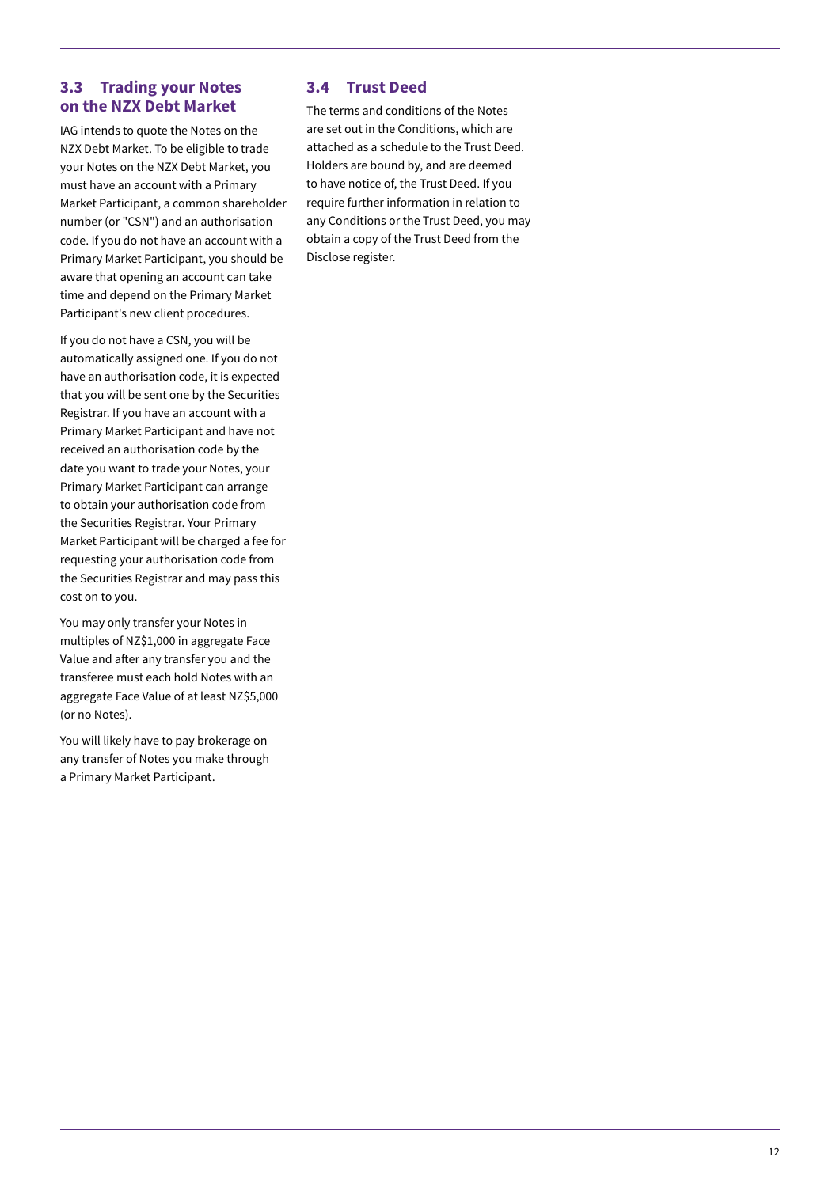## 3.3 Trading your Notes on the NZX Debt Market

IAG intends to quote the Notes on the NZX Debt Market. To be eligible to trade your Notes on the NZX Debt Market, you must have an account with a Primary Market Participant, a common shareholder number (or "CSN") and an authorisation code. If you do not have an account with a Primary Market Participant, you should be aware that opening an account can take time and depend on the Primary Market Participant's new client procedures.

If you do not have a CSN, you will be automatically assigned one. If you do not have an authorisation code, it is expected that you will be sent one by the Securities Registrar. If you have an account with a Primary Market Participant and have not received an authorisation code by the date you want to trade your Notes, your Primary Market Participant can arrange to obtain your authorisation code from the Securities Registrar. Your Primary Market Participant will be charged a fee for requesting your authorisation code from the Securities Registrar and may pass this cost on to you.

You may only transfer your Notes in multiples of NZ$1,000 in aggregate Face Value and after any transfer you and the transferee must each hold Notes with an aggregate Face Value of at least NZ$5,000 (or no Notes).

You will likely have to pay brokerage on any transfer of Notes you make through a Primary Market Participant.

## 3.4 Trust Deed

The terms and conditions of the Notes are set out in the Conditions, which are attached as a schedule to the Trust Deed. Holders are bound by, and are deemed to have notice of, the Trust Deed. If you require further information in relation to any Conditions or the Trust Deed, you may obtain a copy of the Trust Deed from the Disclose register.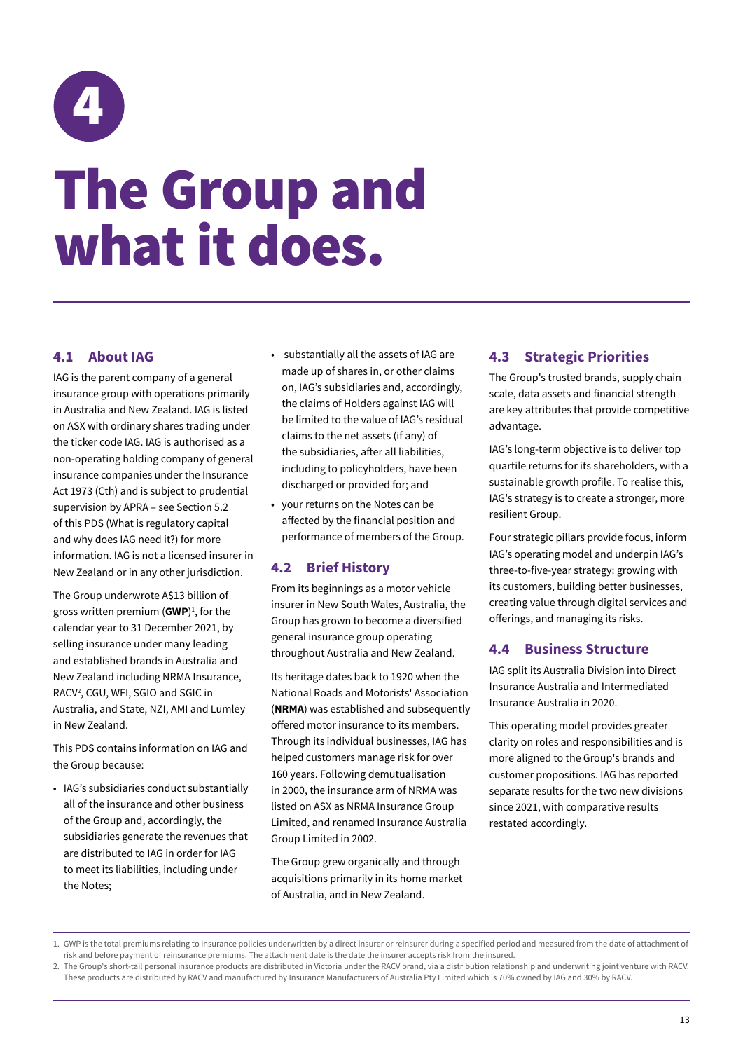# 4

# The Group and what it does.

## 4.1 About IAG

IAG is the parent company of a general insurance group with operations primarily in Australia and New Zealand. IAG is listed on ASX with ordinary shares trading under the ticker code IAG. IAG is authorised as a non-operating holding company of general insurance companies under the Insurance Act 1973 (Cth) and is subject to prudential supervision by APRA – see Section 5.2 of this PDS (What is regulatory capital and why does IAG need it?) for more information. IAG is not a licensed insurer in New Zealand or in any other jurisdiction.

The Group underwrote A$13 billion of gross written premium (**GWP**)[1], for the calendar year to 31 December 2021, by selling insurance under many leading and established brands in Australia and New Zealand including NRMA Insurance, RACV[2], CGU, WFI, SGIO and SGIC in Australia, and State, NZI, AMI and Lumley in New Zealand.

This PDS contains information on IAG and the Group because:

- IAG's subsidiaries conduct substantially all of the insurance and other business of the Group and, accordingly, the subsidiaries generate the revenues that are distributed to IAG in order for IAG to meet its liabilities, including under the Notes;
- substantially all the assets of IAG are made up of shares in, or other claims on, IAG's subsidiaries and, accordingly, the claims of Holders against IAG will be limited to the value of IAG's residual claims to the net assets (if any) of the subsidiaries, after all liabilities, including to policyholders, have been discharged or provided for; and
- your returns on the Notes can be affected by the financial position and performance of members of the Group.

## 4.2 Brief History

From its beginnings as a motor vehicle insurer in New South Wales, Australia, the Group has grown to become a diversified general insurance group operating throughout Australia and New Zealand.

Its heritage dates back to 1920 when the National Roads and Motorists' Association (**NRMA**) was established and subsequently offered motor insurance to its members. Through its individual businesses, IAG has helped customers manage risk for over 160 years. Following demutualisation in 2000, the insurance arm of NRMA was listed on ASX as NRMA Insurance Group Limited, and renamed Insurance Australia Group Limited in 2002.

The Group grew organically and through acquisitions primarily in its home market of Australia, and in New Zealand.

## 4.3 Strategic Priorities

The Group's trusted brands, supply chain scale, data assets and financial strength are key attributes that provide competitive advantage.

IAG's long-term objective is to deliver top quartile returns for its shareholders, with a sustainable growth profile. To realise this, IAG's strategy is to create a stronger, more resilient Group.

Four strategic pillars provide focus, inform IAG's operating model and underpin IAG's three-to-five-year strategy: growing with its customers, building better businesses, creating value through digital services and offerings, and managing its risks.

## 4.4 Business Structure

IAG split its Australia Division into Direct Insurance Australia and Intermediated Insurance Australia in 2020.

This operating model provides greater clarity on roles and responsibilities and is more aligned to the Group's brands and customer propositions. IAG has reported separate results for the two new divisions since 2021, with comparative results restated accordingly.

---

1. GWP is the total premiums relating to insurance policies underwritten by a direct insurer or reinsurer during a specified period and measured from the date of attachment of risk and before payment of reinsurance premiums. The attachment date is the date the insurer accepts risk from the insured.
2. The Group's short-tail personal insurance products are distributed in Victoria under the RACV brand, via a distribution relationship and underwriting joint venture with RACV. These products are distributed by RACV and manufactured by Insurance Manufacturers of Australia Pty Limited which is 70% owned by IAG and 30% by RACV.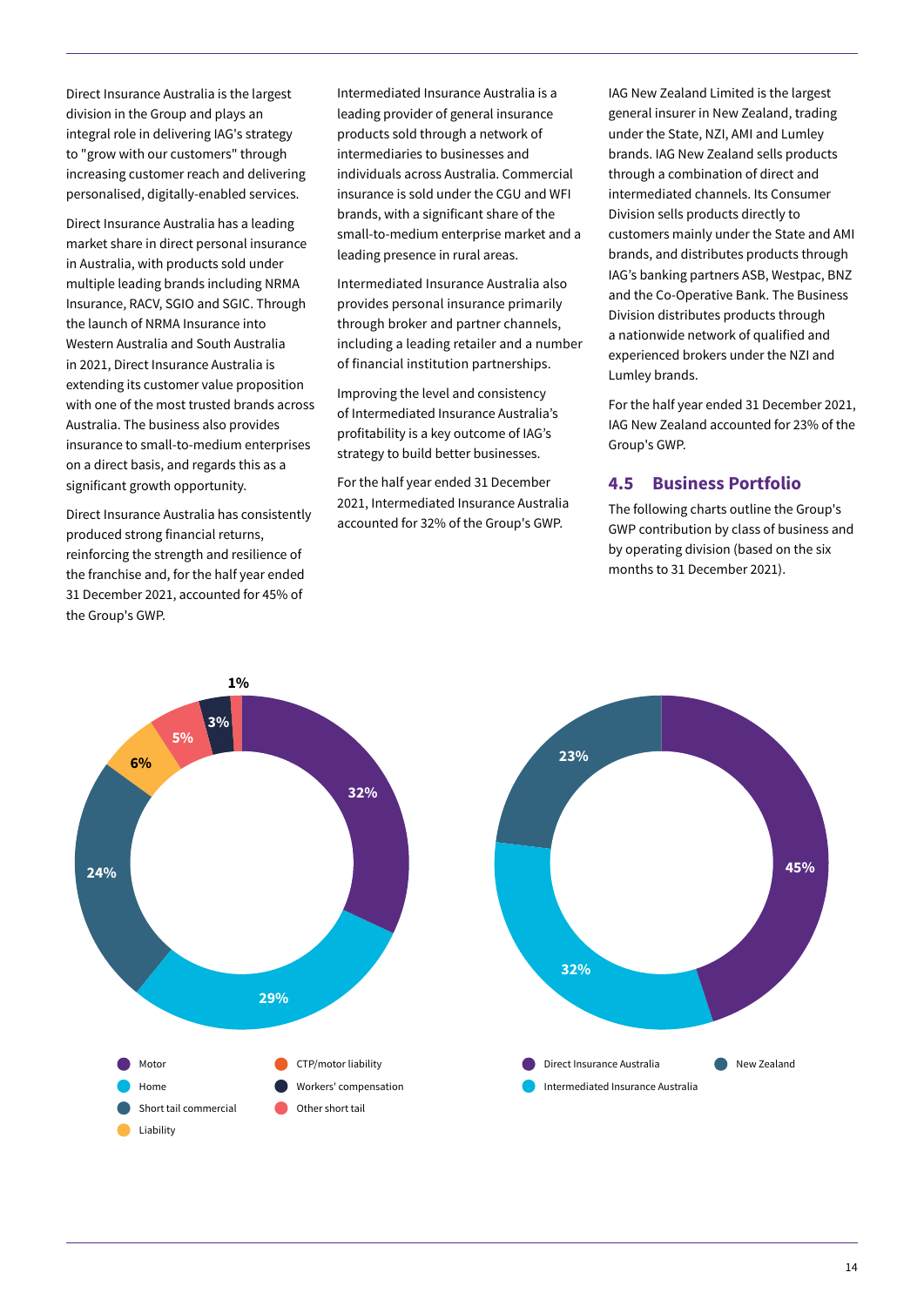Direct Insurance Australia is the largest division in the Group and plays an integral role in delivering IAG's strategy to "grow with our customers" through increasing customer reach and delivering personalised, digitally-enabled services.

Direct Insurance Australia has a leading market share in direct personal insurance in Australia, with products sold under multiple leading brands including NRMA Insurance, RACV, SGIO and SGIC. Through the launch of NRMA Insurance into Western Australia and South Australia in 2021, Direct Insurance Australia is extending its customer value proposition with one of the most trusted brands across Australia. The business also provides insurance to small-to-medium enterprises on a direct basis, and regards this as a significant growth opportunity.

Direct Insurance Australia has consistently produced strong financial returns, reinforcing the strength and resilience of the franchise and, for the half year ended 31 December 2021, accounted for 45% of the Group's GWP.

Intermediated Insurance Australia is a leading provider of general insurance products sold through a network of intermediaries to businesses and individuals across Australia. Commercial insurance is sold under the CGU and WFI brands, with a significant share of the small-to-medium enterprise market and a leading presence in rural areas.

Intermediated Insurance Australia also provides personal insurance primarily through broker and partner channels, including a leading retailer and a number of financial institution partnerships.

Improving the level and consistency of Intermediated Insurance Australia's profitability is a key outcome of IAG's strategy to build better businesses.

For the half year ended 31 December 2021, Intermediated Insurance Australia accounted for 32% of the Group's GWP.

IAG New Zealand Limited is the largest general insurer in New Zealand, trading under the State, NZI, AMI and Lumley brands. IAG New Zealand sells products through a combination of direct and intermediated channels. Its Consumer Division sells products directly to customers mainly under the State and AMI brands, and distributes products through IAG's banking partners ASB, Westpac, BNZ and the Co-Operative Bank. The Business Division distributes products through a nationwide network of qualified and experienced brokers under the NZI and Lumley brands.

For the half year ended 31 December 2021, IAG New Zealand accounted for 23% of the Group's GWP.

## 4.5 Business Portfolio

The following charts outline the Group's GWP contribution by class of business and by operating division (based on the six months to 31 December 2021).

| Class of business | % |
|---|---|
| Motor | 32% |
| Home | 29% |
| Short tail commercial | 24% |
| Liability | 6% |
| CTP/motor liability | 1% |
| Workers' compensation | 3% |
| Other short tail | 5% |

| Operating division | % |
|---|---|
| Direct Insurance Australia | 45% |
| Intermediated Insurance Australia | 32% |
| New Zealand | 23% |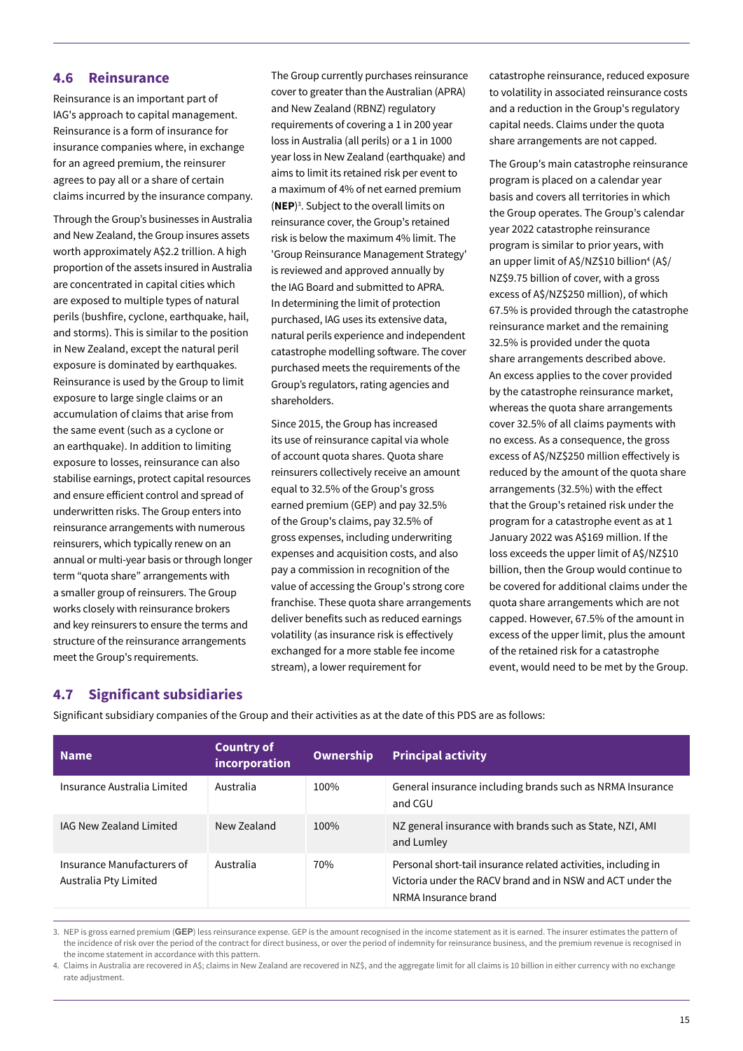## 4.6 Reinsurance

Reinsurance is an important part of IAG's approach to capital management. Reinsurance is a form of insurance for insurance companies where, in exchange for an agreed premium, the reinsurer agrees to pay all or a share of certain claims incurred by the insurance company.

Through the Group's businesses in Australia and New Zealand, the Group insures assets worth approximately A$2.2 trillion. A high proportion of the assets insured in Australia are concentrated in capital cities which are exposed to multiple types of natural perils (bushfire, cyclone, earthquake, hail, and storms). This is similar to the position in New Zealand, except the natural peril exposure is dominated by earthquakes. Reinsurance is used by the Group to limit exposure to large single claims or an accumulation of claims that arise from the same event (such as a cyclone or an earthquake). In addition to limiting exposure to losses, reinsurance can also stabilise earnings, protect capital resources and ensure efficient control and spread of underwritten risks. The Group enters into reinsurance arrangements with numerous reinsurers, which typically renew on an annual or multi-year basis or through longer term "quota share" arrangements with a smaller group of reinsurers. The Group works closely with reinsurance brokers and key reinsurers to ensure the terms and structure of the reinsurance arrangements meet the Group's requirements.

The Group currently purchases reinsurance cover to greater than the Australian (APRA) and New Zealand (RBNZ) regulatory requirements of covering a 1 in 200 year loss in Australia (all perils) or a 1 in 1000 year loss in New Zealand (earthquake) and aims to limit its retained risk per event to a maximum of 4% of net earned premium (**NEP**)[3]. Subject to the overall limits on reinsurance cover, the Group's retained risk is below the maximum 4% limit. The 'Group Reinsurance Management Strategy' is reviewed and approved annually by the IAG Board and submitted to APRA. In determining the limit of protection purchased, IAG uses its extensive data, natural perils experience and independent catastrophe modelling software. The cover purchased meets the requirements of the Group's regulators, rating agencies and shareholders.

Since 2015, the Group has increased its use of reinsurance capital via whole of account quota shares. Quota share reinsurers collectively receive an amount equal to 32.5% of the Group's gross earned premium (GEP) and pay 32.5% of the Group's claims, pay 32.5% of gross expenses, including underwriting expenses and acquisition costs, and also pay a commission in recognition of the value of accessing the Group's strong core franchise. These quota share arrangements deliver benefits such as reduced earnings volatility (as insurance risk is effectively exchanged for a more stable fee income stream), a lower requirement for catastrophe reinsurance, reduced exposure to volatility in associated reinsurance costs and a reduction in the Group's regulatory capital needs. Claims under the quota share arrangements are not capped.

The Group's main catastrophe reinsurance program is placed on a calendar year basis and covers all territories in which the Group operates. The Group's calendar year 2022 catastrophe reinsurance program is similar to prior years, with an upper limit of A$/NZ$10 billion[4] (A$/NZ$9.75 billion of cover, with a gross excess of A$/NZ$250 million), of which 67.5% is provided through the catastrophe reinsurance market and the remaining 32.5% is provided under the quota share arrangements described above. An excess applies to the cover provided by the catastrophe reinsurance market, whereas the quota share arrangements cover 32.5% of all claims payments with no excess. As a consequence, the gross excess of A$/NZ$250 million effectively is reduced by the amount of the quota share arrangements (32.5%) with the effect that the Group's retained risk under the program for a catastrophe event as at 1 January 2022 was A$169 million. If the loss exceeds the upper limit of A$/NZ$10 billion, then the Group would continue to be covered for additional claims under the quota share arrangements which are not capped. However, 67.5% of the amount in excess of the upper limit, plus the amount of the retained risk for a catastrophe event, would need to be met by the Group.

## 4.7 Significant subsidiaries

Significant subsidiary companies of the Group and their activities as at the date of this PDS are as follows:

| Name | Country of incorporation | Ownership | Principal activity |
|---|---|---|---|
| Insurance Australia Limited | Australia | 100% | General insurance including brands such as NRMA Insurance and CGU |
| IAG New Zealand Limited | New Zealand | 100% | NZ general insurance with brands such as State, NZI, AMI and Lumley |
| Insurance Manufacturers of Australia Pty Limited | Australia | 70% | Personal short-tail insurance related activities, including in Victoria under the RACV brand and in NSW and ACT under the NRMA Insurance brand |

3. NEP is gross earned premium (**GEP**) less reinsurance expense. GEP is the amount recognised in the income statement as it is earned. The insurer estimates the pattern of the incidence of risk over the period of the contract for direct business, or over the period of indemnity for reinsurance business, and the premium revenue is recognised in the income statement in accordance with this pattern.

4. Claims in Australia are recovered in A$; claims in New Zealand are recovered in NZ$, and the aggregate limit for all claims is 10 billion in either currency with no exchange rate adjustment.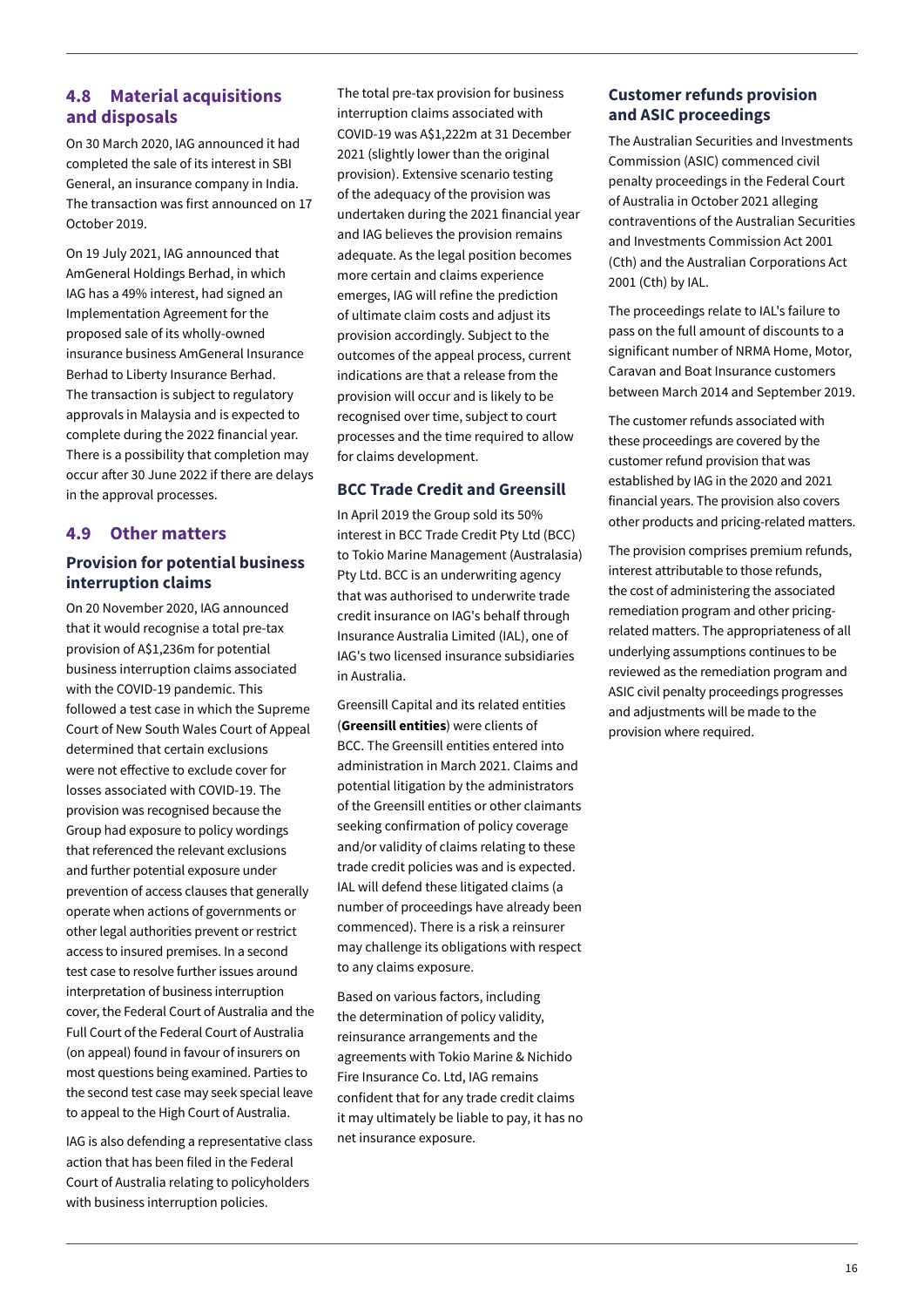## 4.8 Material acquisitions and disposals

On 30 March 2020, IAG announced it had completed the sale of its interest in SBI General, an insurance company in India. The transaction was first announced on 17 October 2019.

On 19 July 2021, IAG announced that AmGeneral Holdings Berhad, in which IAG has a 49% interest, had signed an Implementation Agreement for the proposed sale of its wholly-owned insurance business AmGeneral Insurance Berhad to Liberty Insurance Berhad. The transaction is subject to regulatory approvals in Malaysia and is expected to complete during the 2022 financial year. There is a possibility that completion may occur after 30 June 2022 if there are delays in the approval processes.

## 4.9 Other matters

### Provision for potential business interruption claims

On 20 November 2020, IAG announced that it would recognise a total pre-tax provision of A$1,236m for potential business interruption claims associated with the COVID-19 pandemic. This followed a test case in which the Supreme Court of New South Wales Court of Appeal determined that certain exclusions were not effective to exclude cover for losses associated with COVID-19. The provision was recognised because the Group had exposure to policy wordings that referenced the relevant exclusions and further potential exposure under prevention of access clauses that generally operate when actions of governments or other legal authorities prevent or restrict access to insured premises. In a second test case to resolve further issues around interpretation of business interruption cover, the Federal Court of Australia and the Full Court of the Federal Court of Australia (on appeal) found in favour of insurers on most questions being examined. Parties to the second test case may seek special leave to appeal to the High Court of Australia.

IAG is also defending a representative class action that has been filed in the Federal Court of Australia relating to policyholders with business interruption policies.

The total pre-tax provision for business interruption claims associated with COVID-19 was A$1,222m at 31 December 2021 (slightly lower than the original provision). Extensive scenario testing of the adequacy of the provision was undertaken during the 2021 financial year and IAG believes the provision remains adequate. As the legal position becomes more certain and claims experience emerges, IAG will refine the prediction of ultimate claim costs and adjust its provision accordingly. Subject to the outcomes of the appeal process, current indications are that a release from the provision will occur and is likely to be recognised over time, subject to court processes and the time required to allow for claims development.

### BCC Trade Credit and Greensill

In April 2019 the Group sold its 50% interest in BCC Trade Credit Pty Ltd (BCC) to Tokio Marine Management (Australasia) Pty Ltd. BCC is an underwriting agency that was authorised to underwrite trade credit insurance on IAG's behalf through Insurance Australia Limited (IAL), one of IAG's two licensed insurance subsidiaries in Australia.

Greensill Capital and its related entities (**Greensill entities**) were clients of BCC. The Greensill entities entered into administration in March 2021. Claims and potential litigation by the administrators of the Greensill entities or other claimants seeking confirmation of policy coverage and/or validity of claims relating to these trade credit policies was and is expected. IAL will defend these litigated claims (a number of proceedings have already been commenced). There is a risk a reinsurer may challenge its obligations with respect to any claims exposure.

Based on various factors, including the determination of policy validity, reinsurance arrangements and the agreements with Tokio Marine & Nichido Fire Insurance Co. Ltd, IAG remains confident that for any trade credit claims it may ultimately be liable to pay, it has no net insurance exposure.

### Customer refunds provision and ASIC proceedings

The Australian Securities and Investments Commission (ASIC) commenced civil penalty proceedings in the Federal Court of Australia in October 2021 alleging contraventions of the Australian Securities and Investments Commission Act 2001 (Cth) and the Australian Corporations Act 2001 (Cth) by IAL.

The proceedings relate to IAL's failure to pass on the full amount of discounts to a significant number of NRMA Home, Motor, Caravan and Boat Insurance customers between March 2014 and September 2019.

The customer refunds associated with these proceedings are covered by the customer refund provision that was established by IAG in the 2020 and 2021 financial years. The provision also covers other products and pricing-related matters.

The provision comprises premium refunds, interest attributable to those refunds, the cost of administering the associated remediation program and other pricing-related matters. The appropriateness of all underlying assumptions continues to be reviewed as the remediation program and ASIC civil penalty proceedings progresses and adjustments will be made to the provision where required.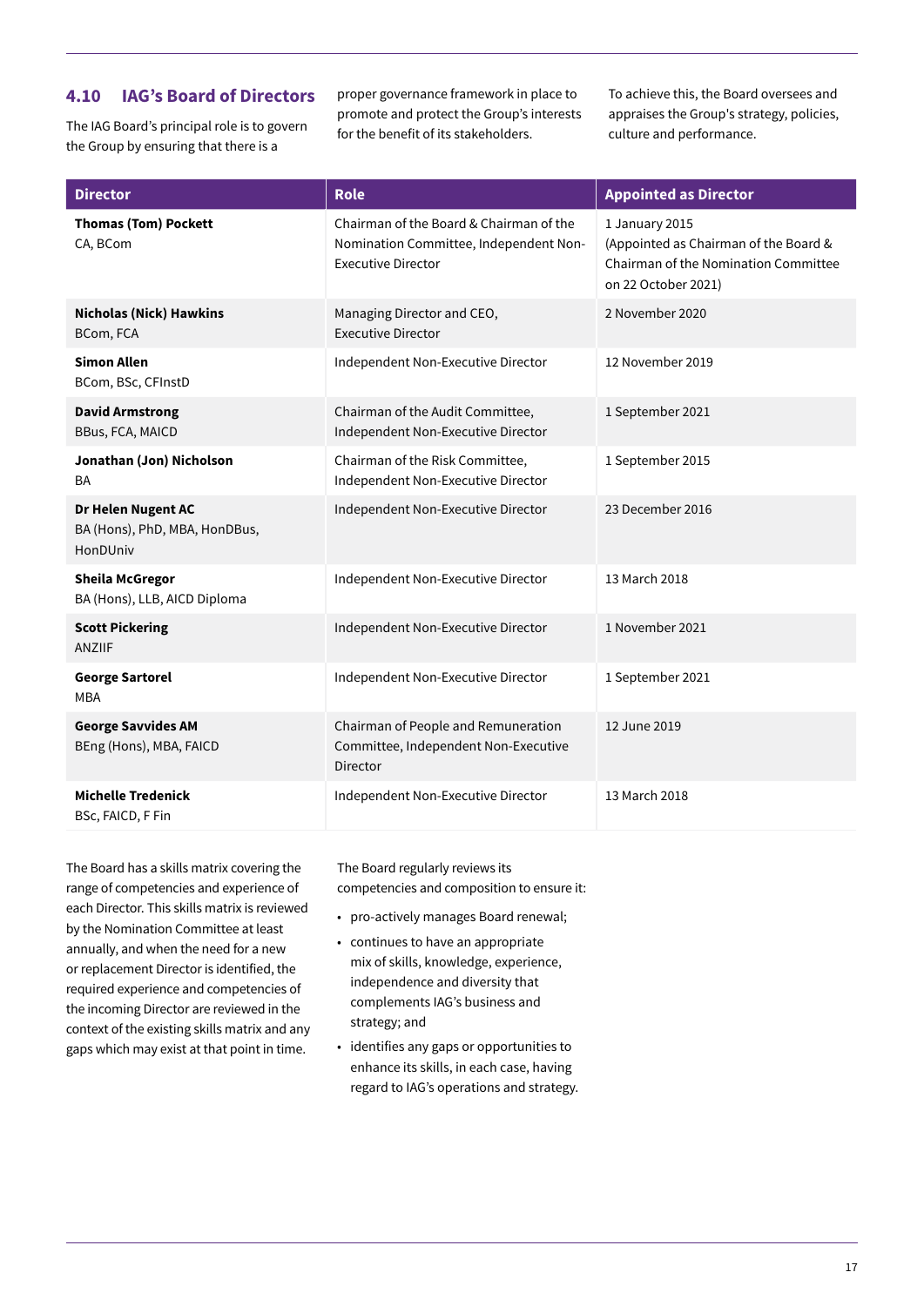## 4.10 IAG's Board of Directors

The IAG Board's principal role is to govern the Group by ensuring that there is a proper governance framework in place to promote and protect the Group's interests for the benefit of its stakeholders.

To achieve this, the Board oversees and appraises the Group's strategy, policies, culture and performance.

| Director | Role | Appointed as Director |
|---|---|---|
| **Thomas (Tom) Pockett**<br>CA, BCom | Chairman of the Board & Chairman of the Nomination Committee, Independent Non-Executive Director | 1 January 2015<br>(Appointed as Chairman of the Board & Chairman of the Nomination Committee on 22 October 2021) |
| **Nicholas (Nick) Hawkins**<br>BCom, FCA | Managing Director and CEO, Executive Director | 2 November 2020 |
| **Simon Allen**<br>BCom, BSc, CFInstD | Independent Non-Executive Director | 12 November 2019 |
| **David Armstrong**<br>BBus, FCA, MAICD | Chairman of the Audit Committee, Independent Non-Executive Director | 1 September 2021 |
| **Jonathan (Jon) Nicholson**<br>BA | Chairman of the Risk Committee, Independent Non-Executive Director | 1 September 2015 |
| **Dr Helen Nugent AC**<br>BA (Hons), PhD, MBA, HonDBus, HonDUniv | Independent Non-Executive Director | 23 December 2016 |
| **Sheila McGregor**<br>BA (Hons), LLB, AICD Diploma | Independent Non-Executive Director | 13 March 2018 |
| **Scott Pickering**<br>ANZIIF | Independent Non-Executive Director | 1 November 2021 |
| **George Sartorel**<br>MBA | Independent Non-Executive Director | 1 September 2021 |
| **George Savvides AM**<br>BEng (Hons), MBA, FAICD | Chairman of People and Remuneration Committee, Independent Non-Executive Director | 12 June 2019 |
| **Michelle Tredenick**<br>BSc, FAICD, F Fin | Independent Non-Executive Director | 13 March 2018 |

The Board has a skills matrix covering the range of competencies and experience of each Director. This skills matrix is reviewed by the Nomination Committee at least annually, and when the need for a new or replacement Director is identified, the required experience and competencies of the incoming Director are reviewed in the context of the existing skills matrix and any gaps which may exist at that point in time.

The Board regularly reviews its competencies and composition to ensure it:

- pro-actively manages Board renewal;
- continues to have an appropriate mix of skills, knowledge, experience, independence and diversity that complements IAG's business and strategy; and
- identifies any gaps or opportunities to enhance its skills, in each case, having regard to IAG's operations and strategy.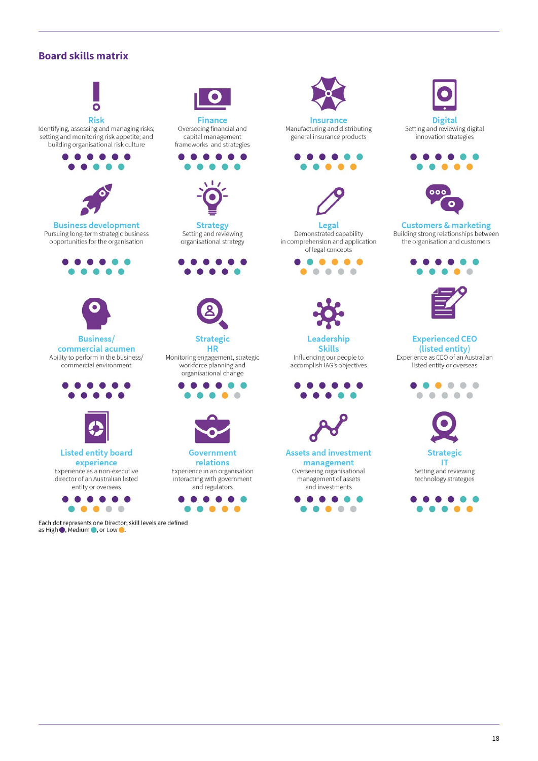## Board skills matrix

**Risk**
Identifying, assessing and managing risks; setting and monitoring risk appetite; and building organisational risk culture

**Finance**
Overseeing financial and capital management frameworks and strategies

**Insurance**
Manufacturing and distributing general insurance products

**Digital**
Setting and reviewing digital innovation strategies

**Business development**
Pursuing long-term strategic business opportunities for the organisation

**Strategy**
Setting and reviewing organisational strategy

**Legal**
Demonstrated capability in comprehension and application of legal concepts

**Customers & marketing**
Building strong relationships between the organisation and customers

**Business/ commercial acumen**
Ability to perform in the business/ commercial environment

**Strategic HR**
Monitoring engagement, strategic workforce planning and organisational change

**Leadership Skills**
Influencing our people to accomplish IAG's objectives

**Experienced CEO (listed entity)**
Experience as CEO of an Australian listed entity or overseas

**Listed entity board experience**
Experience as a non-executive director of an Australian listed entity or overseas

**Government relations**
Experience in an organisation interacting with government and regulators

**Assets and investment management**
Overseeing organisational management of assets and investments

**Strategic IT**
Setting and reviewing technology strategies

| Skill | High | Medium | Low |
|---|---|---|---|
| Risk | 8 | 3 | 0 |
| Finance | 6 | 5 | 0 |
| Insurance | 4 | 4 | 3 |
| Digital | 4 | 4 | 3 |
| Business development | 8 | 3 | 0 |
| Strategy | 10 | 1 | 0 |
| Legal | 2 | 1 | 5 |
| Customers & marketing | 5 | 4 | 1 |
| Business/ commercial acumen | 11 | 0 | 0 |
| Strategic HR | 5 | 4 | 1 |
| Leadership Skills | 9 | 2 | 0 |
| Experienced CEO (listed entity) | 1 | 1 | 1 |
| Listed entity board experience | 6 | 1 | 2 |
| Government relations | 5 | 3 | 3 |
| Assets and investment management | 4 | 3 | 1 |
| Strategic IT | 4 | 5 | 2 |

Each dot represents one Director; skill levels are defined as High, Medium, or Low.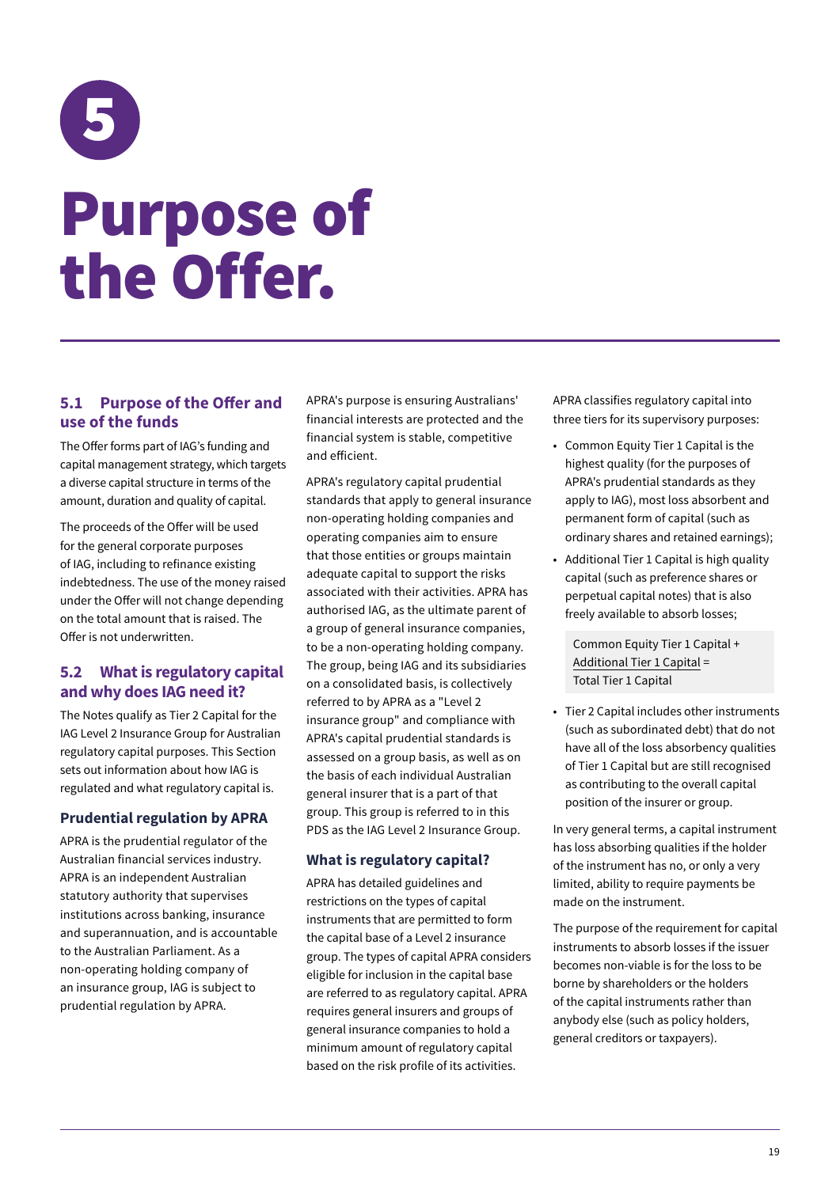# 5 Purpose of the Offer.

## 5.1 Purpose of the Offer and use of the funds

The Offer forms part of IAG's funding and capital management strategy, which targets a diverse capital structure in terms of the amount, duration and quality of capital.

The proceeds of the Offer will be used for the general corporate purposes of IAG, including to refinance existing indebtedness. The use of the money raised under the Offer will not change depending on the total amount that is raised. The Offer is not underwritten.

## 5.2 What is regulatory capital and why does IAG need it?

The Notes qualify as Tier 2 Capital for the IAG Level 2 Insurance Group for Australian regulatory capital purposes. This Section sets out information about how IAG is regulated and what regulatory capital is.

### Prudential regulation by APRA

APRA is the prudential regulator of the Australian financial services industry. APRA is an independent Australian statutory authority that supervises institutions across banking, insurance and superannuation, and is accountable to the Australian Parliament. As a non-operating holding company of an insurance group, IAG is subject to prudential regulation by APRA.

APRA's purpose is ensuring Australians' financial interests are protected and the financial system is stable, competitive and efficient.

APRA's regulatory capital prudential standards that apply to general insurance non-operating holding companies and operating companies aim to ensure that those entities or groups maintain adequate capital to support the risks associated with their activities. APRA has authorised IAG, as the ultimate parent of a group of general insurance companies, to be a non-operating holding company. The group, being IAG and its subsidiaries on a consolidated basis, is collectively referred to by APRA as a "Level 2 insurance group" and compliance with APRA's capital prudential standards is assessed on a group basis, as well as on the basis of each individual Australian general insurer that is a part of that group. This group is referred to in this PDS as the IAG Level 2 Insurance Group.

### What is regulatory capital?

APRA has detailed guidelines and restrictions on the types of capital instruments that are permitted to form the capital base of a Level 2 insurance group. The types of capital APRA considers eligible for inclusion in the capital base are referred to as regulatory capital. APRA requires general insurers and groups of general insurance companies to hold a minimum amount of regulatory capital based on the risk profile of its activities.

APRA classifies regulatory capital into three tiers for its supervisory purposes:

- Common Equity Tier 1 Capital is the highest quality (for the purposes of APRA's prudential standards as they apply to IAG), most loss absorbent and permanent form of capital (such as ordinary shares and retained earnings);
- Additional Tier 1 Capital is high quality capital (such as preference shares or perpetual capital notes) that is also freely available to absorb losses;

> Common Equity Tier 1 Capital + Additional Tier 1 Capital = Total Tier 1 Capital

- Tier 2 Capital includes other instruments (such as subordinated debt) that do not have all of the loss absorbency qualities of Tier 1 Capital but are still recognised as contributing to the overall capital position of the insurer or group.

In very general terms, a capital instrument has loss absorbing qualities if the holder of the instrument has no, or only a very limited, ability to require payments be made on the instrument.

The purpose of the requirement for capital instruments to absorb losses if the issuer becomes non-viable is for the loss to be borne by shareholders or the holders of the capital instruments rather than anybody else (such as policy holders, general creditors or taxpayers).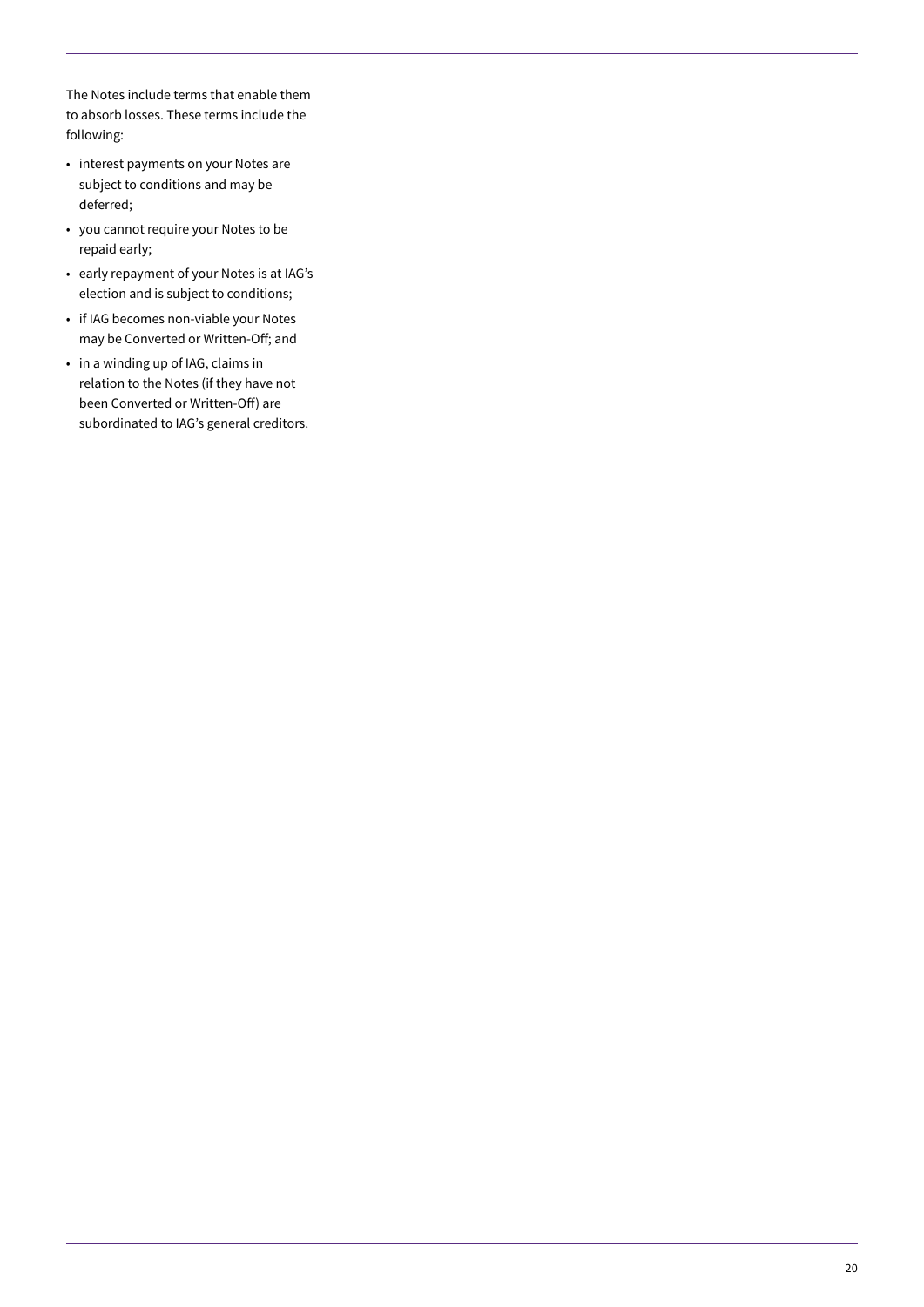The Notes include terms that enable them to absorb losses. These terms include the following:

- interest payments on your Notes are subject to conditions and may be deferred;
- you cannot require your Notes to be repaid early;
- early repayment of your Notes is at IAG's election and is subject to conditions;
- if IAG becomes non-viable your Notes may be Converted or Written-Off; and
- in a winding up of IAG, claims in relation to the Notes (if they have not been Converted or Written-Off) are subordinated to IAG's general creditors.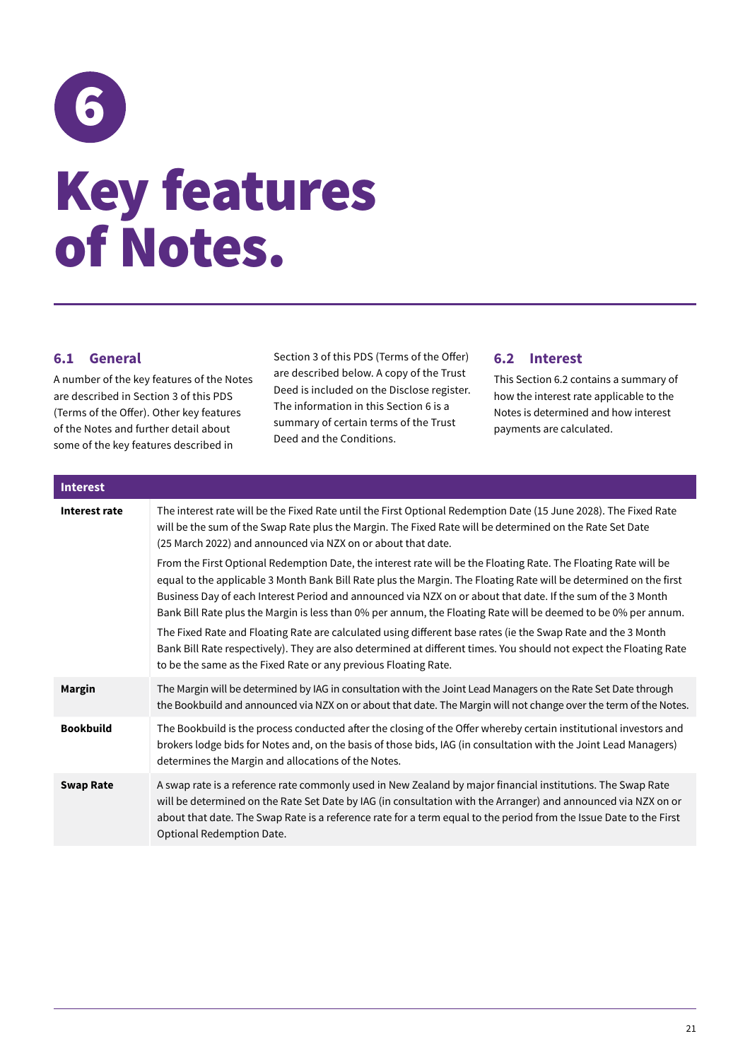# 6

# Key features of Notes.

## 6.1 General

A number of the key features of the Notes are described in Section 3 of this PDS (Terms of the Offer). Other key features of the Notes and further detail about some of the key features described in Section 3 of this PDS (Terms of the Offer) are described below. A copy of the Trust Deed is included on the Disclose register. The information in this Section 6 is a summary of certain terms of the Trust Deed and the Conditions.

## 6.2 Interest

This Section 6.2 contains a summary of how the interest rate applicable to the Notes is determined and how interest payments are calculated.

| Interest | |
|---|---|
| **Interest rate** | The interest rate will be the Fixed Rate until the First Optional Redemption Date (15 June 2028). The Fixed Rate will be the sum of the Swap Rate plus the Margin. The Fixed Rate will be determined on the Rate Set Date (25 March 2022) and announced via NZX on or about that date.<br><br>From the First Optional Redemption Date, the interest rate will be the Floating Rate. The Floating Rate will be equal to the applicable 3 Month Bank Bill Rate plus the Margin. The Floating Rate will be determined on the first Business Day of each Interest Period and announced via NZX on or about that date. If the sum of the 3 Month Bank Bill Rate plus the Margin is less than 0% per annum, the Floating Rate will be deemed to be 0% per annum.<br><br>The Fixed Rate and Floating Rate are calculated using different base rates (ie the Swap Rate and the 3 Month Bank Bill Rate respectively). They are also determined at different times. You should not expect the Floating Rate to be the same as the Fixed Rate or any previous Floating Rate. |
| **Margin** | The Margin will be determined by IAG in consultation with the Joint Lead Managers on the Rate Set Date through the Bookbuild and announced via NZX on or about that date. The Margin will not change over the term of the Notes. |
| **Bookbuild** | The Bookbuild is the process conducted after the closing of the Offer whereby certain institutional investors and brokers lodge bids for Notes and, on the basis of those bids, IAG (in consultation with the Joint Lead Managers) determines the Margin and allocations of the Notes. |
| **Swap Rate** | A swap rate is a reference rate commonly used in New Zealand by major financial institutions. The Swap Rate will be determined on the Rate Set Date by IAG (in consultation with the Arranger) and announced via NZX on or about that date. The Swap Rate is a reference rate for a term equal to the period from the Issue Date to the First Optional Redemption Date. |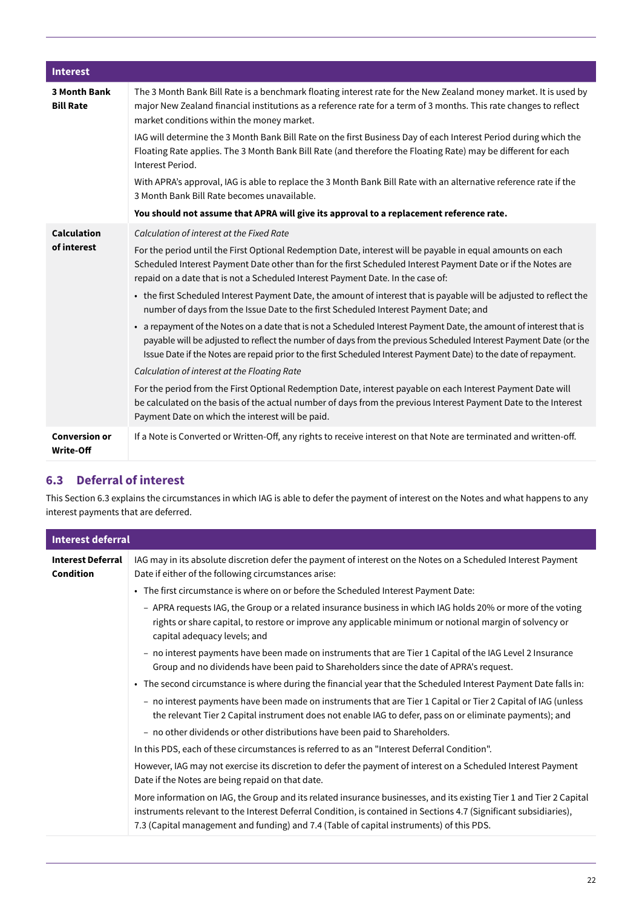| Interest | |
|---|---|
| **3 Month Bank Bill Rate** | The 3 Month Bank Bill Rate is a benchmark floating interest rate for the New Zealand money market. It is used by major New Zealand financial institutions as a reference rate for a term of 3 months. This rate changes to reflect market conditions within the money market.<br><br>IAG will determine the 3 Month Bank Bill Rate on the first Business Day of each Interest Period during which the Floating Rate applies. The 3 Month Bank Bill Rate (and therefore the Floating Rate) may be different for each Interest Period.<br><br>With APRA's approval, IAG is able to replace the 3 Month Bank Bill Rate with an alternative reference rate if the 3 Month Bank Bill Rate becomes unavailable.<br><br>**You should not assume that APRA will give its approval to a replacement reference rate.** |
| **Calculation of interest** | *Calculation of interest at the Fixed Rate*<br><br>For the period until the First Optional Redemption Date, interest will be payable in equal amounts on each Scheduled Interest Payment Date other than for the first Scheduled Interest Payment Date or if the Notes are repaid on a date that is not a Scheduled Interest Payment Date. In the case of:<br><br>• the first Scheduled Interest Payment Date, the amount of interest that is payable will be adjusted to reflect the number of days from the Issue Date to the first Scheduled Interest Payment Date; and<br><br>• a repayment of the Notes on a date that is not a Scheduled Interest Payment Date, the amount of interest that is payable will be adjusted to reflect the number of days from the previous Scheduled Interest Payment Date (or the Issue Date if the Notes are repaid prior to the first Scheduled Interest Payment Date) to the date of repayment.<br><br>*Calculation of interest at the Floating Rate*<br><br>For the period from the First Optional Redemption Date, interest payable on each Interest Payment Date will be calculated on the basis of the actual number of days from the previous Interest Payment Date to the Interest Payment Date on which the interest will be paid. |
| **Conversion or Write-Off** | If a Note is Converted or Written-Off, any rights to receive interest on that Note are terminated and written-off. |

## 6.3 Deferral of interest

This Section 6.3 explains the circumstances in which IAG is able to defer the payment of interest on the Notes and what happens to any interest payments that are deferred.

| Interest deferral | |
|---|---|
| **Interest Deferral Condition** | IAG may in its absolute discretion defer the payment of interest on the Notes on a Scheduled Interest Payment Date if either of the following circumstances arise:<br><br>• The first circumstance is where on or before the Scheduled Interest Payment Date:<br>&nbsp;&nbsp;– APRA requests IAG, the Group or a related insurance business in which IAG holds 20% or more of the voting rights or share capital, to restore or improve any applicable minimum or notional margin of solvency or capital adequacy levels; and<br>&nbsp;&nbsp;– no interest payments have been made on instruments that are Tier 1 Capital of the IAG Level 2 Insurance Group and no dividends have been paid to Shareholders since the date of APRA's request.<br><br>• The second circumstance is where during the financial year that the Scheduled Interest Payment Date falls in:<br>&nbsp;&nbsp;– no interest payments have been made on instruments that are Tier 1 Capital or Tier 2 Capital of IAG (unless the relevant Tier 2 Capital instrument does not enable IAG to defer, pass on or eliminate payments); and<br>&nbsp;&nbsp;– no other dividends or other distributions have been paid to Shareholders.<br><br>In this PDS, each of these circumstances is referred to as an "Interest Deferral Condition".<br><br>However, IAG may not exercise its discretion to defer the payment of interest on a Scheduled Interest Payment Date if the Notes are being repaid on that date.<br><br>More information on IAG, the Group and its related insurance businesses, and its existing Tier 1 and Tier 2 Capital instruments relevant to the Interest Deferral Condition, is contained in Sections 4.7 (Significant subsidiaries), 7.3 (Capital management and funding) and 7.4 (Table of capital instruments) of this PDS. |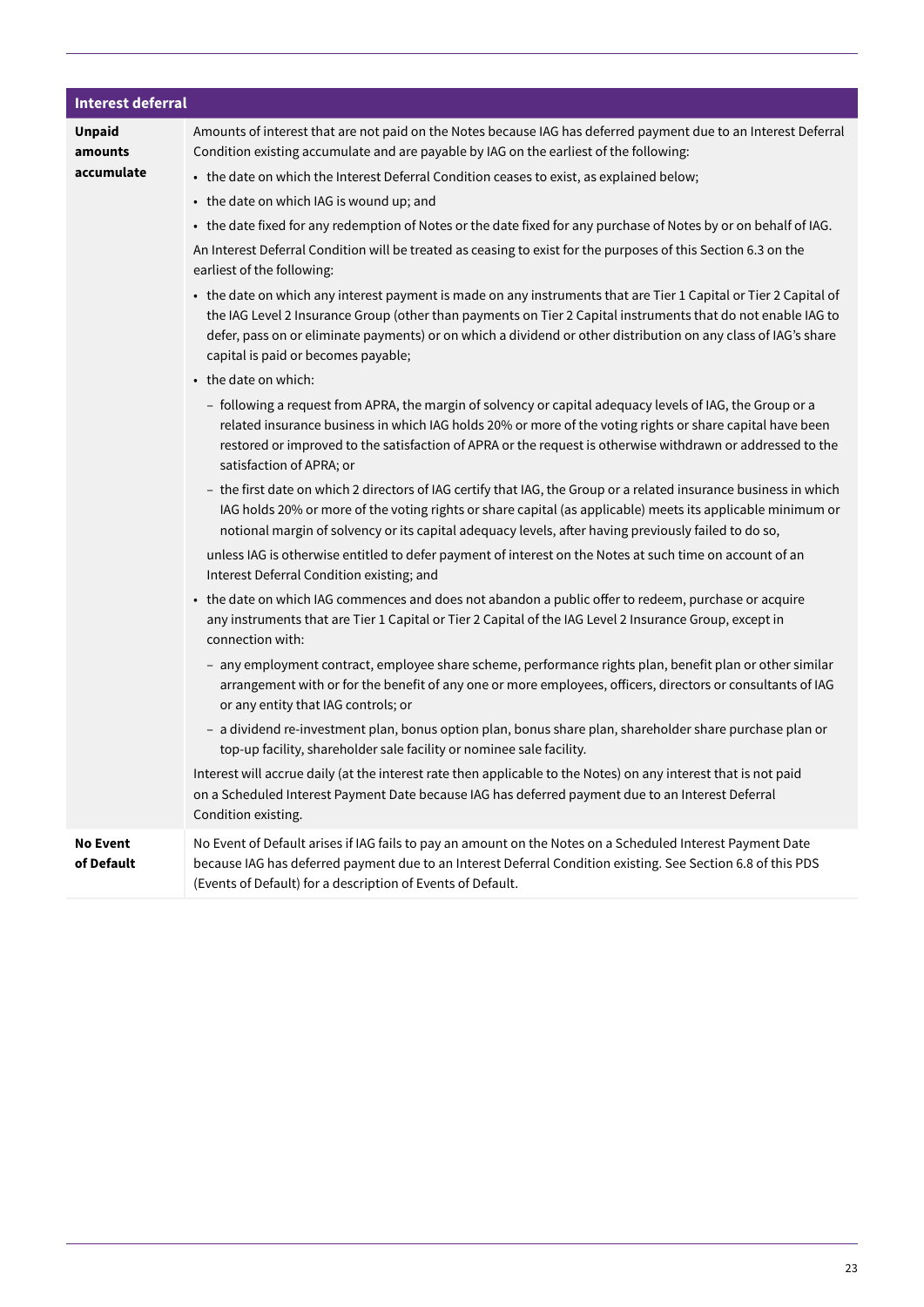| Interest deferral | |
|---|---|
| **Unpaid amounts accumulate** | Amounts of interest that are not paid on the Notes because IAG has deferred payment due to an Interest Deferral Condition existing accumulate and are payable by IAG on the earliest of the following:<br>• the date on which the Interest Deferral Condition ceases to exist, as explained below;<br>• the date on which IAG is wound up; and<br>• the date fixed for any redemption of Notes or the date fixed for any purchase of Notes by or on behalf of IAG.<br>An Interest Deferral Condition will be treated as ceasing to exist for the purposes of this Section 6.3 on the earliest of the following:<br>• the date on which any interest payment is made on any instruments that are Tier 1 Capital or Tier 2 Capital of the IAG Level 2 Insurance Group (other than payments on Tier 2 Capital instruments that do not enable IAG to defer, pass on or eliminate payments) or on which a dividend or other distribution on any class of IAG's share capital is paid or becomes payable;<br>• the date on which:<br>  – following a request from APRA, the margin of solvency or capital adequacy levels of IAG, the Group or a related insurance business in which IAG holds 20% or more of the voting rights or share capital have been restored or improved to the satisfaction of APRA or the request is otherwise withdrawn or addressed to the satisfaction of APRA; or<br>  – the first date on which 2 directors of IAG certify that IAG, the Group or a related insurance business in which IAG holds 20% or more of the voting rights or share capital (as applicable) meets its applicable minimum or notional margin of solvency or its capital adequacy levels, after having previously failed to do so,<br>  unless IAG is otherwise entitled to defer payment of interest on the Notes at such time on account of an Interest Deferral Condition existing; and<br>• the date on which IAG commences and does not abandon a public offer to redeem, purchase or acquire any instruments that are Tier 1 Capital or Tier 2 Capital of the IAG Level 2 Insurance Group, except in connection with:<br>  – any employment contract, employee share scheme, performance rights plan, benefit plan or other similar arrangement with or for the benefit of any one or more employees, officers, directors or consultants of IAG or any entity that IAG controls; or<br>  – a dividend re-investment plan, bonus option plan, bonus share plan, shareholder share purchase plan or top-up facility, shareholder sale facility or nominee sale facility.<br>Interest will accrue daily (at the interest rate then applicable to the Notes) on any interest that is not paid on a Scheduled Interest Payment Date because IAG has deferred payment due to an Interest Deferral Condition existing. |
| **No Event of Default** | No Event of Default arises if IAG fails to pay an amount on the Notes on a Scheduled Interest Payment Date because IAG has deferred payment due to an Interest Deferral Condition existing. See Section 6.8 of this PDS (Events of Default) for a description of Events of Default. |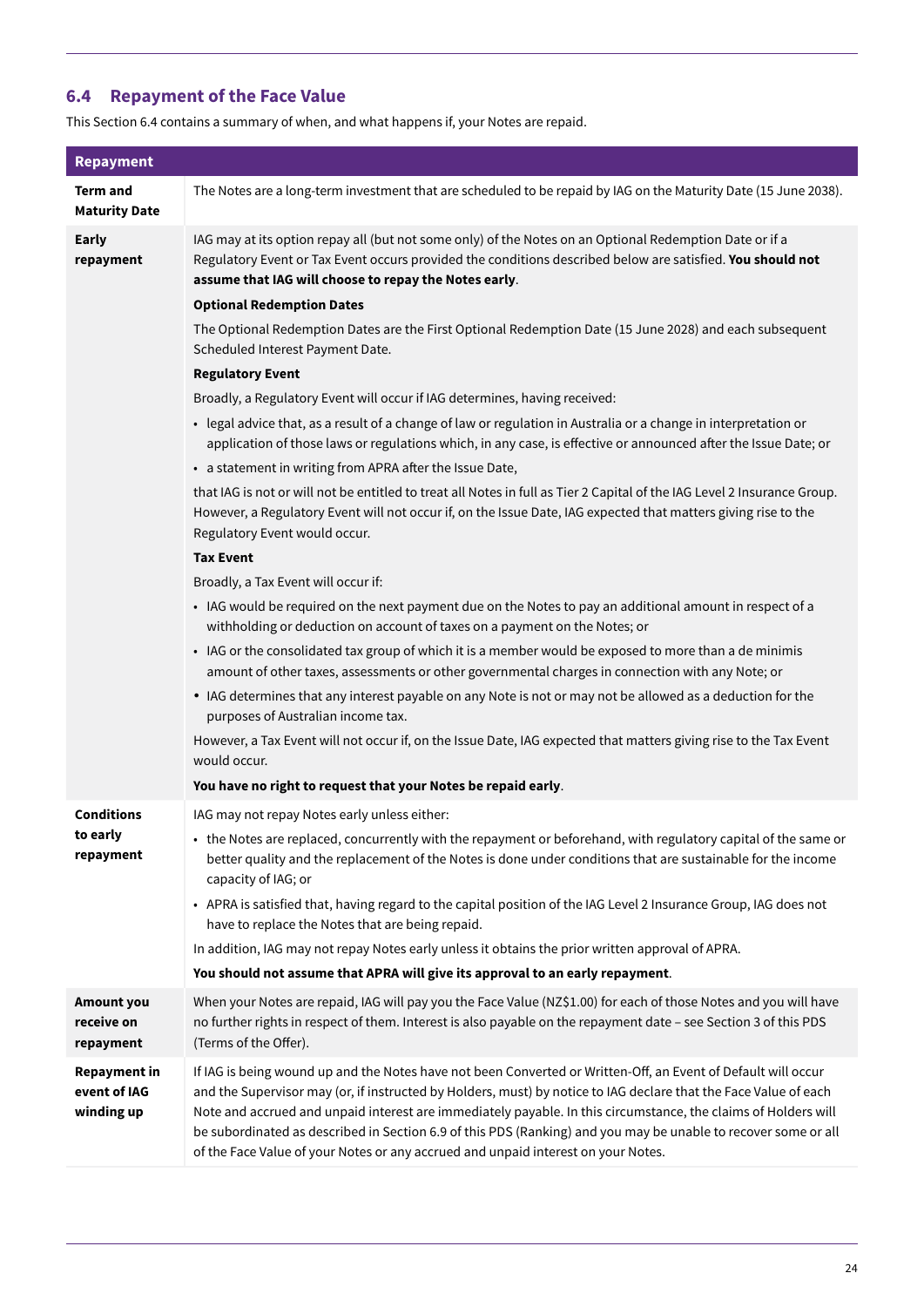## 6.4 Repayment of the Face Value

This Section 6.4 contains a summary of when, and what happens if, your Notes are repaid.

| Repayment | |
|---|---|
| **Term and Maturity Date** | The Notes are a long-term investment that are scheduled to be repaid by IAG on the Maturity Date (15 June 2038). |
| **Early repayment** | IAG may at its option repay all (but not some only) of the Notes on an Optional Redemption Date or if a Regulatory Event or Tax Event occurs provided the conditions described below are satisfied. **You should not assume that IAG will choose to repay the Notes early**.<br><br>**Optional Redemption Dates**<br><br>The Optional Redemption Dates are the First Optional Redemption Date (15 June 2028) and each subsequent Scheduled Interest Payment Date.<br><br>**Regulatory Event**<br><br>Broadly, a Regulatory Event will occur if IAG determines, having received:<br>• legal advice that, as a result of a change of law or regulation in Australia or a change in interpretation or application of those laws or regulations which, in any case, is effective or announced after the Issue Date; or<br>• a statement in writing from APRA after the Issue Date,<br><br>that IAG is not or will not be entitled to treat all Notes in full as Tier 2 Capital of the IAG Level 2 Insurance Group. However, a Regulatory Event will not occur if, on the Issue Date, IAG expected that matters giving rise to the Regulatory Event would occur.<br><br>**Tax Event**<br><br>Broadly, a Tax Event will occur if:<br>• IAG would be required on the next payment due on the Notes to pay an additional amount in respect of a withholding or deduction on account of taxes on a payment on the Notes; or<br>• IAG or the consolidated tax group of which it is a member would be exposed to more than a de minimis amount of other taxes, assessments or other governmental charges in connection with any Note; or<br>• IAG determines that any interest payable on any Note is not or may not be allowed as a deduction for the purposes of Australian income tax.<br><br>However, a Tax Event will not occur if, on the Issue Date, IAG expected that matters giving rise to the Tax Event would occur.<br><br>**You have no right to request that your Notes be repaid early**. |
| **Conditions to early repayment** | IAG may not repay Notes early unless either:<br>• the Notes are replaced, concurrently with the repayment or beforehand, with regulatory capital of the same or better quality and the replacement of the Notes is done under conditions that are sustainable for the income capacity of IAG; or<br>• APRA is satisfied that, having regard to the capital position of the IAG Level 2 Insurance Group, IAG does not have to replace the Notes that are being repaid.<br><br>In addition, IAG may not repay Notes early unless it obtains the prior written approval of APRA.<br><br>**You should not assume that APRA will give its approval to an early repayment**. |
| **Amount you receive on repayment** | When your Notes are repaid, IAG will pay you the Face Value (NZ$1.00) for each of those Notes and you will have no further rights in respect of them. Interest is also payable on the repayment date – see Section 3 of this PDS (Terms of the Offer). |
| **Repayment in event of IAG winding up** | If IAG is being wound up and the Notes have not been Converted or Written-Off, an Event of Default will occur and the Supervisor may (or, if instructed by Holders, must) by notice to IAG declare that the Face Value of each Note and accrued and unpaid interest are immediately payable. In this circumstance, the claims of Holders will be subordinated as described in Section 6.9 of this PDS (Ranking) and you may be unable to recover some or all of the Face Value of your Notes or any accrued and unpaid interest on your Notes. |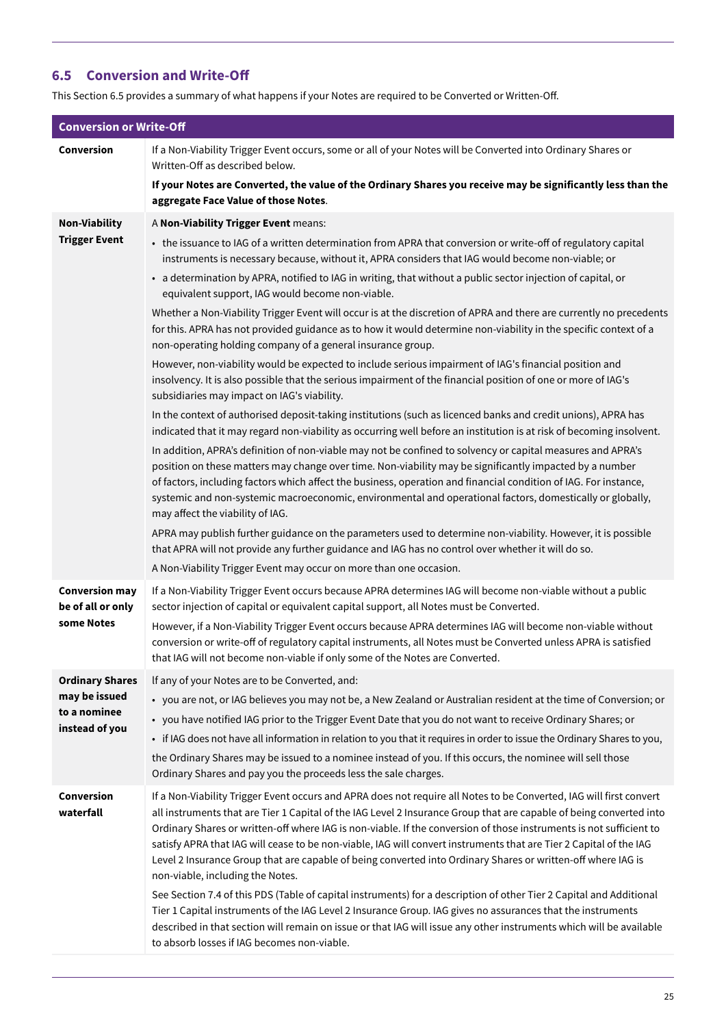## 6.5 Conversion and Write-Off

This Section 6.5 provides a summary of what happens if your Notes are required to be Converted or Written-Off.

| Conversion or Write-Off | |
|---|---|
| **Conversion** | If a Non-Viability Trigger Event occurs, some or all of your Notes will be Converted into Ordinary Shares or Written-Off as described below.<br><br>**If your Notes are Converted, the value of the Ordinary Shares you receive may be significantly less than the aggregate Face Value of those Notes**. |
| **Non-Viability Trigger Event** | A **Non-Viability Trigger Event** means:<br>• the issuance to IAG of a written determination from APRA that conversion or write-off of regulatory capital instruments is necessary because, without it, APRA considers that IAG would become non-viable; or<br>• a determination by APRA, notified to IAG in writing, that without a public sector injection of capital, or equivalent support, IAG would become non-viable.<br><br>Whether a Non-Viability Trigger Event will occur is at the discretion of APRA and there are currently no precedents for this. APRA has not provided guidance as to how it would determine non-viability in the specific context of a non-operating holding company of a general insurance group.<br><br>However, non-viability would be expected to include serious impairment of IAG's financial position and insolvency. It is also possible that the serious impairment of the financial position of one or more of IAG's subsidiaries may impact on IAG's viability.<br><br>In the context of authorised deposit-taking institutions (such as licenced banks and credit unions), APRA has indicated that it may regard non-viability as occurring well before an institution is at risk of becoming insolvent.<br><br>In addition, APRA's definition of non-viable may not be confined to solvency or capital measures and APRA's position on these matters may change over time. Non-viability may be significantly impacted by a number of factors, including factors which affect the business, operation and financial condition of IAG. For instance, systemic and non-systemic macroeconomic, environmental and operational factors, domestically or globally, may affect the viability of IAG.<br><br>APRA may publish further guidance on the parameters used to determine non-viability. However, it is possible that APRA will not provide any further guidance and IAG has no control over whether it will do so.<br><br>A Non-Viability Trigger Event may occur on more than one occasion. |
| **Conversion may be of all or only some Notes** | If a Non-Viability Trigger Event occurs because APRA determines IAG will become non-viable without a public sector injection of capital or equivalent capital support, all Notes must be Converted.<br><br>However, if a Non-Viability Trigger Event occurs because APRA determines IAG will become non-viable without conversion or write-off of regulatory capital instruments, all Notes must be Converted unless APRA is satisfied that IAG will not become non-viable if only some of the Notes are Converted. |
| **Ordinary Shares may be issued to a nominee instead of you** | If any of your Notes are to be Converted, and:<br>• you are not, or IAG believes you may not be, a New Zealand or Australian resident at the time of Conversion; or<br>• you have notified IAG prior to the Trigger Event Date that you do not want to receive Ordinary Shares; or<br>• if IAG does not have all information in relation to you that it requires in order to issue the Ordinary Shares to you,<br><br>the Ordinary Shares may be issued to a nominee instead of you. If this occurs, the nominee will sell those Ordinary Shares and pay you the proceeds less the sale charges. |
| **Conversion waterfall** | If a Non-Viability Trigger Event occurs and APRA does not require all Notes to be Converted, IAG will first convert all instruments that are Tier 1 Capital of the IAG Level 2 Insurance Group that are capable of being converted into Ordinary Shares or written-off where IAG is non-viable. If the conversion of those instruments is not sufficient to satisfy APRA that IAG will cease to be non-viable, IAG will convert instruments that are Tier 2 Capital of the IAG Level 2 Insurance Group that are capable of being converted into Ordinary Shares or written-off where IAG is non-viable, including the Notes.<br><br>See Section 7.4 of this PDS (Table of capital instruments) for a description of other Tier 2 Capital and Additional Tier 1 Capital instruments of the IAG Level 2 Insurance Group. IAG gives no assurances that the instruments described in that section will remain on issue or that IAG will issue any other instruments which will be available to absorb losses if IAG becomes non-viable. |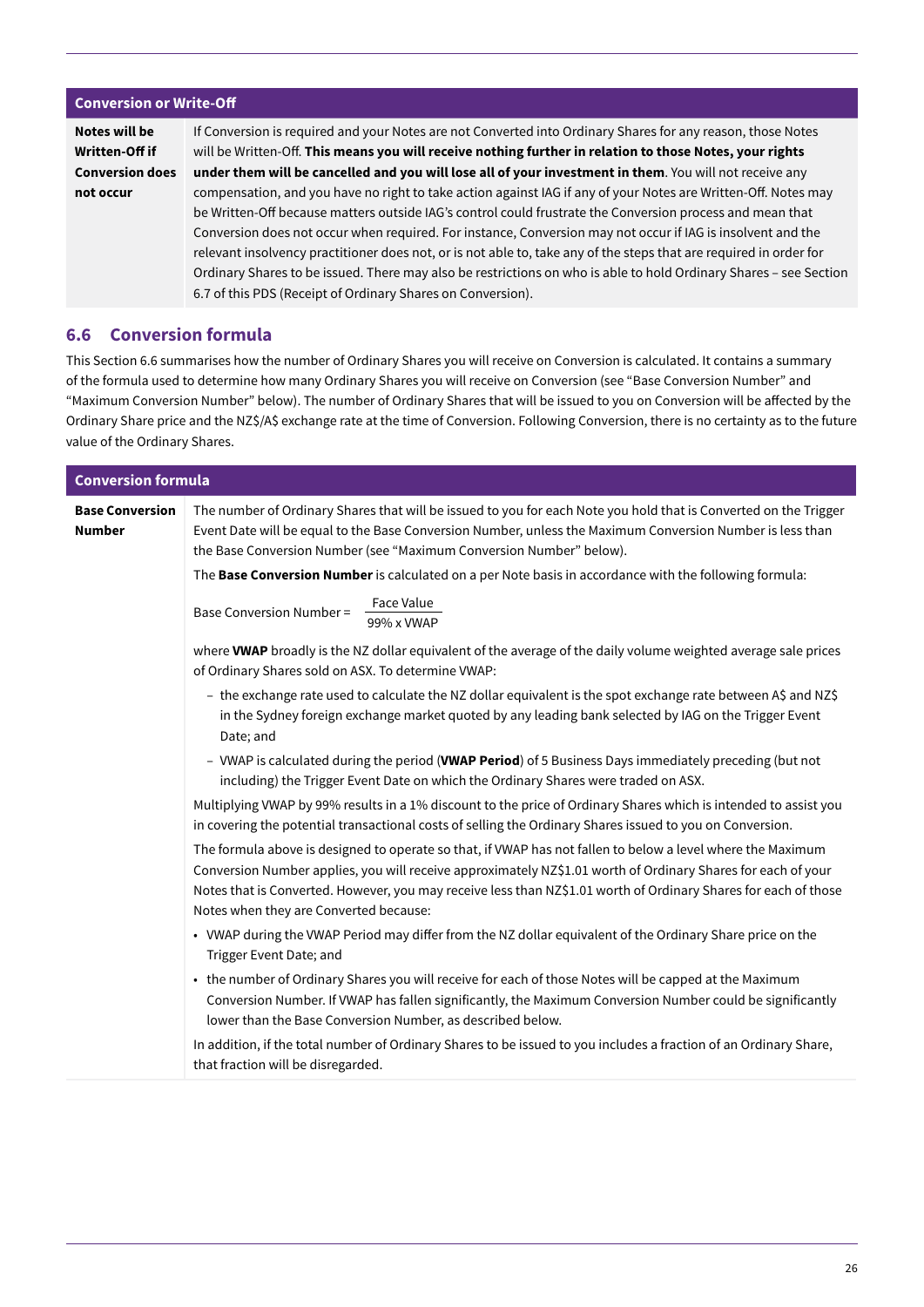| Conversion or Write-Off | |
|---|---|
| **Notes will be Written-Off if Conversion does not occur** | If Conversion is required and your Notes are not Converted into Ordinary Shares for any reason, those Notes will be Written-Off. **This means you will receive nothing further in relation to those Notes, your rights under them will be cancelled and you will lose all of your investment in them**. You will not receive any compensation, and you have no right to take action against IAG if any of your Notes are Written-Off. Notes may be Written-Off because matters outside IAG's control could frustrate the Conversion process and mean that Conversion does not occur when required. For instance, Conversion may not occur if IAG is insolvent and the relevant insolvency practitioner does not, or is not able to, take any of the steps that are required in order for Ordinary Shares to be issued. There may also be restrictions on who is able to hold Ordinary Shares – see Section 6.7 of this PDS (Receipt of Ordinary Shares on Conversion). |

## 6.6 Conversion formula

This Section 6.6 summarises how the number of Ordinary Shares you will receive on Conversion is calculated. It contains a summary of the formula used to determine how many Ordinary Shares you will receive on Conversion (see "Base Conversion Number" and "Maximum Conversion Number" below). The number of Ordinary Shares that will be issued to you on Conversion will be affected by the Ordinary Share price and the NZ$/A$ exchange rate at the time of Conversion. Following Conversion, there is no certainty as to the future value of the Ordinary Shares.

| Conversion formula | |
|---|---|
| **Base Conversion Number** | The number of Ordinary Shares that will be issued to you for each Note you hold that is Converted on the Trigger Event Date will be equal to the Base Conversion Number, unless the Maximum Conversion Number is less than the Base Conversion Number (see "Maximum Conversion Number" below).<br><br>The **Base Conversion Number** is calculated on a per Note basis in accordance with the following formula:<br><br>$\text{Base Conversion Number} = \dfrac{\text{Face Value}}{99\% \times \text{VWAP}}$<br><br>where **VWAP** broadly is the NZ dollar equivalent of the average of the daily volume weighted average sale prices of Ordinary Shares sold on ASX. To determine VWAP:<br>– the exchange rate used to calculate the NZ dollar equivalent is the spot exchange rate between A$ and NZ$ in the Sydney foreign exchange market quoted by any leading bank selected by IAG on the Trigger Event Date; and<br>– VWAP is calculated during the period (**VWAP Period**) of 5 Business Days immediately preceding (but not including) the Trigger Event Date on which the Ordinary Shares were traded on ASX.<br><br>Multiplying VWAP by 99% results in a 1% discount to the price of Ordinary Shares which is intended to assist you in covering the potential transactional costs of selling the Ordinary Shares issued to you on Conversion.<br><br>The formula above is designed to operate so that, if VWAP has not fallen to below a level where the Maximum Conversion Number applies, you will receive approximately NZ$1.01 worth of Ordinary Shares for each of your Notes that is Converted. However, you may receive less than NZ$1.01 worth of Ordinary Shares for each of those Notes when they are Converted because:<br>• VWAP during the VWAP Period may differ from the NZ dollar equivalent of the Ordinary Share price on the Trigger Event Date; and<br>• the number of Ordinary Shares you will receive for each of those Notes will be capped at the Maximum Conversion Number. If VWAP has fallen significantly, the Maximum Conversion Number could be significantly lower than the Base Conversion Number, as described below.<br><br>In addition, if the total number of Ordinary Shares to be issued to you includes a fraction of an Ordinary Share, that fraction will be disregarded. |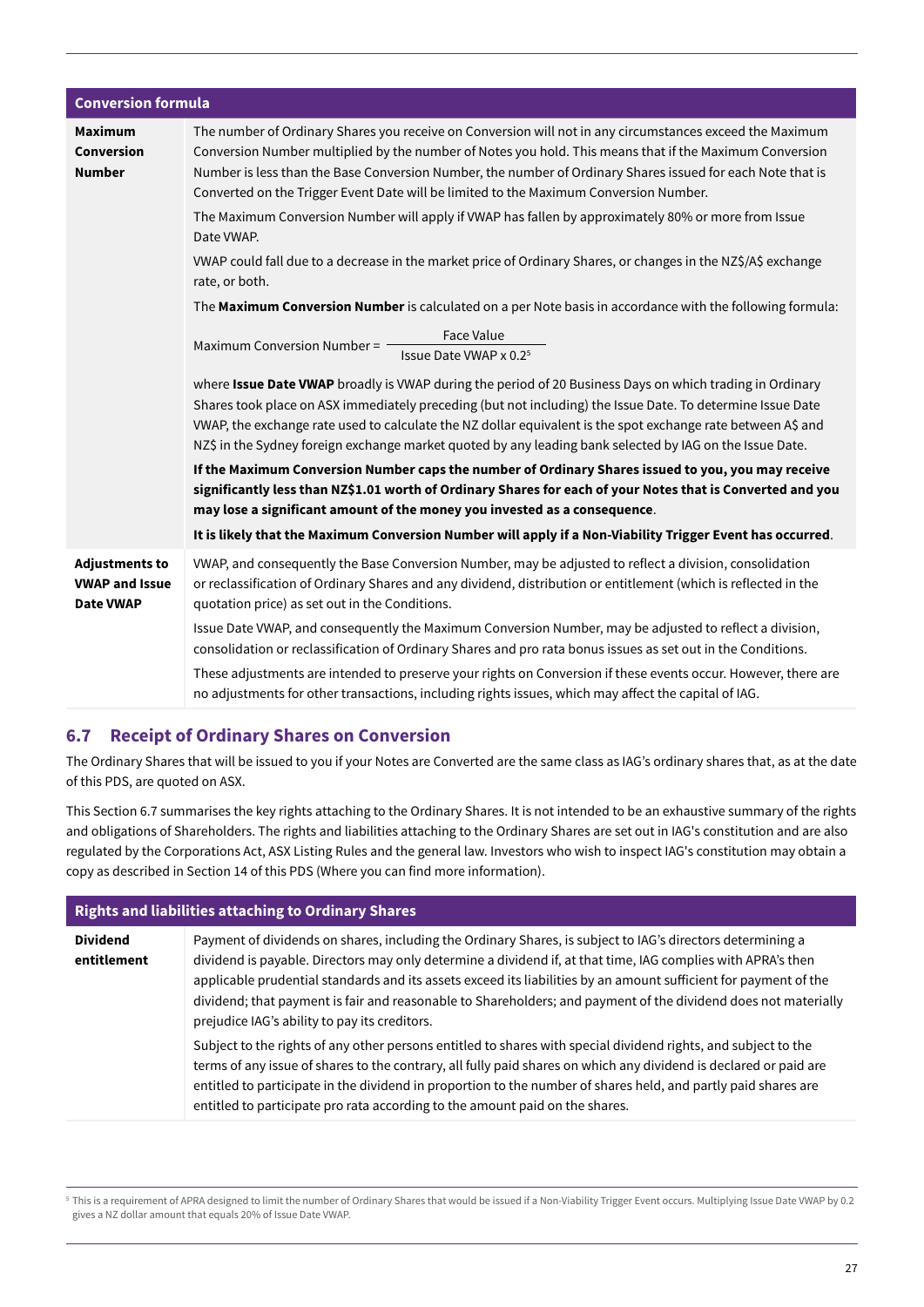| Conversion formula | |
|---|---|
| **Maximum Conversion Number** | The number of Ordinary Shares you receive on Conversion will not in any circumstances exceed the Maximum Conversion Number multiplied by the number of Notes you hold. This means that if the Maximum Conversion Number is less than the Base Conversion Number, the number of Ordinary Shares issued for each Note that is Converted on the Trigger Event Date will be limited to the Maximum Conversion Number.<br><br>The Maximum Conversion Number will apply if VWAP has fallen by approximately 80% or more from Issue Date VWAP.<br><br>VWAP could fall due to a decrease in the market price of Ordinary Shares, or changes in the NZ$/A$ exchange rate, or both.<br><br>The **Maximum Conversion Number** is calculated on a per Note basis in accordance with the following formula:<br><br>$\text{Maximum Conversion Number} = \dfrac{\text{Face Value}}{\text{Issue Date VWAP} \times 0.2}$[5]<br><br>where **Issue Date VWAP** broadly is VWAP during the period of 20 Business Days on which trading in Ordinary Shares took place on ASX immediately preceding (but not including) the Issue Date. To determine Issue Date VWAP, the exchange rate used to calculate the NZ dollar equivalent is the spot exchange rate between A$ and NZ$ in the Sydney foreign exchange market quoted by any leading bank selected by IAG on the Issue Date.<br><br>**If the Maximum Conversion Number caps the number of Ordinary Shares issued to you, you may receive significantly less than NZ$1.01 worth of Ordinary Shares for each of your Notes that is Converted and you may lose a significant amount of the money you invested as a consequence**.<br><br>**It is likely that the Maximum Conversion Number will apply if a Non-Viability Trigger Event has occurred**. |
| **Adjustments to VWAP and Issue Date VWAP** | VWAP, and consequently the Base Conversion Number, may be adjusted to reflect a division, consolidation or reclassification of Ordinary Shares and any dividend, distribution or entitlement (which is reflected in the quotation price) as set out in the Conditions.<br><br>Issue Date VWAP, and consequently the Maximum Conversion Number, may be adjusted to reflect a division, consolidation or reclassification of Ordinary Shares and pro rata bonus issues as set out in the Conditions.<br><br>These adjustments are intended to preserve your rights on Conversion if these events occur. However, there are no adjustments for other transactions, including rights issues, which may affect the capital of IAG. |

## 6.7 Receipt of Ordinary Shares on Conversion

The Ordinary Shares that will be issued to you if your Notes are Converted are the same class as IAG's ordinary shares that, as at the date of this PDS, are quoted on ASX.

This Section 6.7 summarises the key rights attaching to the Ordinary Shares. It is not intended to be an exhaustive summary of the rights and obligations of Shareholders. The rights and liabilities attaching to the Ordinary Shares are set out in IAG's constitution and are also regulated by the Corporations Act, ASX Listing Rules and the general law. Investors who wish to inspect IAG's constitution may obtain a copy as described in Section 14 of this PDS (Where you can find more information).

| Rights and liabilities attaching to Ordinary Shares | |
|---|---|
| **Dividend entitlement** | Payment of dividends on shares, including the Ordinary Shares, is subject to IAG's directors determining a dividend is payable. Directors may only determine a dividend if, at that time, IAG complies with APRA's then applicable prudential standards and its assets exceed its liabilities by an amount sufficient for payment of the dividend; that payment is fair and reasonable to Shareholders; and payment of the dividend does not materially prejudice IAG's ability to pay its creditors.<br><br>Subject to the rights of any other persons entitled to shares with special dividend rights, and subject to the terms of any issue of shares to the contrary, all fully paid shares on which any dividend is declared or paid are entitled to participate in the dividend in proportion to the number of shares held, and partly paid shares are entitled to participate pro rata according to the amount paid on the shares. |

[5] This is a requirement of APRA designed to limit the number of Ordinary Shares that would be issued if a Non-Viability Trigger Event occurs. Multiplying Issue Date VWAP by 0.2 gives a NZ dollar amount that equals 20% of Issue Date VWAP.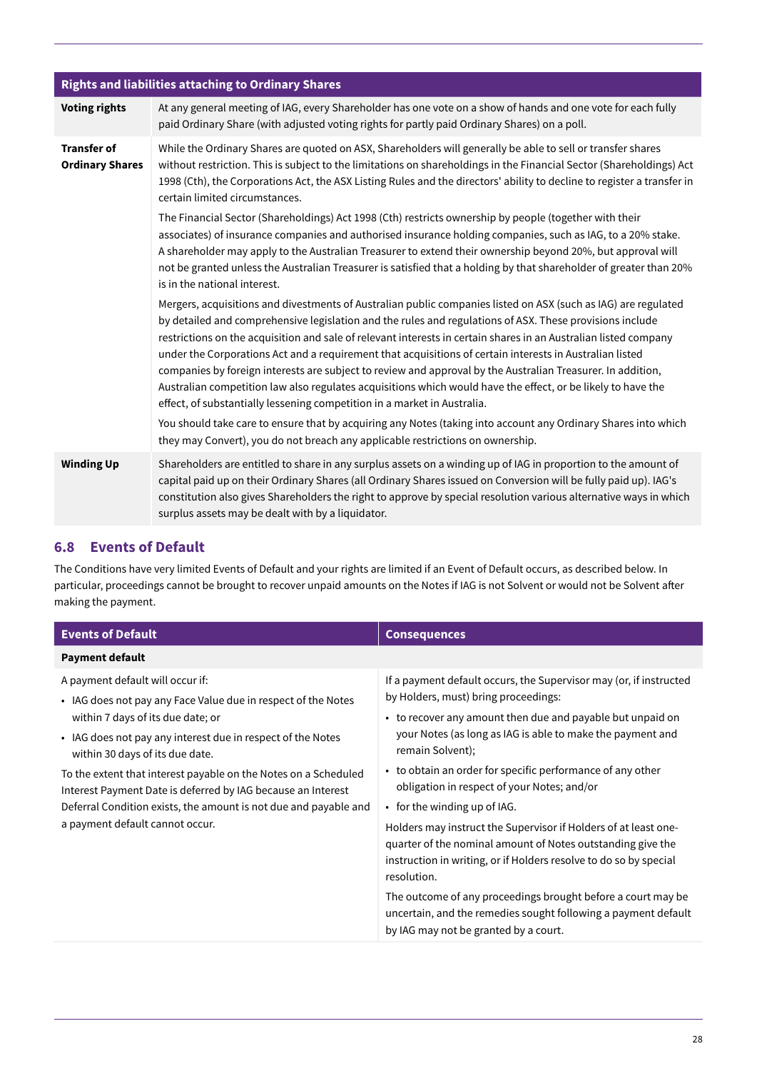| Rights and liabilities attaching to Ordinary Shares | |
|---|---|
| **Voting rights** | At any general meeting of IAG, every Shareholder has one vote on a show of hands and one vote for each fully paid Ordinary Share (with adjusted voting rights for partly paid Ordinary Shares) on a poll. |
| **Transfer of Ordinary Shares** | While the Ordinary Shares are quoted on ASX, Shareholders will generally be able to sell or transfer shares without restriction. This is subject to the limitations on shareholdings in the Financial Sector (Shareholdings) Act 1998 (Cth), the Corporations Act, the ASX Listing Rules and the directors' ability to decline to register a transfer in certain limited circumstances.<br><br>The Financial Sector (Shareholdings) Act 1998 (Cth) restricts ownership by people (together with their associates) of insurance companies and authorised insurance holding companies, such as IAG, to a 20% stake. A shareholder may apply to the Australian Treasurer to extend their ownership beyond 20%, but approval will not be granted unless the Australian Treasurer is satisfied that a holding by that shareholder of greater than 20% is in the national interest.<br><br>Mergers, acquisitions and divestments of Australian public companies listed on ASX (such as IAG) are regulated by detailed and comprehensive legislation and the rules and regulations of ASX. These provisions include restrictions on the acquisition and sale of relevant interests in certain shares in an Australian listed company under the Corporations Act and a requirement that acquisitions of certain interests in Australian listed companies by foreign interests are subject to review and approval by the Australian Treasurer. In addition, Australian competition law also regulates acquisitions which would have the effect, or be likely to have the effect, of substantially lessening competition in a market in Australia.<br><br>You should take care to ensure that by acquiring any Notes (taking into account any Ordinary Shares into which they may Convert), you do not breach any applicable restrictions on ownership. |
| **Winding Up** | Shareholders are entitled to share in any surplus assets on a winding up of IAG in proportion to the amount of capital paid up on their Ordinary Shares (all Ordinary Shares issued on Conversion will be fully paid up). IAG's constitution also gives Shareholders the right to approve by special resolution various alternative ways in which surplus assets may be dealt with by a liquidator. |

## 6.8 Events of Default

The Conditions have very limited Events of Default and your rights are limited if an Event of Default occurs, as described below. In particular, proceedings cannot be brought to recover unpaid amounts on the Notes if IAG is not Solvent or would not be Solvent after making the payment.

| Events of Default | Consequences |
|---|---|
| **Payment default** | |
| A payment default will occur if:<br>• IAG does not pay any Face Value due in respect of the Notes within 7 days of its due date; or<br>• IAG does not pay any interest due in respect of the Notes within 30 days of its due date.<br><br>To the extent that interest payable on the Notes on a Scheduled Interest Payment Date is deferred by IAG because an Interest Deferral Condition exists, the amount is not due and payable and a payment default cannot occur. | If a payment default occurs, the Supervisor may (or, if instructed by Holders, must) bring proceedings:<br>• to recover any amount then due and payable but unpaid on your Notes (as long as IAG is able to make the payment and remain Solvent);<br>• to obtain an order for specific performance of any other obligation in respect of your Notes; and/or<br>• for the winding up of IAG.<br><br>Holders may instruct the Supervisor if Holders of at least one-quarter of the nominal amount of Notes outstanding give the instruction in writing, or if Holders resolve to do so by special resolution.<br><br>The outcome of any proceedings brought before a court may be uncertain, and the remedies sought following a payment default by IAG may not be granted by a court. |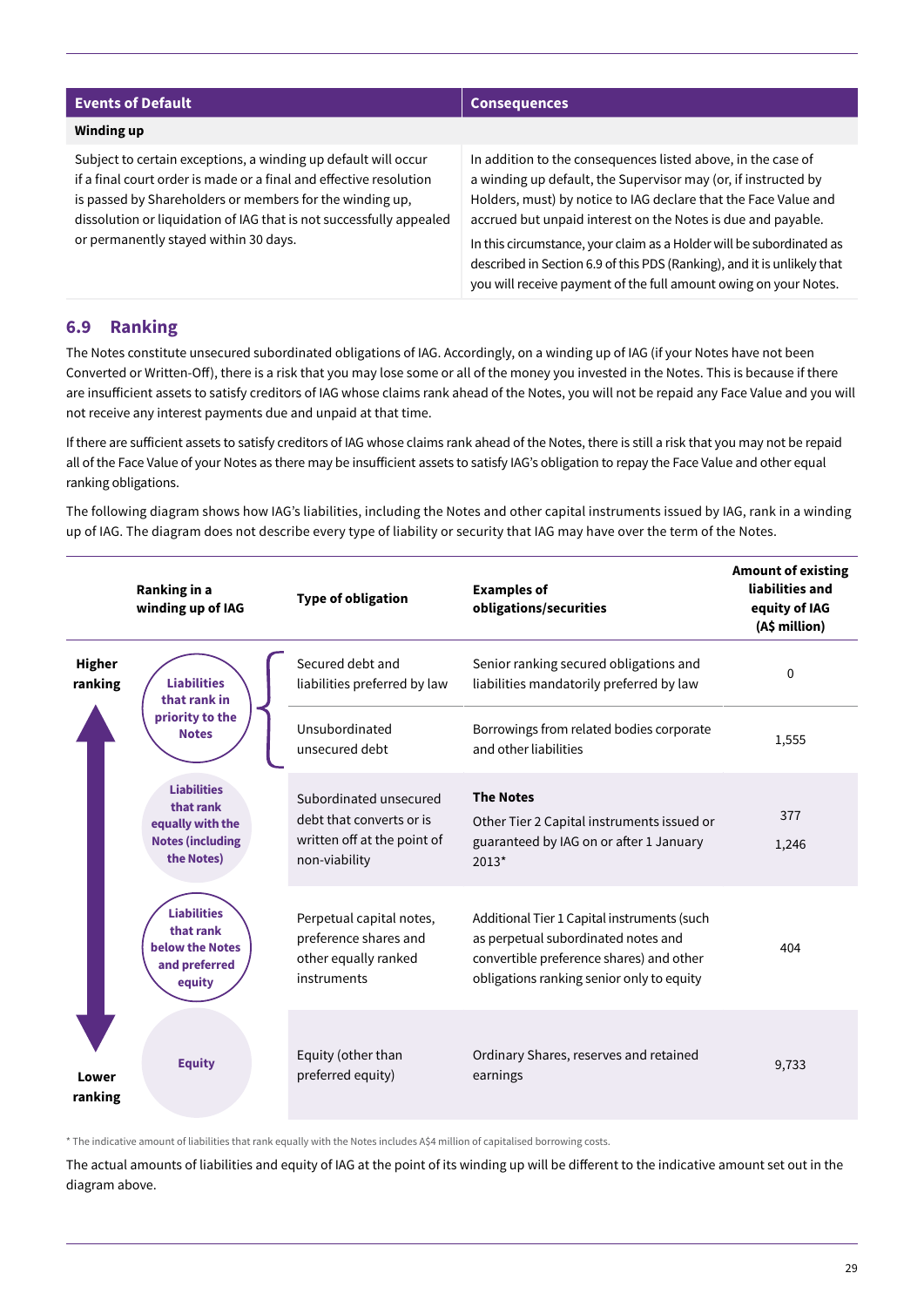| Events of Default | Consequences |
|---|---|
| **Winding up** | |
| Subject to certain exceptions, a winding up default will occur if a final court order is made or a final and effective resolution is passed by Shareholders or members for the winding up, dissolution or liquidation of IAG that is not successfully appealed or permanently stayed within 30 days. | In addition to the consequences listed above, in the case of a winding up default, the Supervisor may (or, if instructed by Holders, must) by notice to IAG declare that the Face Value and accrued but unpaid interest on the Notes is due and payable.<br><br>In this circumstance, your claim as a Holder will be subordinated as described in Section 6.9 of this PDS (Ranking), and it is unlikely that you will receive payment of the full amount owing on your Notes. |

## 6.9 Ranking

The Notes constitute unsecured subordinated obligations of IAG. Accordingly, on a winding up of IAG (if your Notes have not been Converted or Written-Off), there is a risk that you may lose some or all of the money you invested in the Notes. This is because if there are insufficient assets to satisfy creditors of IAG whose claims rank ahead of the Notes, you will not be repaid any Face Value and you will not receive any interest payments due and unpaid at that time.

If there are sufficient assets to satisfy creditors of IAG whose claims rank ahead of the Notes, there is still a risk that you may not be repaid all of the Face Value of your Notes as there may be insufficient assets to satisfy IAG's obligation to repay the Face Value and other equal ranking obligations.

The following diagram shows how IAG's liabilities, including the Notes and other capital instruments issued by IAG, rank in a winding up of IAG. The diagram does not describe every type of liability or security that IAG may have over the term of the Notes.

| | Ranking in a winding up of IAG | Type of obligation | Examples of obligations/securities | Amount of existing liabilities and equity of IAG (A$ million) |
|---|---|---|---|---|
| Higher ranking | Liabilities that rank in priority to the Notes | Secured debt and liabilities preferred by law | Senior ranking secured obligations and liabilities mandatorily preferred by law | 0 |
| | | Unsubordinated unsecured debt | Borrowings from related bodies corporate and other liabilities | 1,555 |
| | Liabilities that rank equally with the Notes (including the Notes) | Subordinated unsecured debt that converts or is written off at the point of non-viability | **The Notes**<br>Other Tier 2 Capital instruments issued or guaranteed by IAG on or after 1 January 2013* | 377<br>1,246 |
| | Liabilities that rank below the Notes and preferred equity | Perpetual capital notes, preference shares and other equally ranked instruments | Additional Tier 1 Capital instruments (such as perpetual subordinated notes and convertible preference shares) and other obligations ranking senior only to equity | 404 |
| Lower ranking | Equity | Equity (other than preferred equity) | Ordinary Shares, reserves and retained earnings | 9,733 |

* The indicative amount of liabilities that rank equally with the Notes includes A$4 million of capitalised borrowing costs.

The actual amounts of liabilities and equity of IAG at the point of its winding up will be different to the indicative amount set out in the diagram above.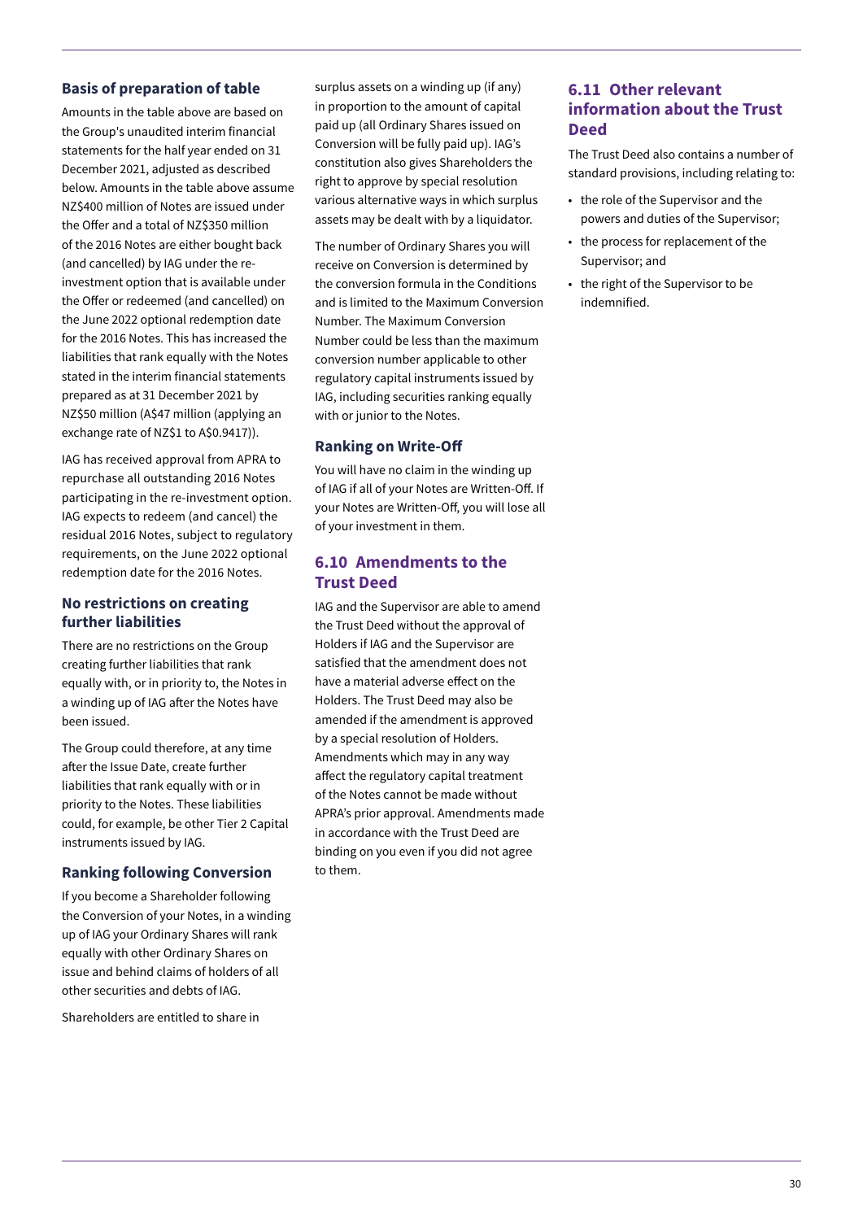### Basis of preparation of table

Amounts in the table above are based on the Group's unaudited interim financial statements for the half year ended on 31 December 2021, adjusted as described below. Amounts in the table above assume NZ$400 million of Notes are issued under the Offer and a total of NZ$350 million of the 2016 Notes are either bought back (and cancelled) by IAG under the re-investment option that is available under the Offer or redeemed (and cancelled) on the June 2022 optional redemption date for the 2016 Notes. This has increased the liabilities that rank equally with the Notes stated in the interim financial statements prepared as at 31 December 2021 by NZ$50 million (A$47 million (applying an exchange rate of NZ$1 to A$0.9417)).

IAG has received approval from APRA to repurchase all outstanding 2016 Notes participating in the re-investment option. IAG expects to redeem (and cancel) the residual 2016 Notes, subject to regulatory requirements, on the June 2022 optional redemption date for the 2016 Notes.

### No restrictions on creating further liabilities

There are no restrictions on the Group creating further liabilities that rank equally with, or in priority to, the Notes in a winding up of IAG after the Notes have been issued.

The Group could therefore, at any time after the Issue Date, create further liabilities that rank equally with or in priority to the Notes. These liabilities could, for example, be other Tier 2 Capital instruments issued by IAG.

### Ranking following Conversion

If you become a Shareholder following the Conversion of your Notes, in a winding up of IAG your Ordinary Shares will rank equally with other Ordinary Shares on issue and behind claims of holders of all other securities and debts of IAG.

Shareholders are entitled to share in surplus assets on a winding up (if any) in proportion to the amount of capital paid up (all Ordinary Shares issued on Conversion will be fully paid up). IAG's constitution also gives Shareholders the right to approve by special resolution various alternative ways in which surplus assets may be dealt with by a liquidator.

The number of Ordinary Shares you will receive on Conversion is determined by the conversion formula in the Conditions and is limited to the Maximum Conversion Number. The Maximum Conversion Number could be less than the maximum conversion number applicable to other regulatory capital instruments issued by IAG, including securities ranking equally with or junior to the Notes.

### Ranking on Write-Off

You will have no claim in the winding up of IAG if all of your Notes are Written-Off. If your Notes are Written-Off, you will lose all of your investment in them.

## 6.10 Amendments to the Trust Deed

IAG and the Supervisor are able to amend the Trust Deed without the approval of Holders if IAG and the Supervisor are satisfied that the amendment does not have a material adverse effect on the Holders. The Trust Deed may also be amended if the amendment is approved by a special resolution of Holders. Amendments which may in any way affect the regulatory capital treatment of the Notes cannot be made without APRA's prior approval. Amendments made in accordance with the Trust Deed are binding on you even if you did not agree to them.

## 6.11 Other relevant information about the Trust Deed

The Trust Deed also contains a number of standard provisions, including relating to:

- the role of the Supervisor and the powers and duties of the Supervisor;
- the process for replacement of the Supervisor; and
- the right of the Supervisor to be indemnified.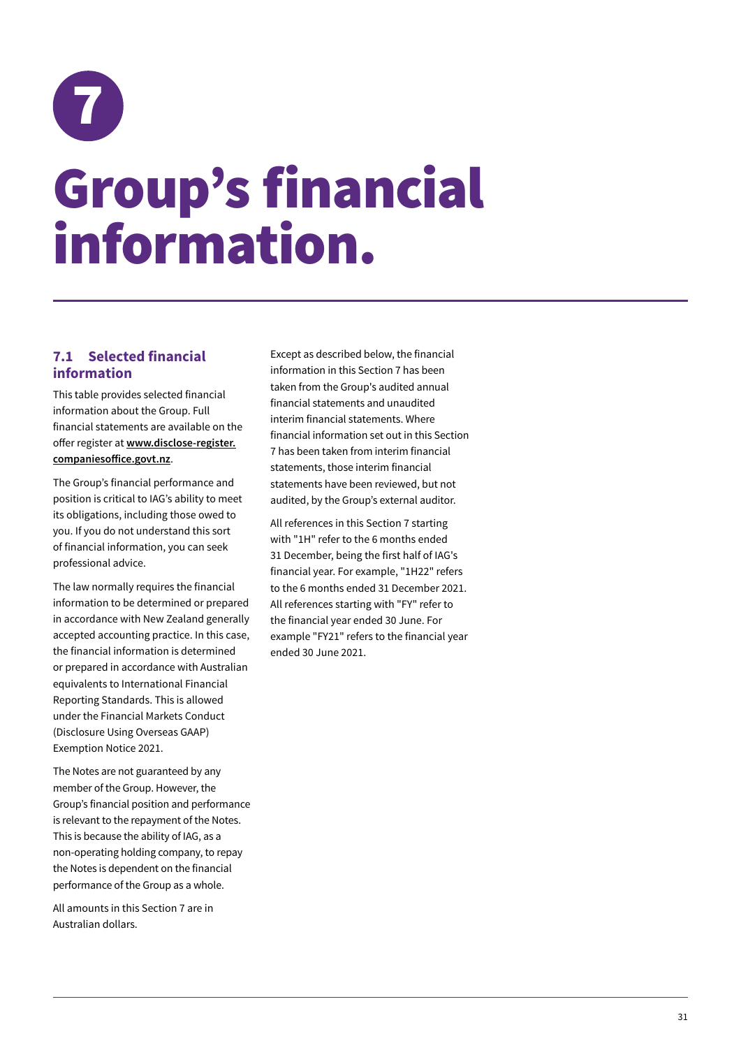# 7

# Group's financial information.

## 7.1 Selected financial information

This table provides selected financial information about the Group. Full financial statements are available on the offer register at **www.disclose-register.companiesoffice.govt.nz**.

The Group's financial performance and position is critical to IAG's ability to meet its obligations, including those owed to you. If you do not understand this sort of financial information, you can seek professional advice.

The law normally requires the financial information to be determined or prepared in accordance with New Zealand generally accepted accounting practice. In this case, the financial information is determined or prepared in accordance with Australian equivalents to International Financial Reporting Standards. This is allowed under the Financial Markets Conduct (Disclosure Using Overseas GAAP) Exemption Notice 2021.

The Notes are not guaranteed by any member of the Group. However, the Group's financial position and performance is relevant to the repayment of the Notes. This is because the ability of IAG, as a non-operating holding company, to repay the Notes is dependent on the financial performance of the Group as a whole.

All amounts in this Section 7 are in Australian dollars.

Except as described below, the financial information in this Section 7 has been taken from the Group's audited annual financial statements and unaudited interim financial statements. Where financial information set out in this Section 7 has been taken from interim financial statements, those interim financial statements have been reviewed, but not audited, by the Group's external auditor.

All references in this Section 7 starting with "1H" refer to the 6 months ended 31 December, being the first half of IAG's financial year. For example, "1H22" refers to the 6 months ended 31 December 2021. All references starting with "FY" refer to the financial year ended 30 June. For example "FY21" refers to the financial year ended 30 June 2021.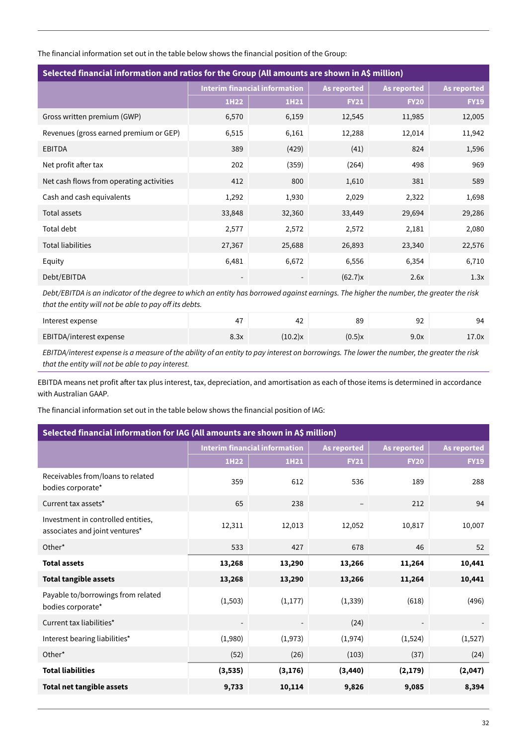The financial information set out in the table below shows the financial position of the Group:

| Selected financial information and ratios for the Group (All amounts are shown in A$ million) | Interim financial information | | As reported | As reported | As reported |
|---|---|---|---|---|---|
| | 1H22 | 1H21 | FY21 | FY20 | FY19 |
| Gross written premium (GWP) | 6,570 | 6,159 | 12,545 | 11,985 | 12,005 |
| Revenues (gross earned premium or GEP) | 6,515 | 6,161 | 12,288 | 12,014 | 11,942 |
| EBITDA | 389 | (429) | (41) | 824 | 1,596 |
| Net profit after tax | 202 | (359) | (264) | 498 | 969 |
| Net cash flows from operating activities | 412 | 800 | 1,610 | 381 | 589 |
| Cash and cash equivalents | 1,292 | 1,930 | 2,029 | 2,322 | 1,698 |
| Total assets | 33,848 | 32,360 | 33,449 | 29,694 | 29,286 |
| Total debt | 2,577 | 2,572 | 2,572 | 2,181 | 2,080 |
| Total liabilities | 27,367 | 25,688 | 26,893 | 23,340 | 22,576 |
| Equity | 6,481 | 6,672 | 6,556 | 6,354 | 6,710 |
| Debt/EBITDA | - | - | (62.7)x | 2.6x | 1.3x |
| *Debt/EBITDA is an indicator of the degree to which an entity has borrowed against earnings. The higher the number, the greater the risk that the entity will not be able to pay off its debts.* | | | | | |
| Interest expense | 47 | 42 | 89 | 92 | 94 |
| EBITDA/interest expense | 8.3x | (10.2)x | (0.5)x | 9.0x | 17.0x |
| *EBITDA/interest expense is a measure of the ability of an entity to pay interest on borrowings. The lower the number, the greater the risk that the entity will not be able to pay interest.* | | | | | |

EBITDA means net profit after tax plus interest, tax, depreciation, and amortisation as each of those items is determined in accordance with Australian GAAP.

The financial information set out in the table below shows the financial position of IAG:

| Selected financial information for IAG (All amounts are shown in A$ million) | Interim financial information | | As reported | As reported | As reported |
|---|---|---|---|---|---|
| | 1H22 | 1H21 | FY21 | FY20 | FY19 |
| Receivables from/loans to related bodies corporate* | 359 | 612 | 536 | 189 | 288 |
| Current tax assets* | 65 | 238 | – | 212 | 94 |
| Investment in controlled entities, associates and joint ventures* | 12,311 | 12,013 | 12,052 | 10,817 | 10,007 |
| Other* | 533 | 427 | 678 | 46 | 52 |
| **Total assets** | **13,268** | **13,290** | **13,266** | **11,264** | **10,441** |
| **Total tangible assets** | **13,268** | **13,290** | **13,266** | **11,264** | **10,441** |
| Payable to/borrowings from related bodies corporate* | (1,503) | (1,177) | (1,339) | (618) | (496) |
| Current tax liabilities* | - | - | (24) | - | - |
| Interest bearing liabilities* | (1,980) | (1,973) | (1,974) | (1,524) | (1,527) |
| Other* | (52) | (26) | (103) | (37) | (24) |
| **Total liabilities** | **(3,535)** | **(3,176)** | **(3,440)** | **(2,179)** | **(2,047)** |
| **Total net tangible assets** | **9,733** | **10,114** | **9,826** | **9,085** | **8,394** |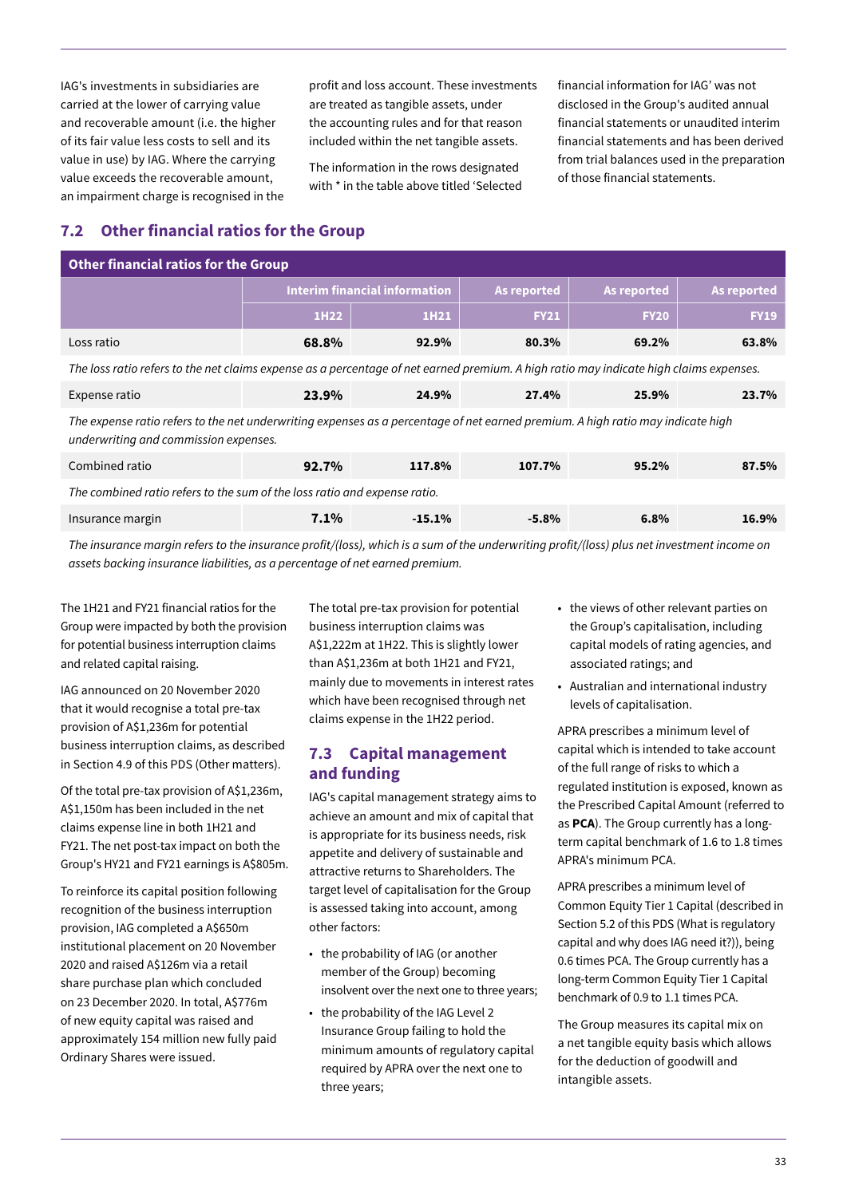IAG's investments in subsidiaries are carried at the lower of carrying value and recoverable amount (i.e. the higher of its fair value less costs to sell and its value in use) by IAG. Where the carrying value exceeds the recoverable amount, an impairment charge is recognised in the profit and loss account. These investments are treated as tangible assets, under the accounting rules and for that reason included within the net tangible assets.

The information in the rows designated with * in the table above titled 'Selected financial information for IAG' was not disclosed in the Group's audited annual financial statements or unaudited interim financial statements and has been derived from trial balances used in the preparation of those financial statements.

## 7.2 Other financial ratios for the Group

**Other financial ratios for the Group**

| | Interim financial information | | As reported | As reported | As reported |
|---|---|---|---|---|---|
| | 1H22 | 1H21 | FY21 | FY20 | FY19 |
| Loss ratio | 68.8% | 92.9% | 80.3% | 69.2% | 63.8% |
| *The loss ratio refers to the net claims expense as a percentage of net earned premium. A high ratio may indicate high claims expenses.* | | | | | |
| Expense ratio | 23.9% | 24.9% | 27.4% | 25.9% | 23.7% |
| *The expense ratio refers to the net underwriting expenses as a percentage of net earned premium. A high ratio may indicate high underwriting and commission expenses.* | | | | | |
| Combined ratio | 92.7% | 117.8% | 107.7% | 95.2% | 87.5% |
| *The combined ratio refers to the sum of the loss ratio and expense ratio.* | | | | | |
| Insurance margin | 7.1% | -15.1% | -5.8% | 6.8% | 16.9% |
| *The insurance margin refers to the insurance profit/(loss), which is a sum of the underwriting profit/(loss) plus net investment income on assets backing insurance liabilities, as a percentage of net earned premium.* | | | | | |

The 1H21 and FY21 financial ratios for the Group were impacted by both the provision for potential business interruption claims and related capital raising.

IAG announced on 20 November 2020 that it would recognise a total pre-tax provision of A$1,236m for potential business interruption claims, as described in Section 4.9 of this PDS (Other matters).

Of the total pre-tax provision of A$1,236m, A$1,150m has been included in the net claims expense line in both 1H21 and FY21. The net post-tax impact on both the Group's HY21 and FY21 earnings is A$805m.

To reinforce its capital position following recognition of the business interruption provision, IAG completed a A$650m institutional placement on 20 November 2020 and raised A$126m via a retail share purchase plan which concluded on 23 December 2020. In total, A$776m of new equity capital was raised and approximately 154 million new fully paid Ordinary Shares were issued.

The total pre-tax provision for potential business interruption claims was A$1,222m at 1H22. This is slightly lower than A$1,236m at both 1H21 and FY21, mainly due to movements in interest rates which have been recognised through net claims expense in the 1H22 period.

## 7.3 Capital management and funding

IAG's capital management strategy aims to achieve an amount and mix of capital that is appropriate for its business needs, risk appetite and delivery of sustainable and attractive returns to Shareholders. The target level of capitalisation for the Group is assessed taking into account, among other factors:

- the probability of IAG (or another member of the Group) becoming insolvent over the next one to three years;
- the probability of the IAG Level 2 Insurance Group failing to hold the minimum amounts of regulatory capital required by APRA over the next one to three years;
- the views of other relevant parties on the Group's capitalisation, including capital models of rating agencies, and associated ratings; and
- Australian and international industry levels of capitalisation.

APRA prescribes a minimum level of capital which is intended to take account of the full range of risks to which a regulated institution is exposed, known as the Prescribed Capital Amount (referred to as **PCA**). The Group currently has a long-term capital benchmark of 1.6 to 1.8 times APRA's minimum PCA.

APRA prescribes a minimum level of Common Equity Tier 1 Capital (described in Section 5.2 of this PDS (What is regulatory capital and why does IAG need it?)), being 0.6 times PCA. The Group currently has a long-term Common Equity Tier 1 Capital benchmark of 0.9 to 1.1 times PCA.

The Group measures its capital mix on a net tangible equity basis which allows for the deduction of goodwill and intangible assets.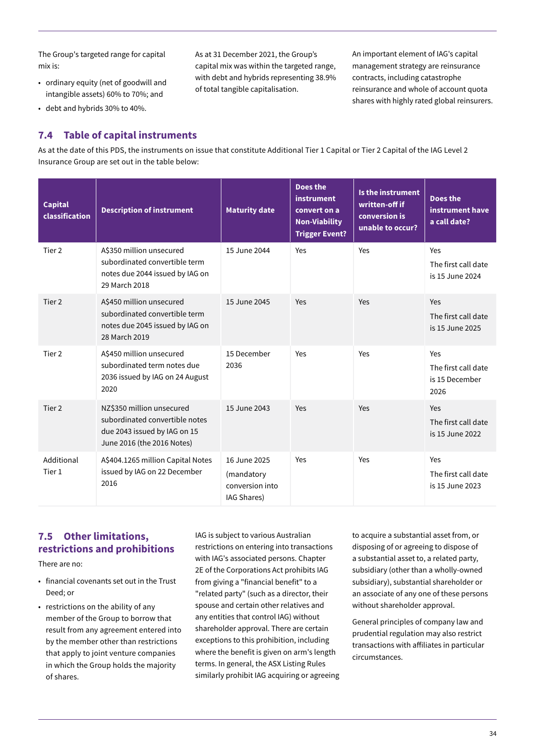The Group's targeted range for capital mix is:

- ordinary equity (net of goodwill and intangible assets) 60% to 70%; and
- debt and hybrids 30% to 40%.

As at 31 December 2021, the Group's capital mix was within the targeted range, with debt and hybrids representing 38.9% of total tangible capitalisation.

An important element of IAG's capital management strategy are reinsurance contracts, including catastrophe reinsurance and whole of account quota shares with highly rated global reinsurers.

## 7.4 Table of capital instruments

As at the date of this PDS, the instruments on issue that constitute Additional Tier 1 Capital or Tier 2 Capital of the IAG Level 2 Insurance Group are set out in the table below:

| Capital classification | Description of instrument | Maturity date | Does the instrument convert on a Non-Viability Trigger Event? | Is the instrument written-off if conversion is unable to occur? | Does the instrument have a call date? |
|---|---|---|---|---|---|
| Tier 2 | A$350 million unsecured subordinated convertible term notes due 2044 issued by IAG on 29 March 2018 | 15 June 2044 | Yes | Yes | Yes<br>The first call date is 15 June 2024 |
| Tier 2 | A$450 million unsecured subordinated convertible term notes due 2045 issued by IAG on 28 March 2019 | 15 June 2045 | Yes | Yes | Yes<br>The first call date is 15 June 2025 |
| Tier 2 | A$450 million unsecured subordinated term notes due 2036 issued by IAG on 24 August 2020 | 15 December 2036 | Yes | Yes | Yes<br>The first call date is 15 December 2026 |
| Tier 2 | NZ$350 million unsecured subordinated convertible notes due 2043 issued by IAG on 15 June 2016 (the 2016 Notes) | 15 June 2043 | Yes | Yes | Yes<br>The first call date is 15 June 2022 |
| Additional Tier 1 | A$404.1265 million Capital Notes issued by IAG on 22 December 2016 | 16 June 2025 (mandatory conversion into IAG Shares) | Yes | Yes | Yes<br>The first call date is 15 June 2023 |

## 7.5 Other limitations, restrictions and prohibitions

There are no:

- financial covenants set out in the Trust Deed; or
- restrictions on the ability of any member of the Group to borrow that result from any agreement entered into by the member other than restrictions that apply to joint venture companies in which the Group holds the majority of shares.

IAG is subject to various Australian restrictions on entering into transactions with IAG's associated persons. Chapter 2E of the Corporations Act prohibits IAG from giving a "financial benefit" to a "related party" (such as a director, their spouse and certain other relatives and any entities that control IAG) without shareholder approval. There are certain exceptions to this prohibition, including where the benefit is given on arm's length terms. In general, the ASX Listing Rules similarly prohibit IAG acquiring or agreeing to acquire a substantial asset from, or disposing of or agreeing to dispose of a substantial asset to, a related party, subsidiary (other than a wholly-owned subsidiary), substantial shareholder or an associate of any one of these persons without shareholder approval.

General principles of company law and prudential regulation may also restrict transactions with affiliates in particular circumstances.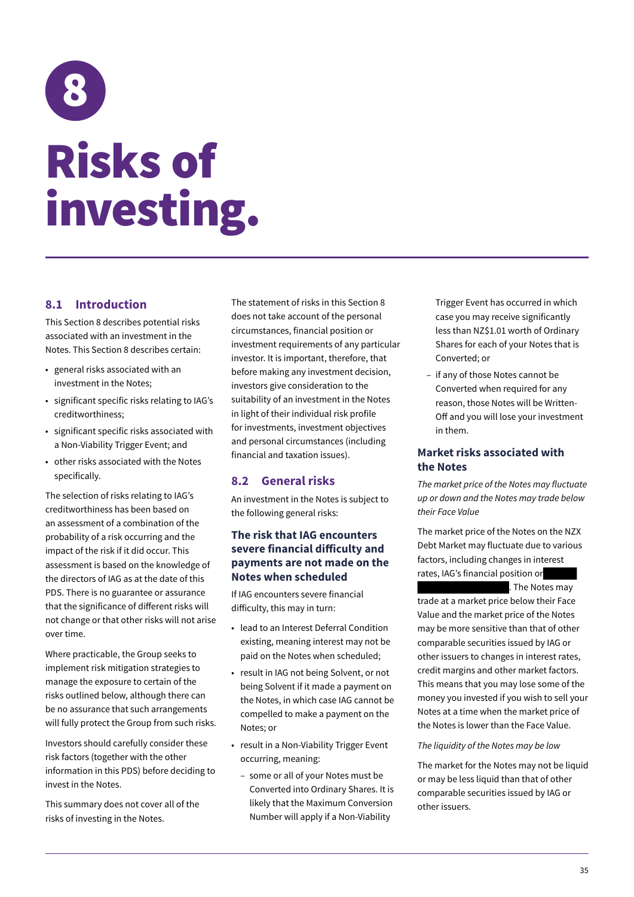# 8

# Risks of investing.

## 8.1 Introduction

This Section 8 describes potential risks associated with an investment in the Notes. This Section 8 describes certain:

- general risks associated with an investment in the Notes;
- significant specific risks relating to IAG's creditworthiness;
- significant specific risks associated with a Non-Viability Trigger Event; and
- other risks associated with the Notes specifically.

The selection of risks relating to IAG's creditworthiness has been based on an assessment of a combination of the probability of a risk occurring and the impact of the risk if it did occur. This assessment is based on the knowledge of the directors of IAG as at the date of this PDS. There is no guarantee or assurance that the significance of different risks will not change or that other risks will not arise over time.

Where practicable, the Group seeks to implement risk mitigation strategies to manage the exposure to certain of the risks outlined below, although there can be no assurance that such arrangements will fully protect the Group from such risks.

Investors should carefully consider these risk factors (together with the other information in this PDS) before deciding to invest in the Notes.

This summary does not cover all of the risks of investing in the Notes.

The statement of risks in this Section 8 does not take account of the personal circumstances, financial position or investment requirements of any particular investor. It is important, therefore, that before making any investment decision, investors give consideration to the suitability of an investment in the Notes in light of their individual risk profile for investments, investment objectives and personal circumstances (including financial and taxation issues).

## 8.2 General risks

An investment in the Notes is subject to the following general risks:

### The risk that IAG encounters severe financial difficulty and payments are not made on the Notes when scheduled

If IAG encounters severe financial difficulty, this may in turn:

- lead to an Interest Deferral Condition existing, meaning interest may not be paid on the Notes when scheduled;
- result in IAG not being Solvent, or not being Solvent if it made a payment on the Notes, in which case IAG cannot be compelled to make a payment on the Notes; or
- result in a Non-Viability Trigger Event occurring, meaning:
  - some or all of your Notes must be Converted into Ordinary Shares. It is likely that the Maximum Conversion Number will apply if a Non-Viability Trigger Event has occurred in which case you may receive significantly less than NZ$1.01 worth of Ordinary Shares for each of your Notes that is Converted; or
  - if any of those Notes cannot be Converted when required for any reason, those Notes will be Written-Off and you will lose your investment in them.

### Market risks associated with the Notes

*The market price of the Notes may fluctuate up or down and the Notes may trade below their Face Value*

The market price of the Notes on the NZX Debt Market may fluctuate due to various factors, including changes in interest rates, IAG's financial position or ██████████████. The Notes may trade at a market price below their Face Value and the market price of the Notes may be more sensitive than that of other comparable securities issued by IAG or other issuers to changes in interest rates, credit margins and other market factors. This means that you may lose some of the money you invested if you wish to sell your Notes at a time when the market price of the Notes is lower than the Face Value.

*The liquidity of the Notes may be low*

The market for the Notes may not be liquid or may be less liquid than that of other comparable securities issued by IAG or other issuers.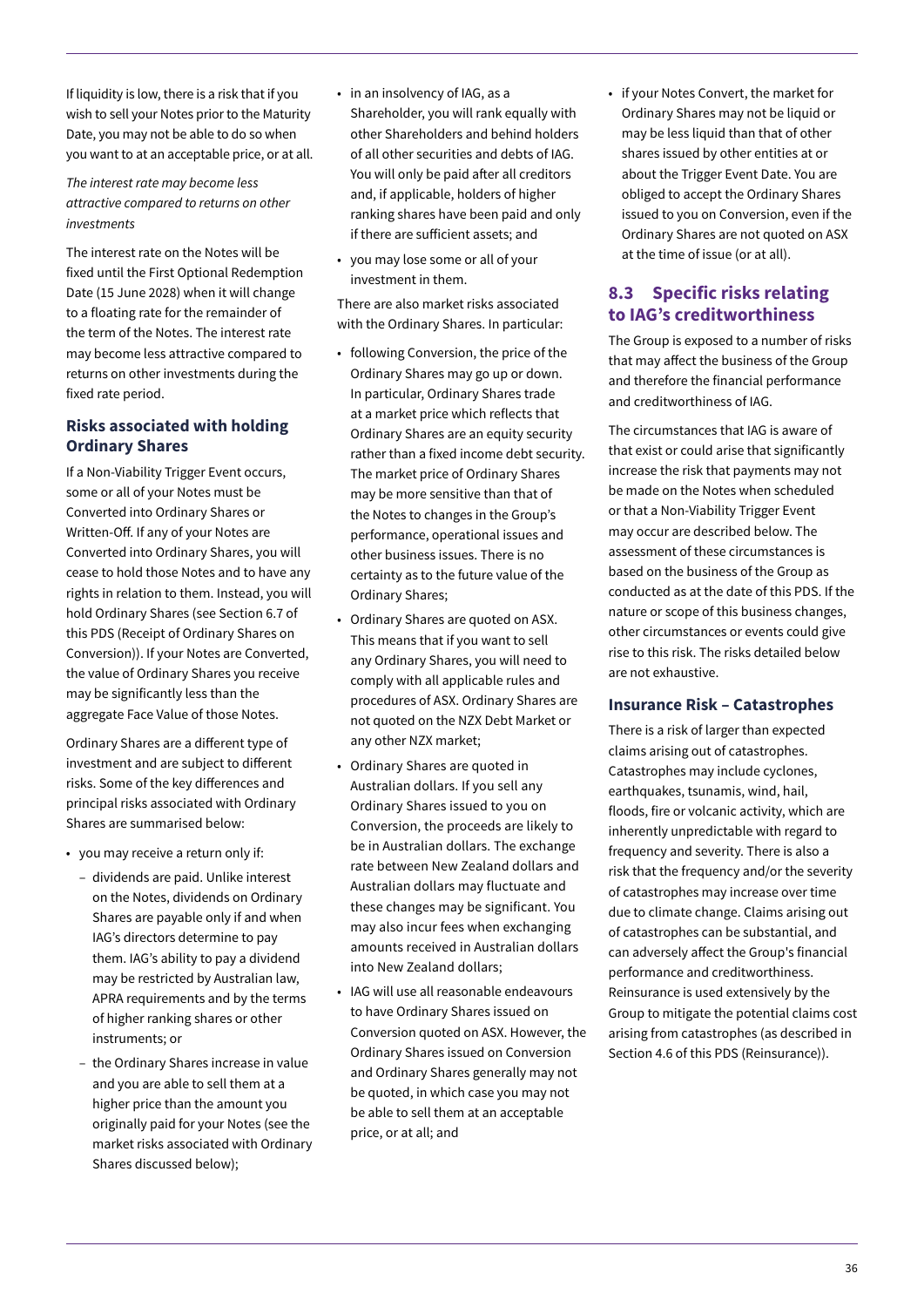If liquidity is low, there is a risk that if you wish to sell your Notes prior to the Maturity Date, you may not be able to do so when you want to at an acceptable price, or at all.

*The interest rate may become less attractive compared to returns on other investments*

The interest rate on the Notes will be fixed until the First Optional Redemption Date (15 June 2028) when it will change to a floating rate for the remainder of the term of the Notes. The interest rate may become less attractive compared to returns on other investments during the fixed rate period.

### Risks associated with holding Ordinary Shares

If a Non-Viability Trigger Event occurs, some or all of your Notes must be Converted into Ordinary Shares or Written-Off. If any of your Notes are Converted into Ordinary Shares, you will cease to hold those Notes and to have any rights in relation to them. Instead, you will hold Ordinary Shares (see Section 6.7 of this PDS (Receipt of Ordinary Shares on Conversion)). If your Notes are Converted, the value of Ordinary Shares you receive may be significantly less than the aggregate Face Value of those Notes.

Ordinary Shares are a different type of investment and are subject to different risks. Some of the key differences and principal risks associated with Ordinary Shares are summarised below:

- you may receive a return only if:
  - dividends are paid. Unlike interest on the Notes, dividends on Ordinary Shares are payable only if and when IAG's directors determine to pay them. IAG's ability to pay a dividend may be restricted by Australian law, APRA requirements and by the terms of higher ranking shares or other instruments; or
  - the Ordinary Shares increase in value and you are able to sell them at a higher price than the amount you originally paid for your Notes (see the market risks associated with Ordinary Shares discussed below);
- in an insolvency of IAG, as a Shareholder, you will rank equally with other Shareholders and behind holders of all other securities and debts of IAG. You will only be paid after all creditors and, if applicable, holders of higher ranking shares have been paid and only if there are sufficient assets; and
- you may lose some or all of your investment in them.

There are also market risks associated with the Ordinary Shares. In particular:

- following Conversion, the price of the Ordinary Shares may go up or down. In particular, Ordinary Shares trade at a market price which reflects that Ordinary Shares are an equity security rather than a fixed income debt security. The market price of Ordinary Shares may be more sensitive than that of the Notes to changes in the Group's performance, operational issues and other business issues. There is no certainty as to the future value of the Ordinary Shares;
- Ordinary Shares are quoted on ASX. This means that if you want to sell any Ordinary Shares, you will need to comply with all applicable rules and procedures of ASX. Ordinary Shares are not quoted on the NZX Debt Market or any other NZX market;
- Ordinary Shares are quoted in Australian dollars. If you sell any Ordinary Shares issued to you on Conversion, the proceeds are likely to be in Australian dollars. The exchange rate between New Zealand dollars and Australian dollars may fluctuate and these changes may be significant. You may also incur fees when exchanging amounts received in Australian dollars into New Zealand dollars;
- IAG will use all reasonable endeavours to have Ordinary Shares issued on Conversion quoted on ASX. However, the Ordinary Shares issued on Conversion and Ordinary Shares generally may not be quoted, in which case you may not be able to sell them at an acceptable price, or at all; and
- if your Notes Convert, the market for Ordinary Shares may not be liquid or may be less liquid than that of other shares issued by other entities at or about the Trigger Event Date. You are obliged to accept the Ordinary Shares issued to you on Conversion, even if the Ordinary Shares are not quoted on ASX at the time of issue (or at all).

## 8.3 Specific risks relating to IAG's creditworthiness

The Group is exposed to a number of risks that may affect the business of the Group and therefore the financial performance and creditworthiness of IAG.

The circumstances that IAG is aware of that exist or could arise that significantly increase the risk that payments may not be made on the Notes when scheduled or that a Non-Viability Trigger Event may occur are described below. The assessment of these circumstances is based on the business of the Group as conducted as at the date of this PDS. If the nature or scope of this business changes, other circumstances or events could give rise to this risk. The risks detailed below are not exhaustive.

### Insurance Risk – Catastrophes

There is a risk of larger than expected claims arising out of catastrophes. Catastrophes may include cyclones, earthquakes, tsunamis, wind, hail, floods, fire or volcanic activity, which are inherently unpredictable with regard to frequency and severity. There is also a risk that the frequency and/or the severity of catastrophes may increase over time due to climate change. Claims arising out of catastrophes can be substantial, and can adversely affect the Group's financial performance and creditworthiness. Reinsurance is used extensively by the Group to mitigate the potential claims cost arising from catastrophes (as described in Section 4.6 of this PDS (Reinsurance)).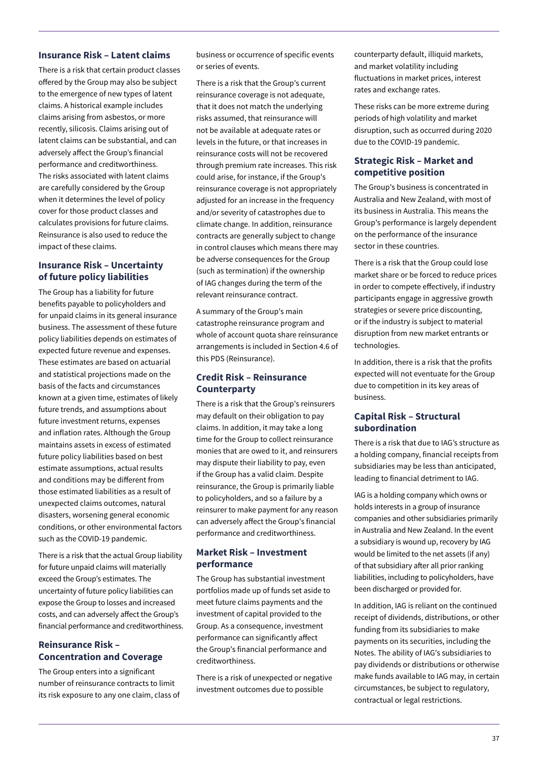### Insurance Risk – Latent claims

There is a risk that certain product classes offered by the Group may also be subject to the emergence of new types of latent claims. A historical example includes claims arising from asbestos, or more recently, silicosis. Claims arising out of latent claims can be substantial, and can adversely affect the Group's financial performance and creditworthiness. The risks associated with latent claims are carefully considered by the Group when it determines the level of policy cover for those product classes and calculates provisions for future claims. Reinsurance is also used to reduce the impact of these claims.

### Insurance Risk – Uncertainty of future policy liabilities

The Group has a liability for future benefits payable to policyholders and for unpaid claims in its general insurance business. The assessment of these future policy liabilities depends on estimates of expected future revenue and expenses. These estimates are based on actuarial and statistical projections made on the basis of the facts and circumstances known at a given time, estimates of likely future trends, and assumptions about future investment returns, expenses and inflation rates. Although the Group maintains assets in excess of estimated future policy liabilities based on best estimate assumptions, actual results and conditions may be different from those estimated liabilities as a result of unexpected claims outcomes, natural disasters, worsening general economic conditions, or other environmental factors such as the COVID-19 pandemic.

There is a risk that the actual Group liability for future unpaid claims will materially exceed the Group's estimates. The uncertainty of future policy liabilities can expose the Group to losses and increased costs, and can adversely affect the Group's financial performance and creditworthiness.

### Reinsurance Risk – Concentration and Coverage

The Group enters into a significant number of reinsurance contracts to limit its risk exposure to any one claim, class of business or occurrence of specific events or series of events.

There is a risk that the Group's current reinsurance coverage is not adequate, that it does not match the underlying risks assumed, that reinsurance will not be available at adequate rates or levels in the future, or that increases in reinsurance costs will not be recovered through premium rate increases. This risk could arise, for instance, if the Group's reinsurance coverage is not appropriately adjusted for an increase in the frequency and/or severity of catastrophes due to climate change. In addition, reinsurance contracts are generally subject to change in control clauses which means there may be adverse consequences for the Group (such as termination) if the ownership of IAG changes during the term of the relevant reinsurance contract.

A summary of the Group's main catastrophe reinsurance program and whole of account quota share reinsurance arrangements is included in Section 4.6 of this PDS (Reinsurance).

### Credit Risk – Reinsurance Counterparty

There is a risk that the Group's reinsurers may default on their obligation to pay claims. In addition, it may take a long time for the Group to collect reinsurance monies that are owed to it, and reinsurers may dispute their liability to pay, even if the Group has a valid claim. Despite reinsurance, the Group is primarily liable to policyholders, and so a failure by a reinsurer to make payment for any reason can adversely affect the Group's financial performance and creditworthiness.

### Market Risk – Investment performance

The Group has substantial investment portfolios made up of funds set aside to meet future claims payments and the investment of capital provided to the Group. As a consequence, investment performance can significantly affect the Group's financial performance and creditworthiness.

There is a risk of unexpected or negative investment outcomes due to possible counterparty default, illiquid markets, and market volatility including fluctuations in market prices, interest rates and exchange rates.

These risks can be more extreme during periods of high volatility and market disruption, such as occurred during 2020 due to the COVID-19 pandemic.

### Strategic Risk – Market and competitive position

The Group's business is concentrated in Australia and New Zealand, with most of its business in Australia. This means the Group's performance is largely dependent on the performance of the insurance sector in these countries.

There is a risk that the Group could lose market share or be forced to reduce prices in order to compete effectively, if industry participants engage in aggressive growth strategies or severe price discounting, or if the industry is subject to material disruption from new market entrants or technologies.

In addition, there is a risk that the profits expected will not eventuate for the Group due to competition in its key areas of business.

### Capital Risk – Structural subordination

There is a risk that due to IAG's structure as a holding company, financial receipts from subsidiaries may be less than anticipated, leading to financial detriment to IAG.

IAG is a holding company which owns or holds interests in a group of insurance companies and other subsidiaries primarily in Australia and New Zealand. In the event a subsidiary is wound up, recovery by IAG would be limited to the net assets (if any) of that subsidiary after all prior ranking liabilities, including to policyholders, have been discharged or provided for.

In addition, IAG is reliant on the continued receipt of dividends, distributions, or other funding from its subsidiaries to make payments on its securities, including the Notes. The ability of IAG's subsidiaries to pay dividends or distributions or otherwise make funds available to IAG may, in certain circumstances, be subject to regulatory, contractual or legal restrictions.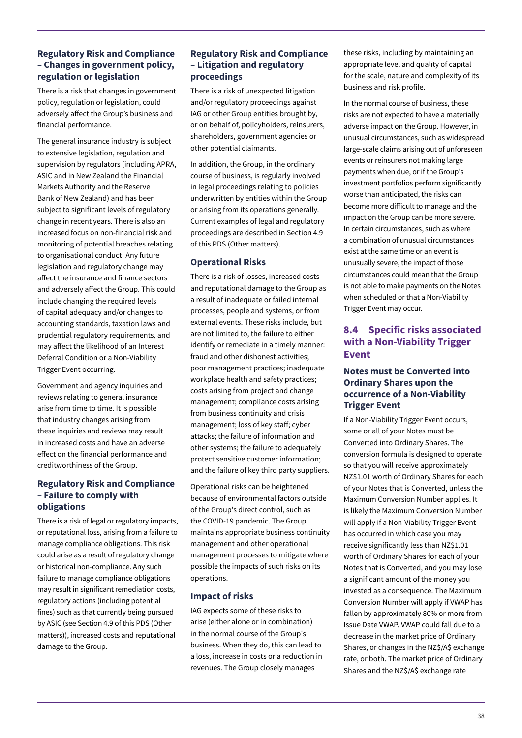### Regulatory Risk and Compliance – Changes in government policy, regulation or legislation

There is a risk that changes in government policy, regulation or legislation, could adversely affect the Group's business and financial performance.

The general insurance industry is subject to extensive legislation, regulation and supervision by regulators (including APRA, ASIC and in New Zealand the Financial Markets Authority and the Reserve Bank of New Zealand) and has been subject to significant levels of regulatory change in recent years. There is also an increased focus on non-financial risk and monitoring of potential breaches relating to organisational conduct. Any future legislation and regulatory change may affect the insurance and finance sectors and adversely affect the Group. This could include changing the required levels of capital adequacy and/or changes to accounting standards, taxation laws and prudential regulatory requirements, and may affect the likelihood of an Interest Deferral Condition or a Non-Viability Trigger Event occurring.

Government and agency inquiries and reviews relating to general insurance arise from time to time. It is possible that industry changes arising from these inquiries and reviews may result in increased costs and have an adverse effect on the financial performance and creditworthiness of the Group.

### Regulatory Risk and Compliance – Failure to comply with obligations

There is a risk of legal or regulatory impacts, or reputational loss, arising from a failure to manage compliance obligations. This risk could arise as a result of regulatory change or historical non-compliance. Any such failure to manage compliance obligations may result in significant remediation costs, regulatory actions (including potential fines) such as that currently being pursued by ASIC (see Section 4.9 of this PDS (Other matters)), increased costs and reputational damage to the Group.

### Regulatory Risk and Compliance – Litigation and regulatory proceedings

There is a risk of unexpected litigation and/or regulatory proceedings against IAG or other Group entities brought by, or on behalf of, policyholders, reinsurers, shareholders, government agencies or other potential claimants.

In addition, the Group, in the ordinary course of business, is regularly involved in legal proceedings relating to policies underwritten by entities within the Group or arising from its operations generally. Current examples of legal and regulatory proceedings are described in Section 4.9 of this PDS (Other matters).

### Operational Risks

There is a risk of losses, increased costs and reputational damage to the Group as a result of inadequate or failed internal processes, people and systems, or from external events. These risks include, but are not limited to, the failure to either identify or remediate in a timely manner: fraud and other dishonest activities; poor management practices; inadequate workplace health and safety practices; costs arising from project and change management; compliance costs arising from business continuity and crisis management; loss of key staff; cyber attacks; the failure of information and other systems; the failure to adequately protect sensitive customer information; and the failure of key third party suppliers.

Operational risks can be heightened because of environmental factors outside of the Group's direct control, such as the COVID-19 pandemic. The Group maintains appropriate business continuity management and other operational management processes to mitigate where possible the impacts of such risks on its operations.

### Impact of risks

IAG expects some of these risks to arise (either alone or in combination) in the normal course of the Group's business. When they do, this can lead to a loss, increase in costs or a reduction in revenues. The Group closely manages these risks, including by maintaining an appropriate level and quality of capital for the scale, nature and complexity of its business and risk profile.

In the normal course of business, these risks are not expected to have a materially adverse impact on the Group. However, in unusual circumstances, such as widespread large-scale claims arising out of unforeseen events or reinsurers not making large payments when due, or if the Group's investment portfolios perform significantly worse than anticipated, the risks can become more difficult to manage and the impact on the Group can be more severe. In certain circumstances, such as where a combination of unusual circumstances exist at the same time or an event is unusually severe, the impact of those circumstances could mean that the Group is not able to make payments on the Notes when scheduled or that a Non-Viability Trigger Event may occur.

## 8.4 Specific risks associated with a Non-Viability Trigger Event

### Notes must be Converted into Ordinary Shares upon the occurrence of a Non-Viability Trigger Event

If a Non-Viability Trigger Event occurs, some or all of your Notes must be Converted into Ordinary Shares. The conversion formula is designed to operate so that you will receive approximately NZ$1.01 worth of Ordinary Shares for each of your Notes that is Converted, unless the Maximum Conversion Number applies. It is likely the Maximum Conversion Number will apply if a Non-Viability Trigger Event has occurred in which case you may receive significantly less than NZ$1.01 worth of Ordinary Shares for each of your Notes that is Converted, and you may lose a significant amount of the money you invested as a consequence. The Maximum Conversion Number will apply if VWAP has fallen by approximately 80% or more from Issue Date VWAP. VWAP could fall due to a decrease in the market price of Ordinary Shares, or changes in the NZ$/A$ exchange rate, or both. The market price of Ordinary Shares and the NZ$/A$ exchange rate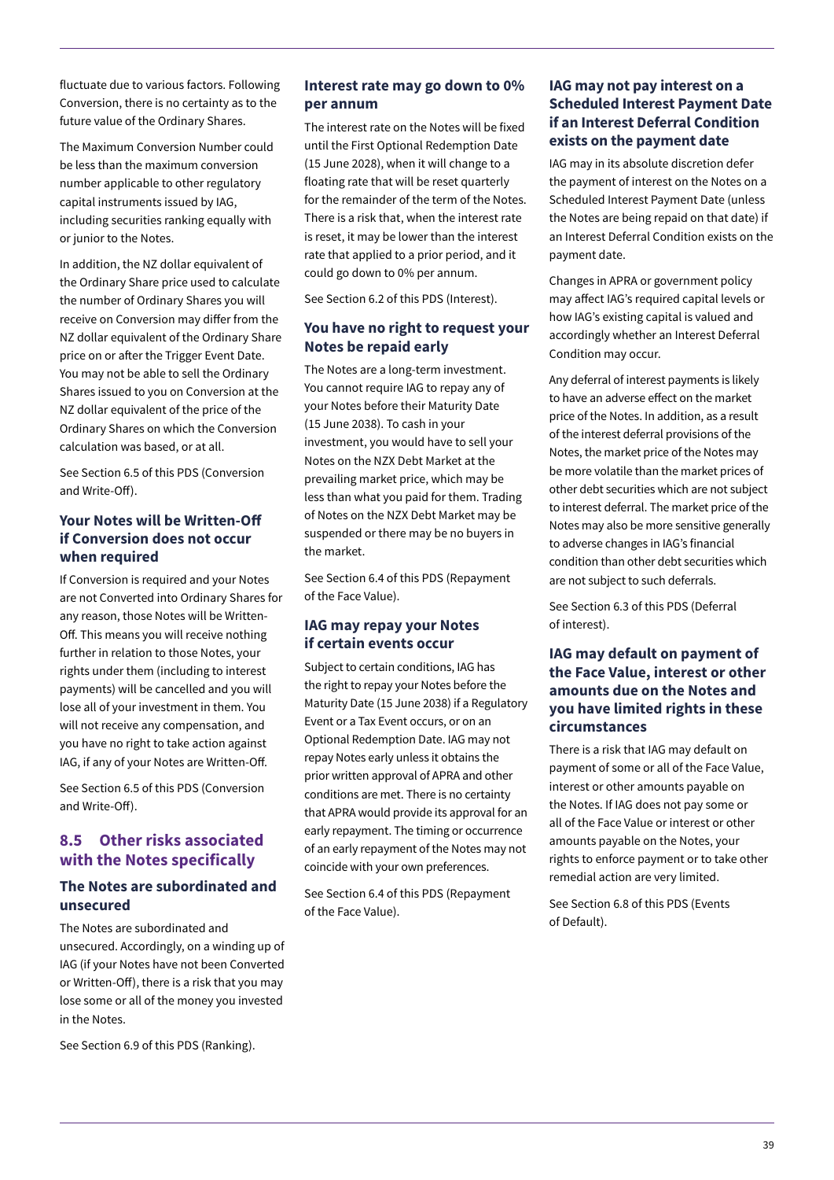fluctuate due to various factors. Following Conversion, there is no certainty as to the future value of the Ordinary Shares.

The Maximum Conversion Number could be less than the maximum conversion number applicable to other regulatory capital instruments issued by IAG, including securities ranking equally with or junior to the Notes.

In addition, the NZ dollar equivalent of the Ordinary Share price used to calculate the number of Ordinary Shares you will receive on Conversion may differ from the NZ dollar equivalent of the Ordinary Share price on or after the Trigger Event Date. You may not be able to sell the Ordinary Shares issued to you on Conversion at the NZ dollar equivalent of the price of the Ordinary Shares on which the Conversion calculation was based, or at all.

See Section 6.5 of this PDS (Conversion and Write-Off).

### Your Notes will be Written-Off if Conversion does not occur when required

If Conversion is required and your Notes are not Converted into Ordinary Shares for any reason, those Notes will be Written-Off. This means you will receive nothing further in relation to those Notes, your rights under them (including to interest payments) will be cancelled and you will lose all of your investment in them. You will not receive any compensation, and you have no right to take action against IAG, if any of your Notes are Written-Off.

See Section 6.5 of this PDS (Conversion and Write-Off).

## 8.5 Other risks associated with the Notes specifically

### The Notes are subordinated and unsecured

The Notes are subordinated and unsecured. Accordingly, on a winding up of IAG (if your Notes have not been Converted or Written-Off), there is a risk that you may lose some or all of the money you invested in the Notes.

See Section 6.9 of this PDS (Ranking).

### Interest rate may go down to 0% per annum

The interest rate on the Notes will be fixed until the First Optional Redemption Date (15 June 2028), when it will change to a floating rate that will be reset quarterly for the remainder of the term of the Notes. There is a risk that, when the interest rate is reset, it may be lower than the interest rate that applied to a prior period, and it could go down to 0% per annum.

See Section 6.2 of this PDS (Interest).

### You have no right to request your Notes be repaid early

The Notes are a long-term investment. You cannot require IAG to repay any of your Notes before their Maturity Date (15 June 2038). To cash in your investment, you would have to sell your Notes on the NZX Debt Market at the prevailing market price, which may be less than what you paid for them. Trading of Notes on the NZX Debt Market may be suspended or there may be no buyers in the market.

See Section 6.4 of this PDS (Repayment of the Face Value).

### IAG may repay your Notes if certain events occur

Subject to certain conditions, IAG has the right to repay your Notes before the Maturity Date (15 June 2038) if a Regulatory Event or a Tax Event occurs, or on an Optional Redemption Date. IAG may not repay Notes early unless it obtains the prior written approval of APRA and other conditions are met. There is no certainty that APRA would provide its approval for an early repayment. The timing or occurrence of an early repayment of the Notes may not coincide with your own preferences.

See Section 6.4 of this PDS (Repayment of the Face Value).

### IAG may not pay interest on a Scheduled Interest Payment Date if an Interest Deferral Condition exists on the payment date

IAG may in its absolute discretion defer the payment of interest on the Notes on a Scheduled Interest Payment Date (unless the Notes are being repaid on that date) if an Interest Deferral Condition exists on the payment date.

Changes in APRA or government policy may affect IAG's required capital levels or how IAG's existing capital is valued and accordingly whether an Interest Deferral Condition may occur.

Any deferral of interest payments is likely to have an adverse effect on the market price of the Notes. In addition, as a result of the interest deferral provisions of the Notes, the market price of the Notes may be more volatile than the market prices of other debt securities which are not subject to interest deferral. The market price of the Notes may also be more sensitive generally to adverse changes in IAG's financial condition than other debt securities which are not subject to such deferrals.

See Section 6.3 of this PDS (Deferral of interest).

### IAG may default on payment of the Face Value, interest or other amounts due on the Notes and you have limited rights in these circumstances

There is a risk that IAG may default on payment of some or all of the Face Value, interest or other amounts payable on the Notes. If IAG does not pay some or all of the Face Value or interest or other amounts payable on the Notes, your rights to enforce payment or to take other remedial action are very limited.

See Section 6.8 of this PDS (Events of Default).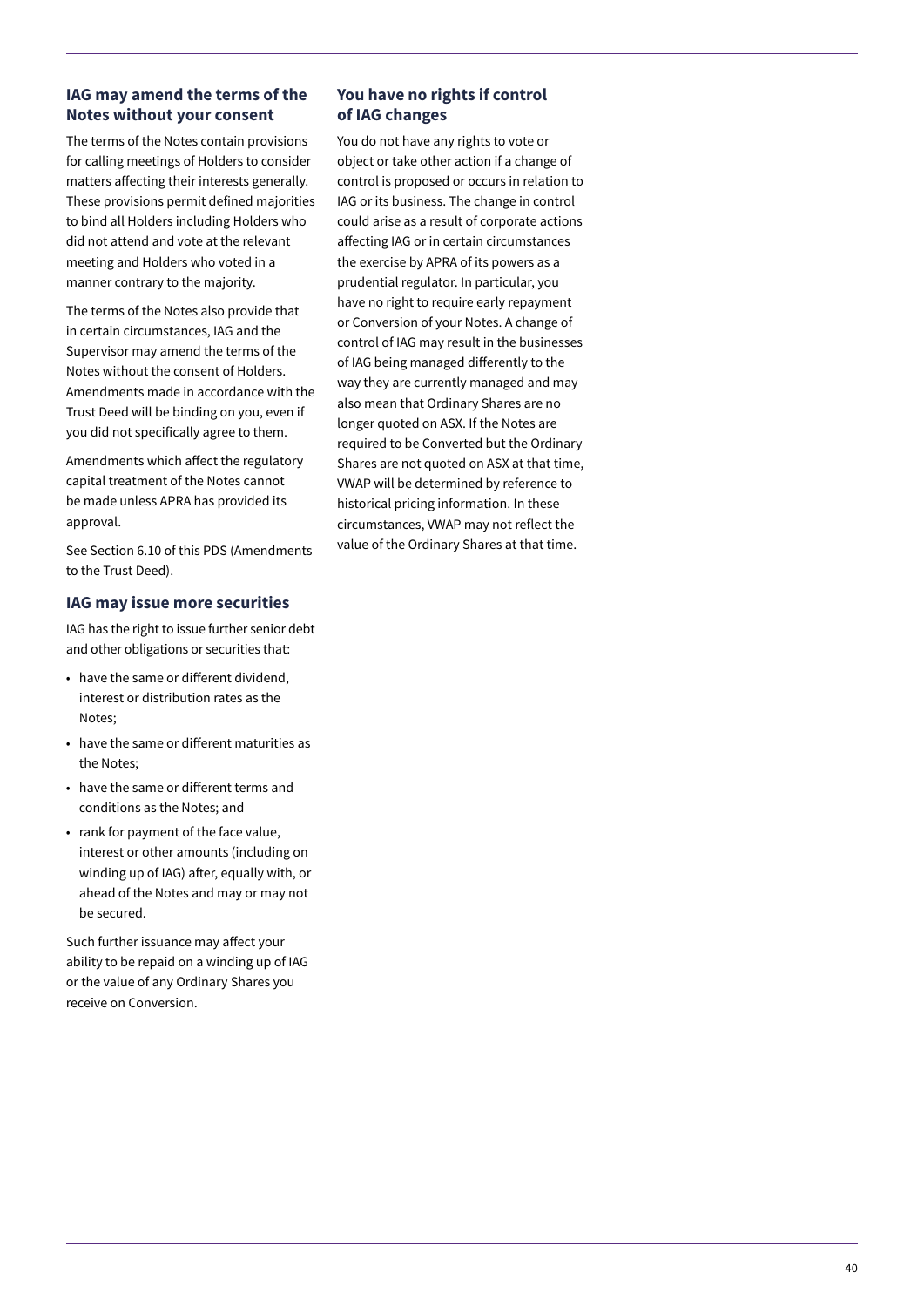### IAG may amend the terms of the Notes without your consent

The terms of the Notes contain provisions for calling meetings of Holders to consider matters affecting their interests generally. These provisions permit defined majorities to bind all Holders including Holders who did not attend and vote at the relevant meeting and Holders who voted in a manner contrary to the majority.

The terms of the Notes also provide that in certain circumstances, IAG and the Supervisor may amend the terms of the Notes without the consent of Holders. Amendments made in accordance with the Trust Deed will be binding on you, even if you did not specifically agree to them.

Amendments which affect the regulatory capital treatment of the Notes cannot be made unless APRA has provided its approval.

See Section 6.10 of this PDS (Amendments to the Trust Deed).

### IAG may issue more securities

IAG has the right to issue further senior debt and other obligations or securities that:

- have the same or different dividend, interest or distribution rates as the Notes;
- have the same or different maturities as the Notes;
- have the same or different terms and conditions as the Notes; and
- rank for payment of the face value, interest or other amounts (including on winding up of IAG) after, equally with, or ahead of the Notes and may or may not be secured.

Such further issuance may affect your ability to be repaid on a winding up of IAG or the value of any Ordinary Shares you receive on Conversion.

### You have no rights if control of IAG changes

You do not have any rights to vote or object or take other action if a change of control is proposed or occurs in relation to IAG or its business. The change in control could arise as a result of corporate actions affecting IAG or in certain circumstances the exercise by APRA of its powers as a prudential regulator. In particular, you have no right to require early repayment or Conversion of your Notes. A change of control of IAG may result in the businesses of IAG being managed differently to the way they are currently managed and may also mean that Ordinary Shares are no longer quoted on ASX. If the Notes are required to be Converted but the Ordinary Shares are not quoted on ASX at that time, VWAP will be determined by reference to historical pricing information. In these circumstances, VWAP may not reflect the value of the Ordinary Shares at that time.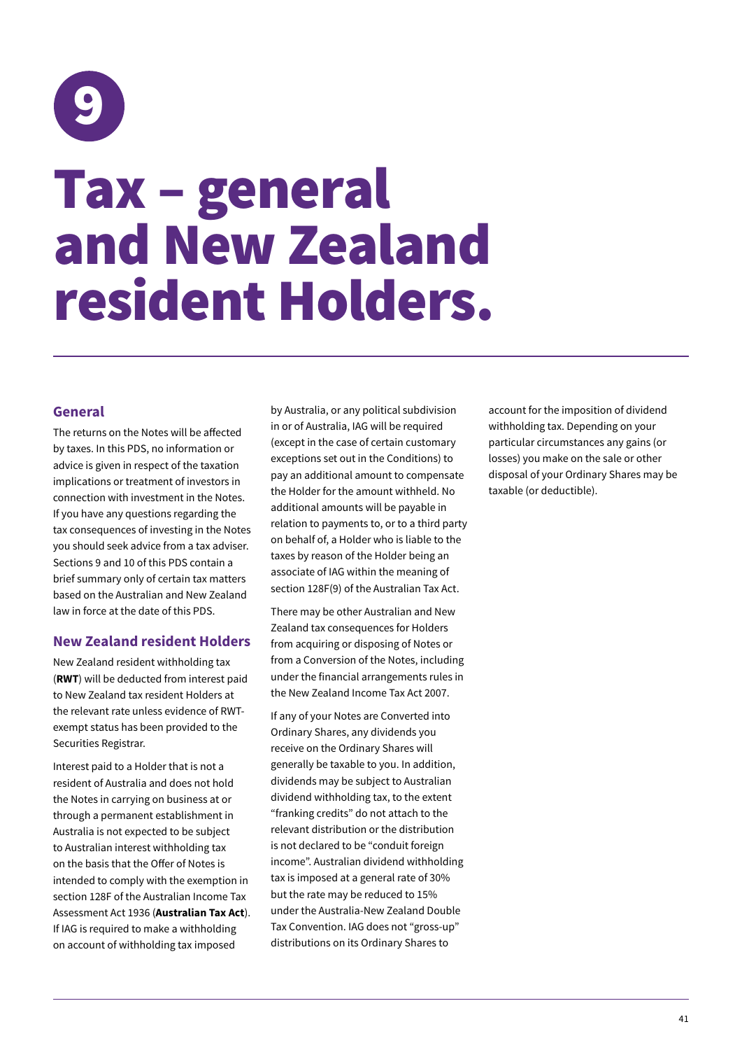# 9

# Tax – general and New Zealand resident Holders.

## General

The returns on the Notes will be affected by taxes. In this PDS, no information or advice is given in respect of the taxation implications or treatment of investors in connection with investment in the Notes. If you have any questions regarding the tax consequences of investing in the Notes you should seek advice from a tax adviser. Sections 9 and 10 of this PDS contain a brief summary only of certain tax matters based on the Australian and New Zealand law in force at the date of this PDS.

## New Zealand resident Holders

New Zealand resident withholding tax (**RWT**) will be deducted from interest paid to New Zealand tax resident Holders at the relevant rate unless evidence of RWT-exempt status has been provided to the Securities Registrar.

Interest paid to a Holder that is not a resident of Australia and does not hold the Notes in carrying on business at or through a permanent establishment in Australia is not expected to be subject to Australian interest withholding tax on the basis that the Offer of Notes is intended to comply with the exemption in section 128F of the Australian Income Tax Assessment Act 1936 (**Australian Tax Act**). If IAG is required to make a withholding on account of withholding tax imposed by Australia, or any political subdivision in or of Australia, IAG will be required (except in the case of certain customary exceptions set out in the Conditions) to pay an additional amount to compensate the Holder for the amount withheld. No additional amounts will be payable in relation to payments to, or to a third party on behalf of, a Holder who is liable to the taxes by reason of the Holder being an associate of IAG within the meaning of section 128F(9) of the Australian Tax Act.

There may be other Australian and New Zealand tax consequences for Holders from acquiring or disposing of Notes or from a Conversion of the Notes, including under the financial arrangements rules in the New Zealand Income Tax Act 2007.

If any of your Notes are Converted into Ordinary Shares, any dividends you receive on the Ordinary Shares will generally be taxable to you. In addition, dividends may be subject to Australian dividend withholding tax, to the extent "franking credits" do not attach to the relevant distribution or the distribution is not declared to be "conduit foreign income". Australian dividend withholding tax is imposed at a general rate of 30% but the rate may be reduced to 15% under the Australia-New Zealand Double Tax Convention. IAG does not "gross-up" distributions on its Ordinary Shares to account for the imposition of dividend withholding tax. Depending on your particular circumstances any gains (or losses) you make on the sale or other disposal of your Ordinary Shares may be taxable (or deductible).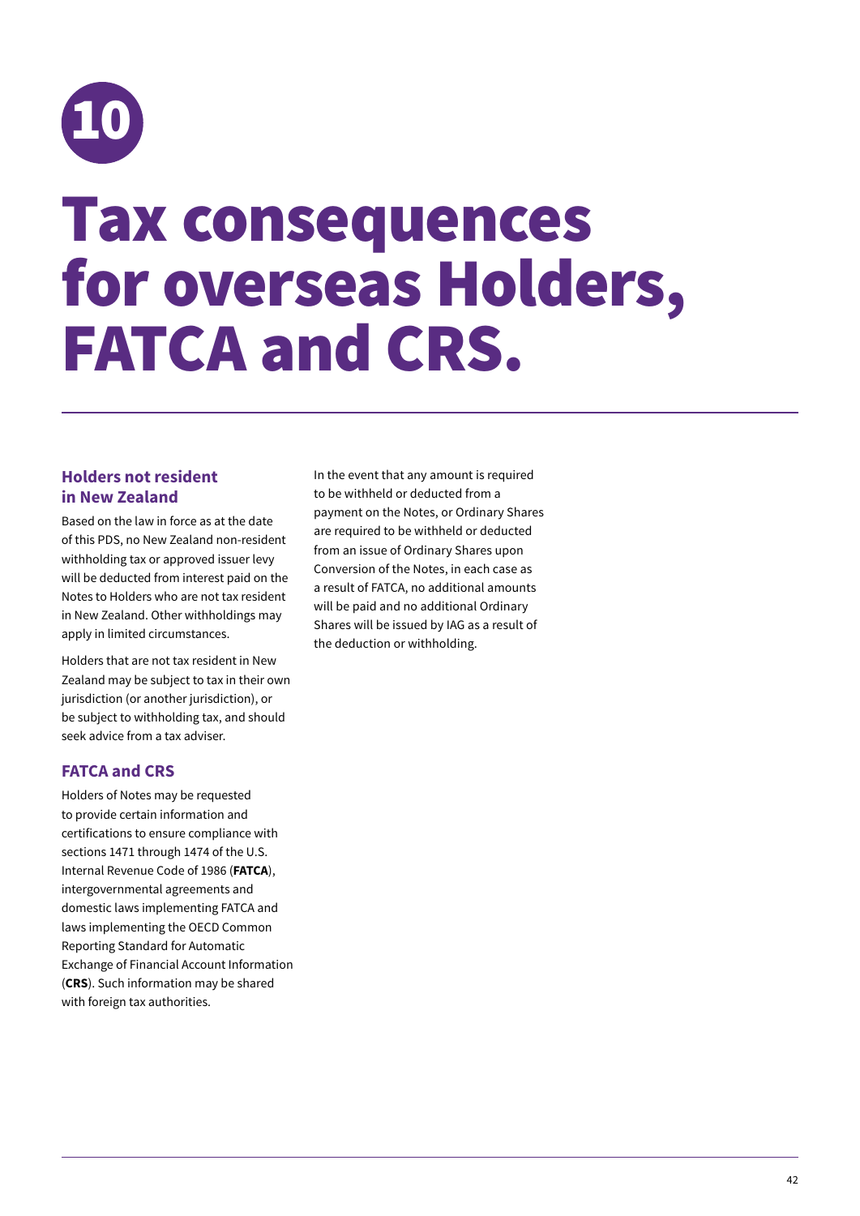# 10

# Tax consequences for overseas Holders, FATCA and CRS.

## Holders not resident in New Zealand

Based on the law in force as at the date of this PDS, no New Zealand non-resident withholding tax or approved issuer levy will be deducted from interest paid on the Notes to Holders who are not tax resident in New Zealand. Other withholdings may apply in limited circumstances.

Holders that are not tax resident in New Zealand may be subject to tax in their own jurisdiction (or another jurisdiction), or be subject to withholding tax, and should seek advice from a tax adviser.

## FATCA and CRS

Holders of Notes may be requested to provide certain information and certifications to ensure compliance with sections 1471 through 1474 of the U.S. Internal Revenue Code of 1986 (**FATCA**), intergovernmental agreements and domestic laws implementing FATCA and laws implementing the OECD Common Reporting Standard for Automatic Exchange of Financial Account Information (**CRS**). Such information may be shared with foreign tax authorities.

In the event that any amount is required to be withheld or deducted from a payment on the Notes, or Ordinary Shares are required to be withheld or deducted from an issue of Ordinary Shares upon Conversion of the Notes, in each case as a result of FATCA, no additional amounts will be paid and no additional Ordinary Shares will be issued by IAG as a result of the deduction or withholding.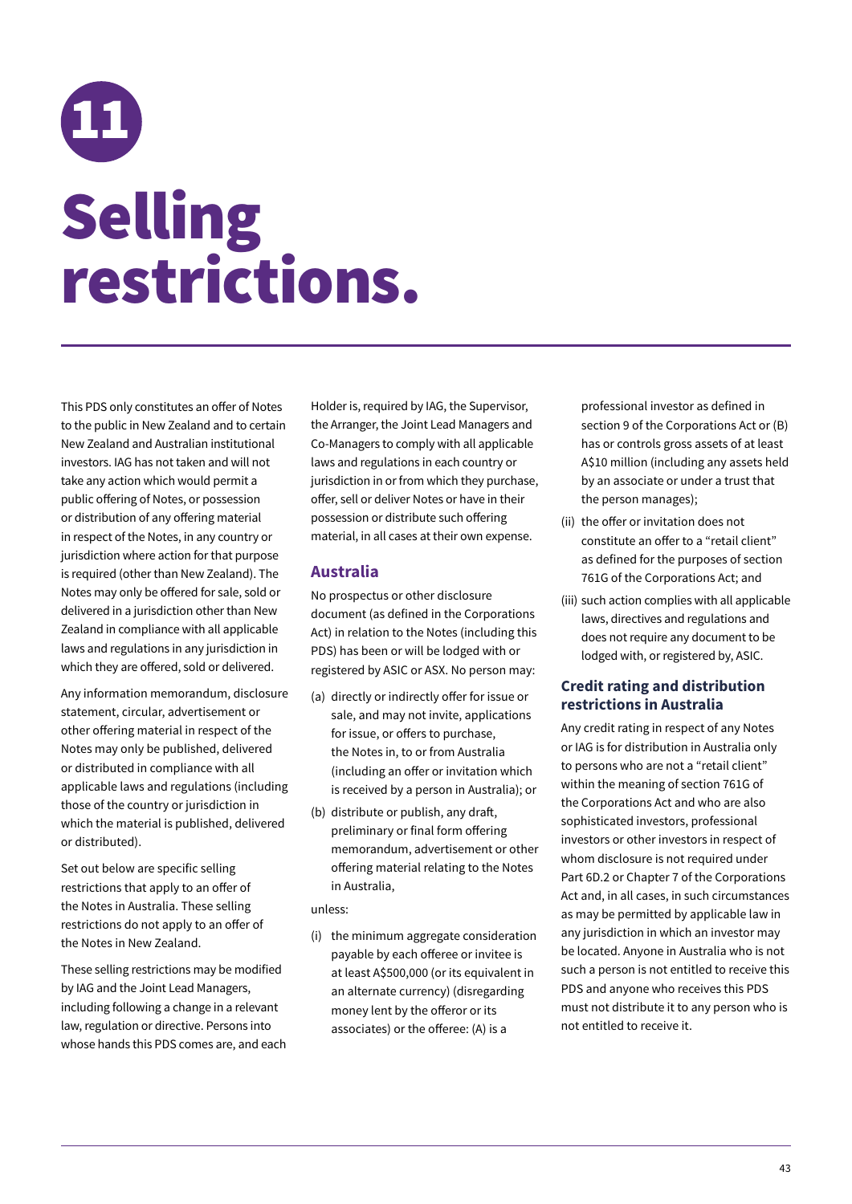# 11 Selling restrictions.

This PDS only constitutes an offer of Notes to the public in New Zealand and to certain New Zealand and Australian institutional investors. IAG has not taken and will not take any action which would permit a public offering of Notes, or possession or distribution of any offering material in respect of the Notes, in any country or jurisdiction where action for that purpose is required (other than New Zealand). The Notes may only be offered for sale, sold or delivered in a jurisdiction other than New Zealand in compliance with all applicable laws and regulations in any jurisdiction in which they are offered, sold or delivered.

Any information memorandum, disclosure statement, circular, advertisement or other offering material in respect of the Notes may only be published, delivered or distributed in compliance with all applicable laws and regulations (including those of the country or jurisdiction in which the material is published, delivered or distributed).

Set out below are specific selling restrictions that apply to an offer of the Notes in Australia. These selling restrictions do not apply to an offer of the Notes in New Zealand.

These selling restrictions may be modified by IAG and the Joint Lead Managers, including following a change in a relevant law, regulation or directive. Persons into whose hands this PDS comes are, and each Holder is, required by IAG, the Supervisor, the Arranger, the Joint Lead Managers and Co-Managers to comply with all applicable laws and regulations in each country or jurisdiction in or from which they purchase, offer, sell or deliver Notes or have in their possession or distribute such offering material, in all cases at their own expense.

## Australia

No prospectus or other disclosure document (as defined in the Corporations Act) in relation to the Notes (including this PDS) has been or will be lodged with or registered by ASIC or ASX. No person may:

(a) directly or indirectly offer for issue or sale, and may not invite, applications for issue, or offers to purchase, the Notes in, to or from Australia (including an offer or invitation which is received by a person in Australia); or

(b) distribute or publish, any draft, preliminary or final form offering memorandum, advertisement or other offering material relating to the Notes in Australia,

unless:

(i) the minimum aggregate consideration payable by each offeree or invitee is at least A$500,000 (or its equivalent in an alternate currency) (disregarding money lent by the offeror or its associates) or the offeree: (A) is a professional investor as defined in section 9 of the Corporations Act or (B) has or controls gross assets of at least A$10 million (including any assets held by an associate or under a trust that the person manages);

(ii) the offer or invitation does not constitute an offer to a "retail client" as defined for the purposes of section 761G of the Corporations Act; and

(iii) such action complies with all applicable laws, directives and regulations and does not require any document to be lodged with, or registered by, ASIC.

## Credit rating and distribution restrictions in Australia

Any credit rating in respect of any Notes or IAG is for distribution in Australia only to persons who are not a "retail client" within the meaning of section 761G of the Corporations Act and who are also sophisticated investors, professional investors or other investors in respect of whom disclosure is not required under Part 6D.2 or Chapter 7 of the Corporations Act and, in all cases, in such circumstances as may be permitted by applicable law in any jurisdiction in which an investor may be located. Anyone in Australia who is not such a person is not entitled to receive this PDS and anyone who receives this PDS must not distribute it to any person who is not entitled to receive it.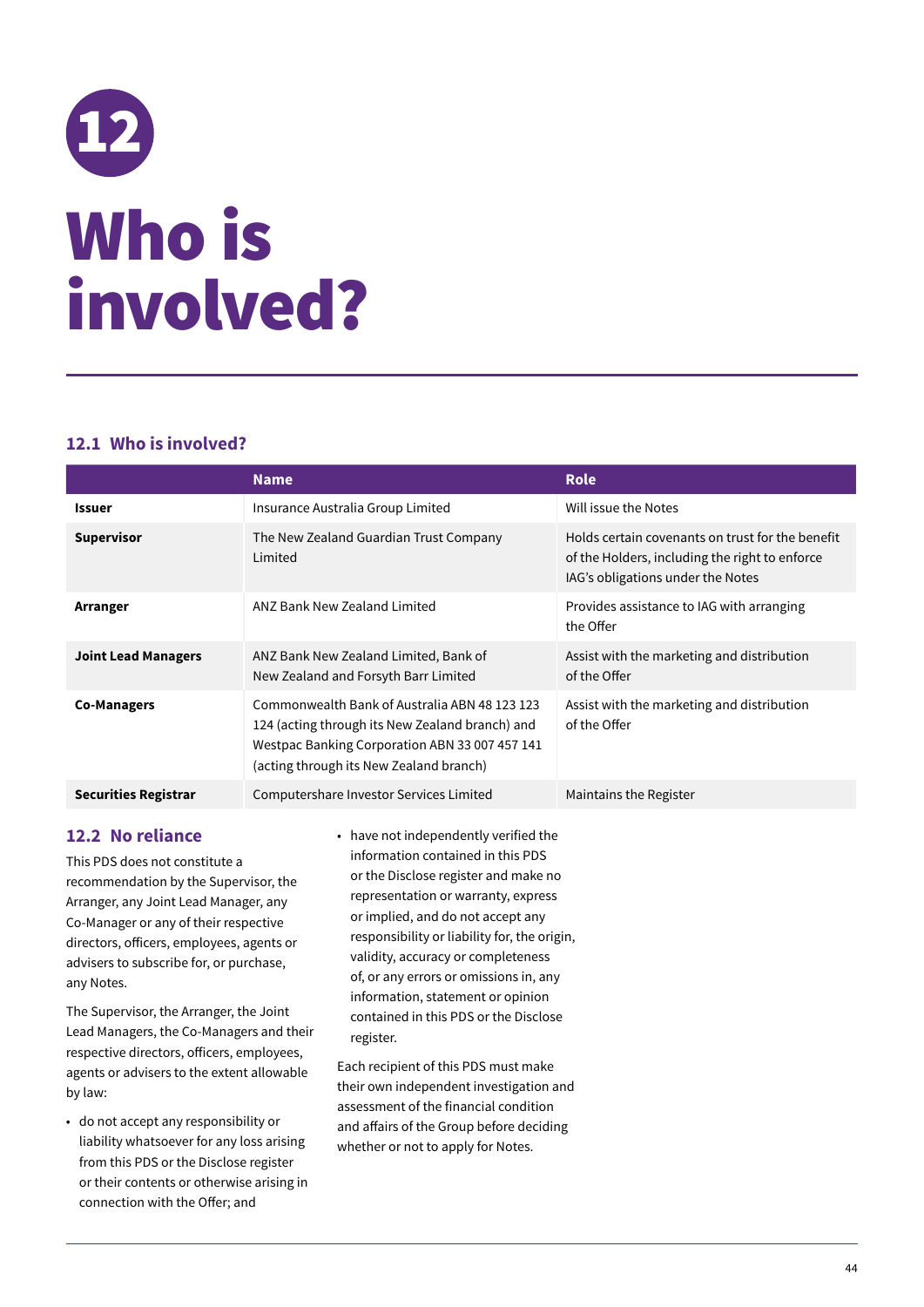# 12 Who is involved?

## 12.1 Who is involved?

| | Name | Role |
|---|---|---|
| **Issuer** | Insurance Australia Group Limited | Will issue the Notes |
| **Supervisor** | The New Zealand Guardian Trust Company Limited | Holds certain covenants on trust for the benefit of the Holders, including the right to enforce IAG's obligations under the Notes |
| **Arranger** | ANZ Bank New Zealand Limited | Provides assistance to IAG with arranging the Offer |
| **Joint Lead Managers** | ANZ Bank New Zealand Limited, Bank of New Zealand and Forsyth Barr Limited | Assist with the marketing and distribution of the Offer |
| **Co-Managers** | Commonwealth Bank of Australia ABN 48 123 123 124 (acting through its New Zealand branch) and Westpac Banking Corporation ABN 33 007 457 141 (acting through its New Zealand branch) | Assist with the marketing and distribution of the Offer |
| **Securities Registrar** | Computershare Investor Services Limited | Maintains the Register |

## 12.2 No reliance

This PDS does not constitute a recommendation by the Supervisor, the Arranger, any Joint Lead Manager, any Co-Manager or any of their respective directors, officers, employees, agents or advisers to subscribe for, or purchase, any Notes.

The Supervisor, the Arranger, the Joint Lead Managers, the Co-Managers and their respective directors, officers, employees, agents or advisers to the extent allowable by law:

- do not accept any responsibility or liability whatsoever for any loss arising from this PDS or the Disclose register or their contents or otherwise arising in connection with the Offer; and
- have not independently verified the information contained in this PDS or the Disclose register and make no representation or warranty, express or implied, and do not accept any responsibility or liability for, the origin, validity, accuracy or completeness of, or any errors or omissions in, any information, statement or opinion contained in this PDS or the Disclose register.

Each recipient of this PDS must make their own independent investigation and assessment of the financial condition and affairs of the Group before deciding whether or not to apply for Notes.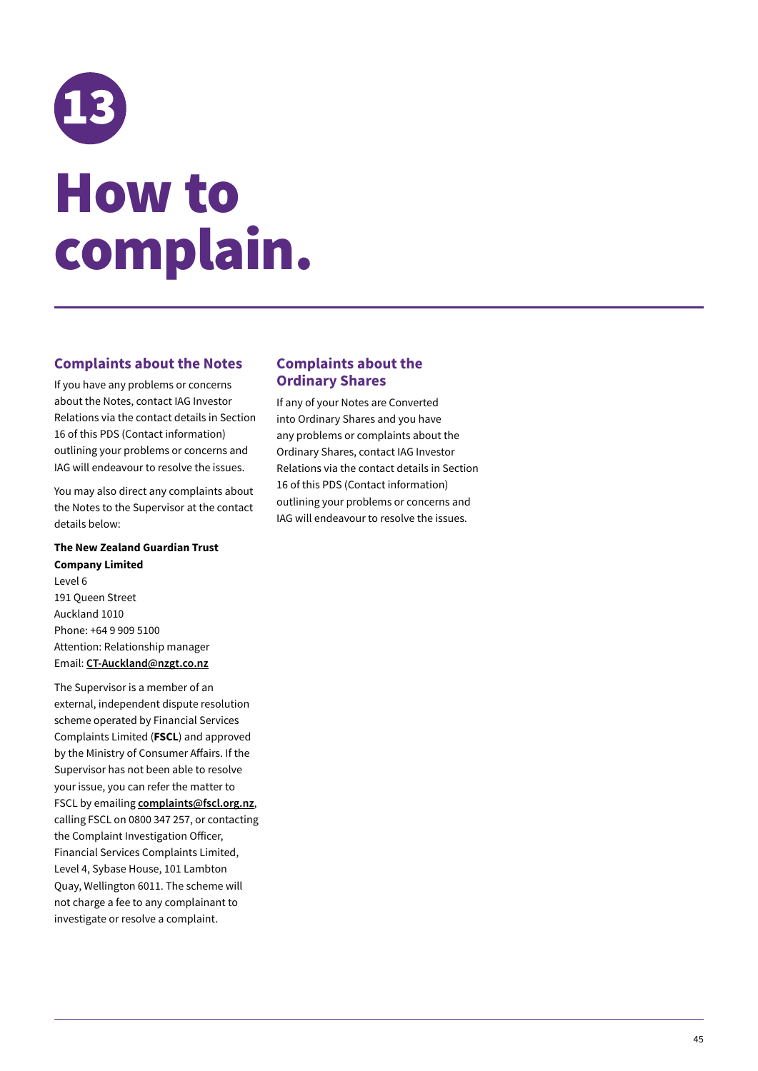# 13 How to complain.

## Complaints about the Notes

If you have any problems or concerns about the Notes, contact IAG Investor Relations via the contact details in Section 16 of this PDS (Contact information) outlining your problems or concerns and IAG will endeavour to resolve the issues.

You may also direct any complaints about the Notes to the Supervisor at the contact details below:

**The New Zealand Guardian Trust Company Limited**
Level 6
191 Queen Street
Auckland 1010
Phone: +64 9 909 5100
Attention: Relationship manager
Email: **CT-Auckland@nzgt.co.nz**

The Supervisor is a member of an external, independent dispute resolution scheme operated by Financial Services Complaints Limited (**FSCL**) and approved by the Ministry of Consumer Affairs. If the Supervisor has not been able to resolve your issue, you can refer the matter to FSCL by emailing **complaints@fscl.org.nz**, calling FSCL on 0800 347 257, or contacting the Complaint Investigation Officer, Financial Services Complaints Limited, Level 4, Sybase House, 101 Lambton Quay, Wellington 6011. The scheme will not charge a fee to any complainant to investigate or resolve a complaint.

## Complaints about the Ordinary Shares

If any of your Notes are Converted into Ordinary Shares and you have any problems or complaints about the Ordinary Shares, contact IAG Investor Relations via the contact details in Section 16 of this PDS (Contact information) outlining your problems or concerns and IAG will endeavour to resolve the issues.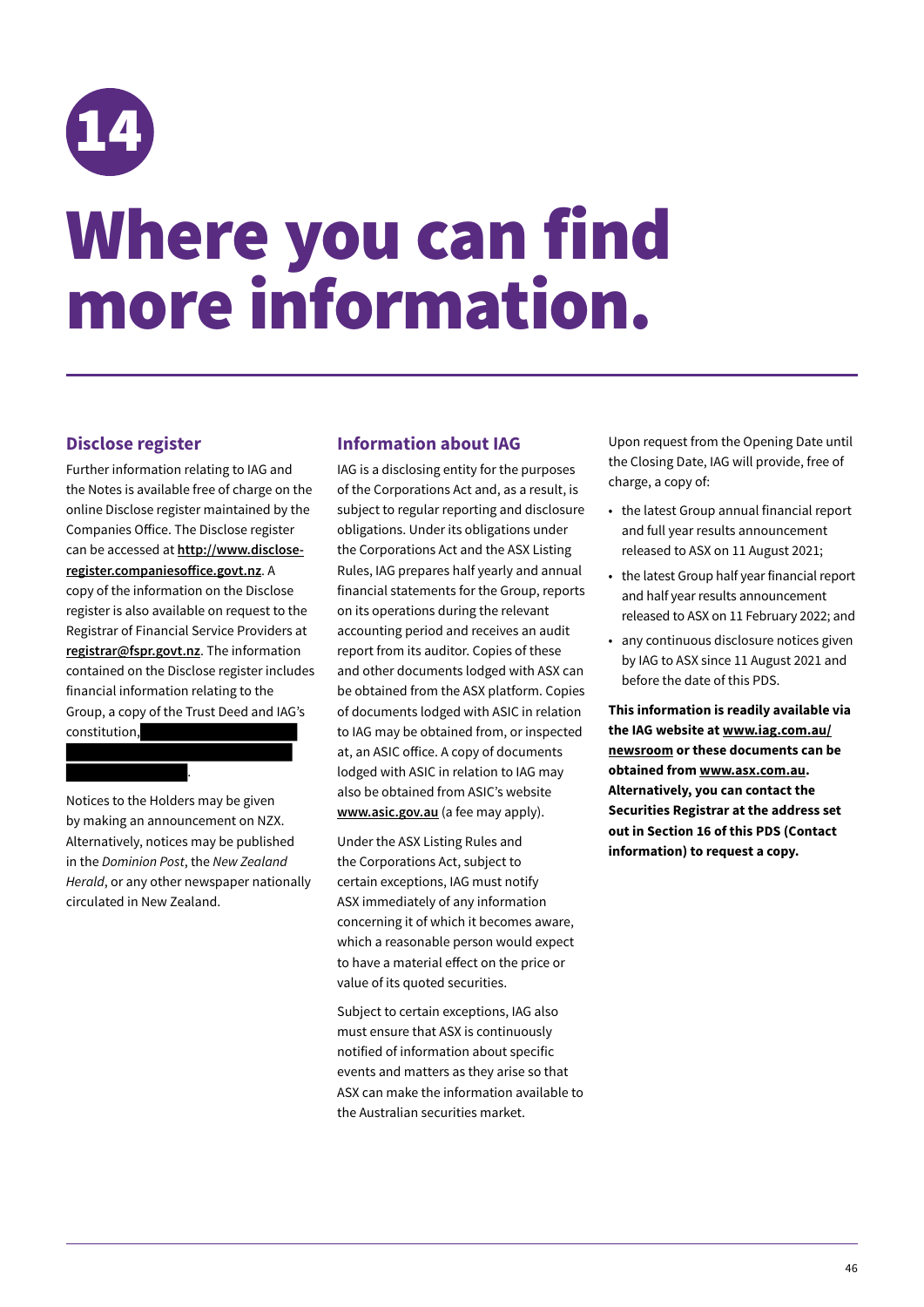# 14

# Where you can find more information.

## Disclose register

Further information relating to IAG and the Notes is available free of charge on the online Disclose register maintained by the Companies Office. The Disclose register can be accessed at **http://www.disclose-register.companiesoffice.govt.nz**. A copy of the information on the Disclose register is also available on request to the Registrar of Financial Service Providers at **registrar@fspr.govt.nz**. The information contained on the Disclose register includes financial information relating to the Group, a copy of the Trust Deed and IAG's constitution, .

Notices to the Holders may be given by making an announcement on NZX. Alternatively, notices may be published in the *Dominion Post*, the *New Zealand Herald*, or any other newspaper nationally circulated in New Zealand.

## Information about IAG

IAG is a disclosing entity for the purposes of the Corporations Act and, as a result, is subject to regular reporting and disclosure obligations. Under its obligations under the Corporations Act and the ASX Listing Rules, IAG prepares half yearly and annual financial statements for the Group, reports on its operations during the relevant accounting period and receives an audit report from its auditor. Copies of these and other documents lodged with ASX can be obtained from the ASX platform. Copies of documents lodged with ASIC in relation to IAG may be obtained from, or inspected at, an ASIC office. A copy of documents lodged with ASIC in relation to IAG may also be obtained from ASIC's website **www.asic.gov.au** (a fee may apply).

Under the ASX Listing Rules and the Corporations Act, subject to certain exceptions, IAG must notify ASX immediately of any information concerning it of which it becomes aware, which a reasonable person would expect to have a material effect on the price or value of its quoted securities.

Subject to certain exceptions, IAG also must ensure that ASX is continuously notified of information about specific events and matters as they arise so that ASX can make the information available to the Australian securities market.

Upon request from the Opening Date until the Closing Date, IAG will provide, free of charge, a copy of:

- the latest Group annual financial report and full year results announcement released to ASX on 11 August 2021;
- the latest Group half year financial report and half year results announcement released to ASX on 11 February 2022; and
- any continuous disclosure notices given by IAG to ASX since 11 August 2021 and before the date of this PDS.

**This information is readily available via the IAG website at www.iag.com.au/newsroom or these documents can be obtained from www.asx.com.au. Alternatively, you can contact the Securities Registrar at the address set out in Section 16 of this PDS (Contact information) to request a copy.**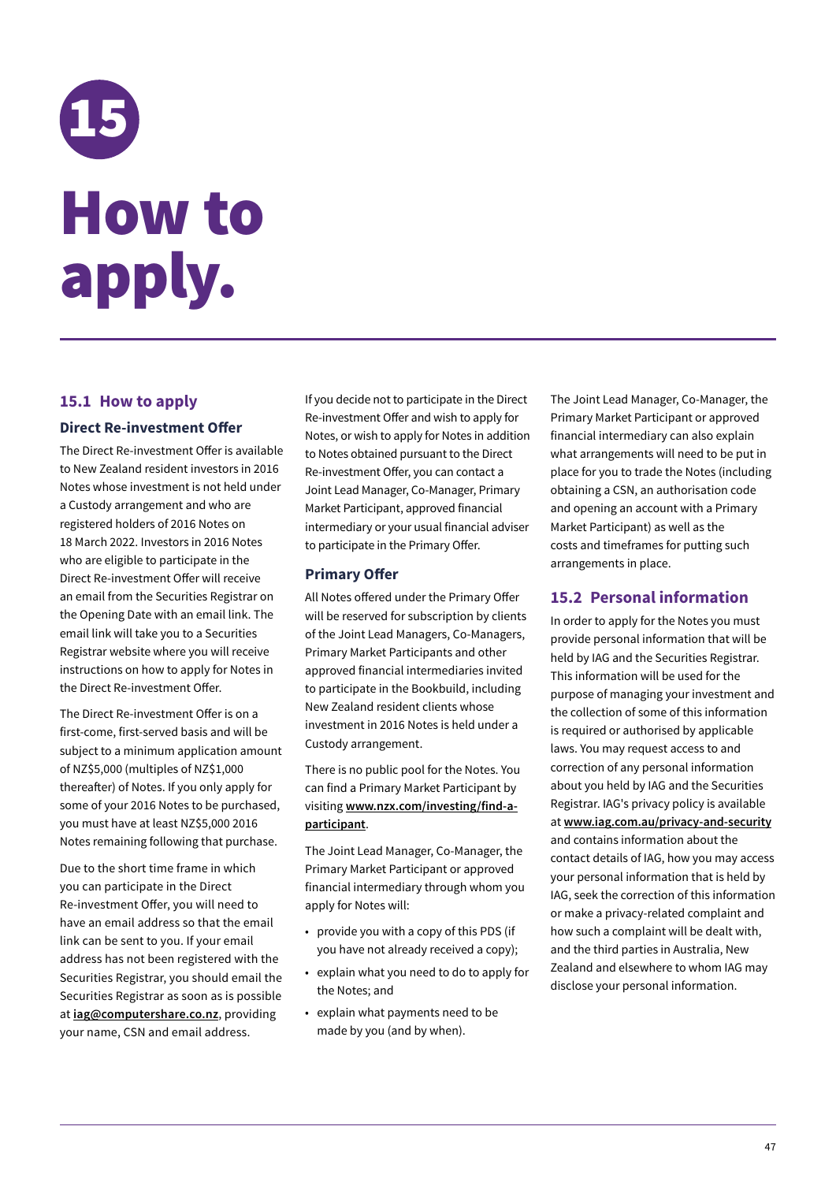# 15 How to apply.

## 15.1 How to apply

### Direct Re-investment Offer

The Direct Re-investment Offer is available to New Zealand resident investors in 2016 Notes whose investment is not held under a Custody arrangement and who are registered holders of 2016 Notes on 18 March 2022. Investors in 2016 Notes who are eligible to participate in the Direct Re-investment Offer will receive an email from the Securities Registrar on the Opening Date with an email link. The email link will take you to a Securities Registrar website where you will receive instructions on how to apply for Notes in the Direct Re-investment Offer.

The Direct Re-investment Offer is on a first-come, first-served basis and will be subject to a minimum application amount of NZ$5,000 (multiples of NZ$1,000 thereafter) of Notes. If you only apply for some of your 2016 Notes to be purchased, you must have at least NZ$5,000 2016 Notes remaining following that purchase.

Due to the short time frame in which you can participate in the Direct Re-investment Offer, you will need to have an email address so that the email link can be sent to you. If your email address has not been registered with the Securities Registrar, you should email the Securities Registrar as soon as is possible at **iag@computershare.co.nz**, providing your name, CSN and email address.

If you decide not to participate in the Direct Re-investment Offer and wish to apply for Notes, or wish to apply for Notes in addition to Notes obtained pursuant to the Direct Re-investment Offer, you can contact a Joint Lead Manager, Co-Manager, Primary Market Participant, approved financial intermediary or your usual financial adviser to participate in the Primary Offer.

### Primary Offer

All Notes offered under the Primary Offer will be reserved for subscription by clients of the Joint Lead Managers, Co-Managers, Primary Market Participants and other approved financial intermediaries invited to participate in the Bookbuild, including New Zealand resident clients whose investment in 2016 Notes is held under a Custody arrangement.

There is no public pool for the Notes. You can find a Primary Market Participant by visiting **www.nzx.com/investing/find-a-participant**.

The Joint Lead Manager, Co-Manager, the Primary Market Participant or approved financial intermediary through whom you apply for Notes will:

- provide you with a copy of this PDS (if you have not already received a copy);
- explain what you need to do to apply for the Notes; and
- explain what payments need to be made by you (and by when).

The Joint Lead Manager, Co-Manager, the Primary Market Participant or approved financial intermediary can also explain what arrangements will need to be put in place for you to trade the Notes (including obtaining a CSN, an authorisation code and opening an account with a Primary Market Participant) as well as the costs and timeframes for putting such arrangements in place.

## 15.2 Personal information

In order to apply for the Notes you must provide personal information that will be held by IAG and the Securities Registrar. This information will be used for the purpose of managing your investment and the collection of some of this information is required or authorised by applicable laws. You may request access to and correction of any personal information about you held by IAG and the Securities Registrar. IAG's privacy policy is available at **www.iag.com.au/privacy-and-security** and contains information about the contact details of IAG, how you may access your personal information that is held by IAG, seek the correction of this information or make a privacy-related complaint and how such a complaint will be dealt with, and the third parties in Australia, New Zealand and elsewhere to whom IAG may disclose your personal information.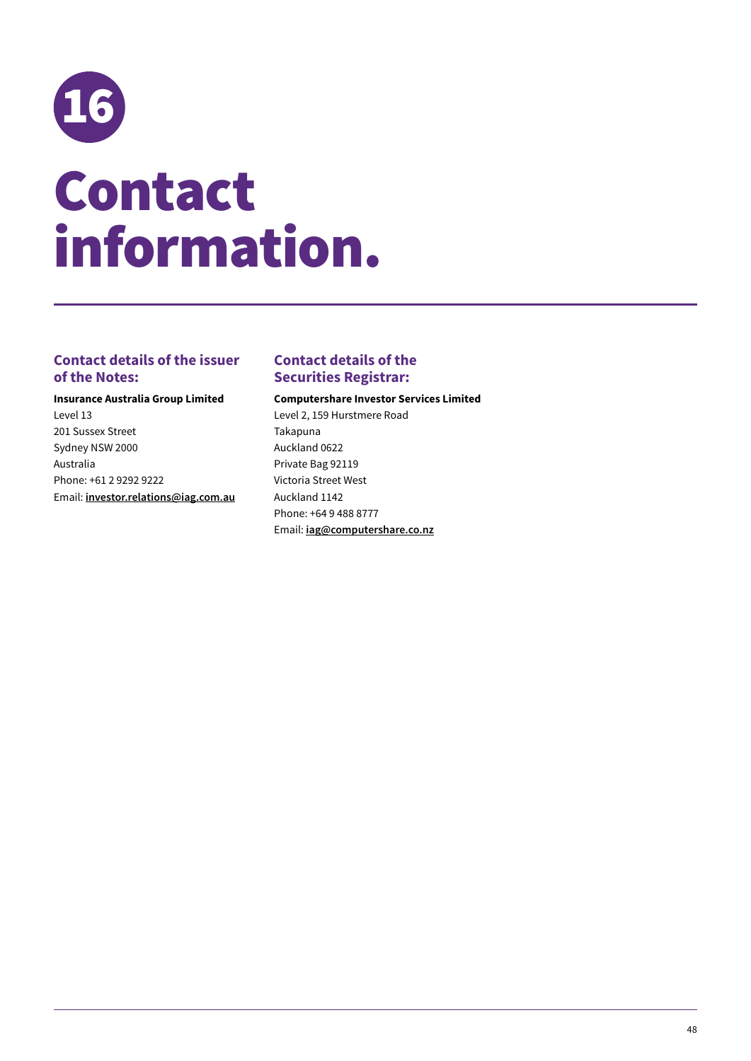# 16 Contact information.

### Contact details of the issuer of the Notes:

**Insurance Australia Group Limited**
Level 13
201 Sussex Street
Sydney NSW 2000
Australia
Phone: +61 2 9292 9222
Email: **investor.relations@iag.com.au**

### Contact details of the Securities Registrar:

**Computershare Investor Services Limited**
Level 2, 159 Hurstmere Road
Takapuna
Auckland 0622
Private Bag 92119
Victoria Street West
Auckland 1142
Phone: +64 9 488 8777
Email: **iag@computershare.co.nz**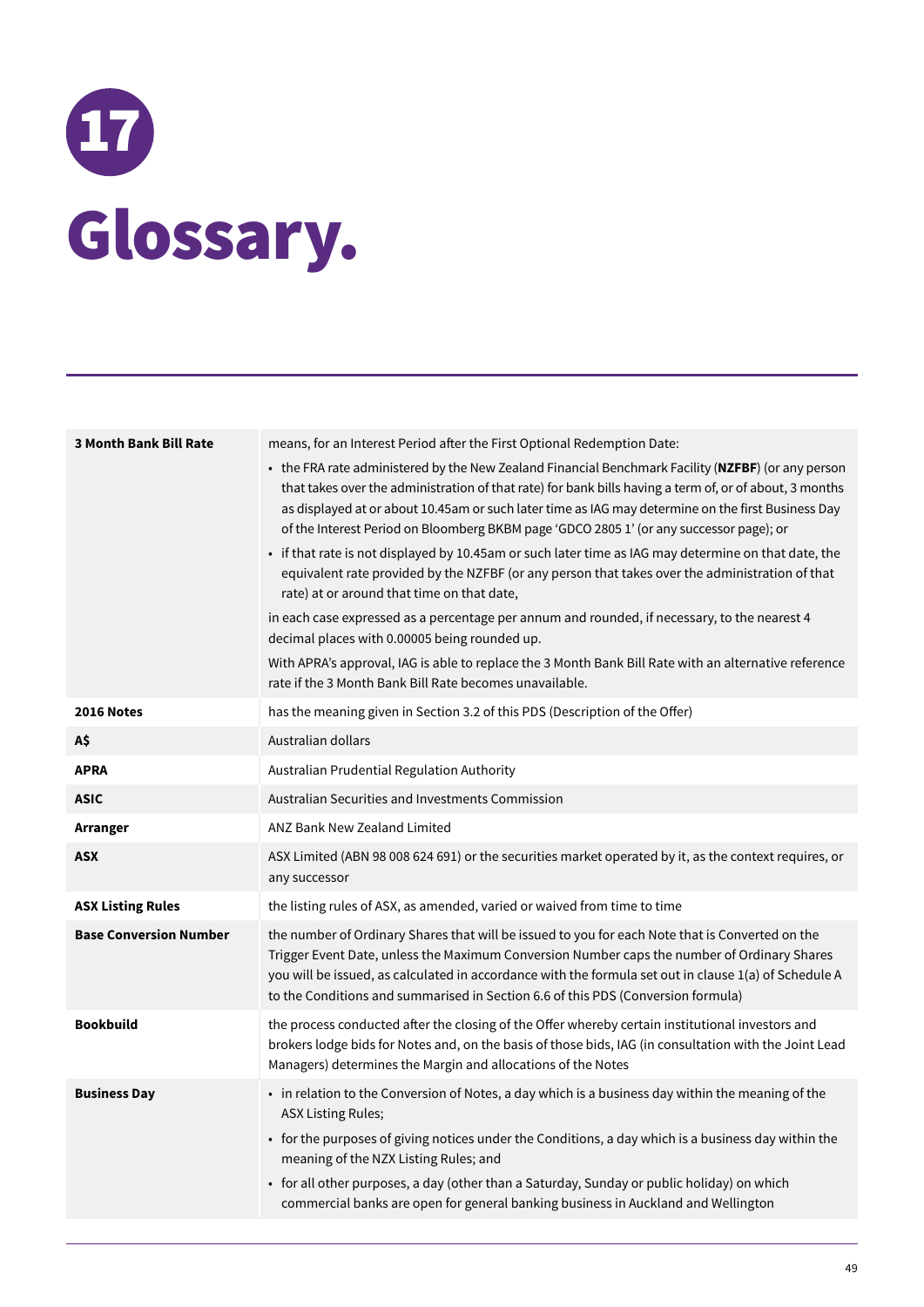# 17 Glossary.

| | |
|---|---|
| **3 Month Bank Bill Rate** | means, for an Interest Period after the First Optional Redemption Date:<br>• the FRA rate administered by the New Zealand Financial Benchmark Facility (**NZFBF**) (or any person that takes over the administration of that rate) for bank bills having a term of, or of about, 3 months as displayed at or about 10.45am or such later time as IAG may determine on the first Business Day of the Interest Period on Bloomberg BKBM page 'GDCO 2805 1' (or any successor page); or<br>• if that rate is not displayed by 10.45am or such later time as IAG may determine on that date, the equivalent rate provided by the NZFBF (or any person that takes over the administration of that rate) at or around that time on that date,<br>in each case expressed as a percentage per annum and rounded, if necessary, to the nearest 4 decimal places with 0.00005 being rounded up.<br>With APRA's approval, IAG is able to replace the 3 Month Bank Bill Rate with an alternative reference rate if the 3 Month Bank Bill Rate becomes unavailable. |
| **2016 Notes** | has the meaning given in Section 3.2 of this PDS (Description of the Offer) |
| **A$** | Australian dollars |
| **APRA** | Australian Prudential Regulation Authority |
| **ASIC** | Australian Securities and Investments Commission |
| **Arranger** | ANZ Bank New Zealand Limited |
| **ASX** | ASX Limited (ABN 98 008 624 691) or the securities market operated by it, as the context requires, or any successor |
| **ASX Listing Rules** | the listing rules of ASX, as amended, varied or waived from time to time |
| **Base Conversion Number** | the number of Ordinary Shares that will be issued to you for each Note that is Converted on the Trigger Event Date, unless the Maximum Conversion Number caps the number of Ordinary Shares you will be issued, as calculated in accordance with the formula set out in clause 1(a) of Schedule A to the Conditions and summarised in Section 6.6 of this PDS (Conversion formula) |
| **Bookbuild** | the process conducted after the closing of the Offer whereby certain institutional investors and brokers lodge bids for Notes and, on the basis of those bids, IAG (in consultation with the Joint Lead Managers) determines the Margin and allocations of the Notes |
| **Business Day** | • in relation to the Conversion of Notes, a day which is a business day within the meaning of the ASX Listing Rules;<br>• for the purposes of giving notices under the Conditions, a day which is a business day within the meaning of the NZX Listing Rules; and<br>• for all other purposes, a day (other than a Saturday, Sunday or public holiday) on which commercial banks are open for general banking business in Auckland and Wellington |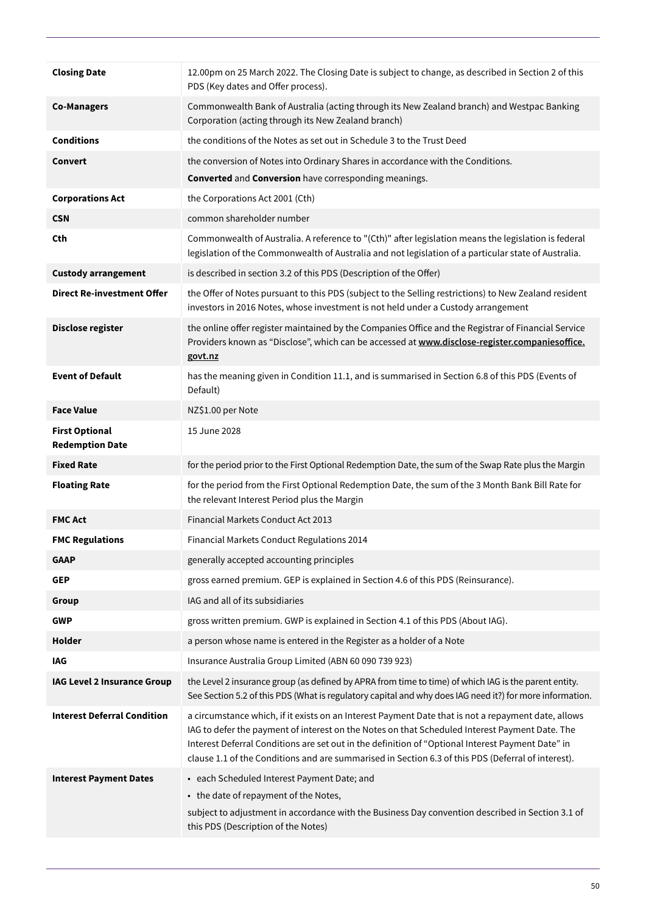| | |
|---|---|
| **Closing Date** | 12.00pm on 25 March 2022. The Closing Date is subject to change, as described in Section 2 of this PDS (Key dates and Offer process). |
| **Co-Managers** | Commonwealth Bank of Australia (acting through its New Zealand branch) and Westpac Banking Corporation (acting through its New Zealand branch) |
| **Conditions** | the conditions of the Notes as set out in Schedule 3 to the Trust Deed |
| **Convert** | the conversion of Notes into Ordinary Shares in accordance with the Conditions.<br>**Converted** and **Conversion** have corresponding meanings. |
| **Corporations Act** | the Corporations Act 2001 (Cth) |
| **CSN** | common shareholder number |
| **Cth** | Commonwealth of Australia. A reference to "(Cth)" after legislation means the legislation is federal legislation of the Commonwealth of Australia and not legislation of a particular state of Australia. |
| **Custody arrangement** | is described in section 3.2 of this PDS (Description of the Offer) |
| **Direct Re-investment Offer** | the Offer of Notes pursuant to this PDS (subject to the Selling restrictions) to New Zealand resident investors in 2016 Notes, whose investment is not held under a Custody arrangement |
| **Disclose register** | the online offer register maintained by the Companies Office and the Registrar of Financial Service Providers known as "Disclose", which can be accessed at **www.disclose-register.companiesoffice.govt.nz** |
| **Event of Default** | has the meaning given in Condition 11.1, and is summarised in Section 6.8 of this PDS (Events of Default) |
| **Face Value** | NZ$1.00 per Note |
| **First Optional Redemption Date** | 15 June 2028 |
| **Fixed Rate** | for the period prior to the First Optional Redemption Date, the sum of the Swap Rate plus the Margin |
| **Floating Rate** | for the period from the First Optional Redemption Date, the sum of the 3 Month Bank Bill Rate for the relevant Interest Period plus the Margin |
| **FMC Act** | Financial Markets Conduct Act 2013 |
| **FMC Regulations** | Financial Markets Conduct Regulations 2014 |
| **GAAP** | generally accepted accounting principles |
| **GEP** | gross earned premium. GEP is explained in Section 4.6 of this PDS (Reinsurance). |
| **Group** | IAG and all of its subsidiaries |
| **GWP** | gross written premium. GWP is explained in Section 4.1 of this PDS (About IAG). |
| **Holder** | a person whose name is entered in the Register as a holder of a Note |
| **IAG** | Insurance Australia Group Limited (ABN 60 090 739 923) |
| **IAG Level 2 Insurance Group** | the Level 2 insurance group (as defined by APRA from time to time) of which IAG is the parent entity. See Section 5.2 of this PDS (What is regulatory capital and why does IAG need it?) for more information. |
| **Interest Deferral Condition** | a circumstance which, if it exists on an Interest Payment Date that is not a repayment date, allows IAG to defer the payment of interest on the Notes on that Scheduled Interest Payment Date. The Interest Deferral Conditions are set out in the definition of "Optional Interest Payment Date" in clause 1.1 of the Conditions and are summarised in Section 6.3 of this PDS (Deferral of interest). |
| **Interest Payment Dates** | • each Scheduled Interest Payment Date; and<br>• the date of repayment of the Notes,<br>subject to adjustment in accordance with the Business Day convention described in Section 3.1 of this PDS (Description of the Notes) |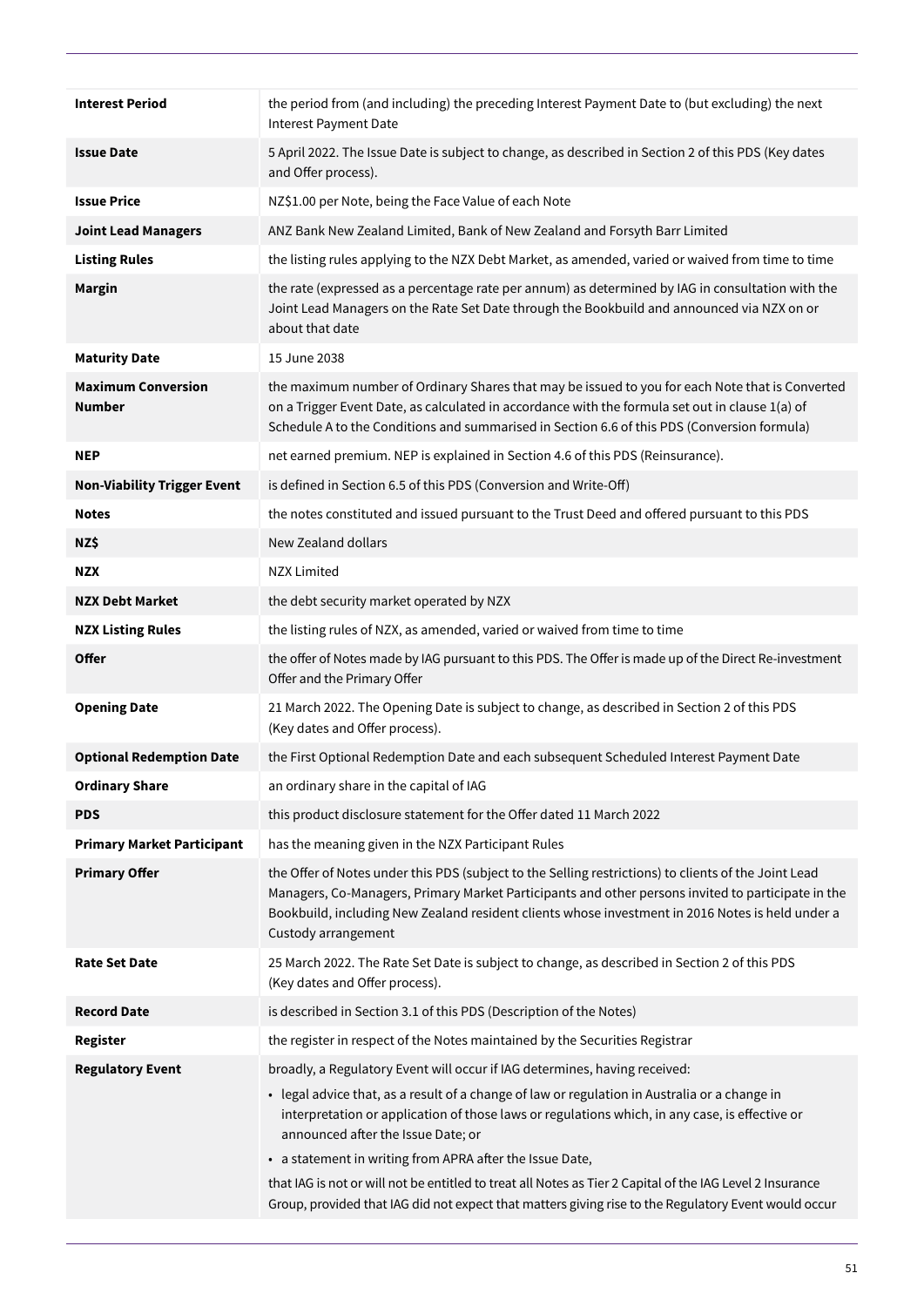| | |
|---|---|
| **Interest Period** | the period from (and including) the preceding Interest Payment Date to (but excluding) the next Interest Payment Date |
| **Issue Date** | 5 April 2022. The Issue Date is subject to change, as described in Section 2 of this PDS (Key dates and Offer process). |
| **Issue Price** | NZ$1.00 per Note, being the Face Value of each Note |
| **Joint Lead Managers** | ANZ Bank New Zealand Limited, Bank of New Zealand and Forsyth Barr Limited |
| **Listing Rules** | the listing rules applying to the NZX Debt Market, as amended, varied or waived from time to time |
| **Margin** | the rate (expressed as a percentage rate per annum) as determined by IAG in consultation with the Joint Lead Managers on the Rate Set Date through the Bookbuild and announced via NZX on or about that date |
| **Maturity Date** | 15 June 2038 |
| **Maximum Conversion Number** | the maximum number of Ordinary Shares that may be issued to you for each Note that is Converted on a Trigger Event Date, as calculated in accordance with the formula set out in clause 1(a) of Schedule A to the Conditions and summarised in Section 6.6 of this PDS (Conversion formula) |
| **NEP** | net earned premium. NEP is explained in Section 4.6 of this PDS (Reinsurance). |
| **Non-Viability Trigger Event** | is defined in Section 6.5 of this PDS (Conversion and Write-Off) |
| **Notes** | the notes constituted and issued pursuant to the Trust Deed and offered pursuant to this PDS |
| **NZ$** | New Zealand dollars |
| **NZX** | NZX Limited |
| **NZX Debt Market** | the debt security market operated by NZX |
| **NZX Listing Rules** | the listing rules of NZX, as amended, varied or waived from time to time |
| **Offer** | the offer of Notes made by IAG pursuant to this PDS. The Offer is made up of the Direct Re-investment Offer and the Primary Offer |
| **Opening Date** | 21 March 2022. The Opening Date is subject to change, as described in Section 2 of this PDS (Key dates and Offer process). |
| **Optional Redemption Date** | the First Optional Redemption Date and each subsequent Scheduled Interest Payment Date |
| **Ordinary Share** | an ordinary share in the capital of IAG |
| **PDS** | this product disclosure statement for the Offer dated 11 March 2022 |
| **Primary Market Participant** | has the meaning given in the NZX Participant Rules |
| **Primary Offer** | the Offer of Notes under this PDS (subject to the Selling restrictions) to clients of the Joint Lead Managers, Co-Managers, Primary Market Participants and other persons invited to participate in the Bookbuild, including New Zealand resident clients whose investment in 2016 Notes is held under a Custody arrangement |
| **Rate Set Date** | 25 March 2022. The Rate Set Date is subject to change, as described in Section 2 of this PDS (Key dates and Offer process). |
| **Record Date** | is described in Section 3.1 of this PDS (Description of the Notes) |
| **Register** | the register in respect of the Notes maintained by the Securities Registrar |
| **Regulatory Event** | broadly, a Regulatory Event will occur if IAG determines, having received: <br>• legal advice that, as a result of a change of law or regulation in Australia or a change in interpretation or application of those laws or regulations which, in any case, is effective or announced after the Issue Date; or <br>• a statement in writing from APRA after the Issue Date, <br>that IAG is not or will not be entitled to treat all Notes as Tier 2 Capital of the IAG Level 2 Insurance Group, provided that IAG did not expect that matters giving rise to the Regulatory Event would occur |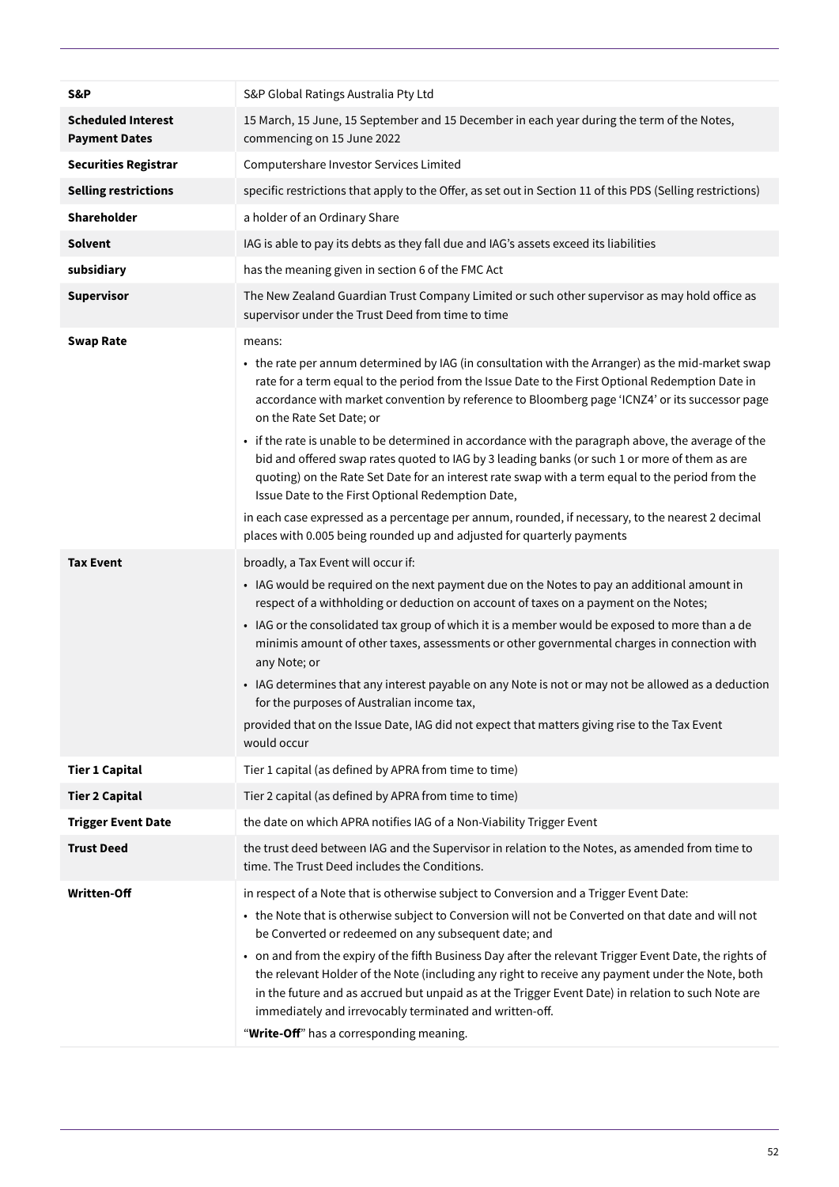| | |
|---|---|
| **S&P** | S&P Global Ratings Australia Pty Ltd |
| **Scheduled Interest Payment Dates** | 15 March, 15 June, 15 September and 15 December in each year during the term of the Notes, commencing on 15 June 2022 |
| **Securities Registrar** | Computershare Investor Services Limited |
| **Selling restrictions** | specific restrictions that apply to the Offer, as set out in Section 11 of this PDS (Selling restrictions) |
| **Shareholder** | a holder of an Ordinary Share |
| **Solvent** | IAG is able to pay its debts as they fall due and IAG's assets exceed its liabilities |
| **subsidiary** | has the meaning given in section 6 of the FMC Act |
| **Supervisor** | The New Zealand Guardian Trust Company Limited or such other supervisor as may hold office as supervisor under the Trust Deed from time to time |
| **Swap Rate** | means:<br>• the rate per annum determined by IAG (in consultation with the Arranger) as the mid-market swap rate for a term equal to the period from the Issue Date to the First Optional Redemption Date in accordance with market convention by reference to Bloomberg page 'ICNZ4' or its successor page on the Rate Set Date; or<br>• if the rate is unable to be determined in accordance with the paragraph above, the average of the bid and offered swap rates quoted to IAG by 3 leading banks (or such 1 or more of them as are quoting) on the Rate Set Date for an interest rate swap with a term equal to the period from the Issue Date to the First Optional Redemption Date,<br>in each case expressed as a percentage per annum, rounded, if necessary, to the nearest 2 decimal places with 0.005 being rounded up and adjusted for quarterly payments |
| **Tax Event** | broadly, a Tax Event will occur if:<br>• IAG would be required on the next payment due on the Notes to pay an additional amount in respect of a withholding or deduction on account of taxes on a payment on the Notes;<br>• IAG or the consolidated tax group of which it is a member would be exposed to more than a de minimis amount of other taxes, assessments or other governmental charges in connection with any Note; or<br>• IAG determines that any interest payable on any Note is not or may not be allowed as a deduction for the purposes of Australian income tax,<br>provided that on the Issue Date, IAG did not expect that matters giving rise to the Tax Event would occur |
| **Tier 1 Capital** | Tier 1 capital (as defined by APRA from time to time) |
| **Tier 2 Capital** | Tier 2 capital (as defined by APRA from time to time) |
| **Trigger Event Date** | the date on which APRA notifies IAG of a Non-Viability Trigger Event |
| **Trust Deed** | the trust deed between IAG and the Supervisor in relation to the Notes, as amended from time to time. The Trust Deed includes the Conditions. |
| **Written-Off** | in respect of a Note that is otherwise subject to Conversion and a Trigger Event Date:<br>• the Note that is otherwise subject to Conversion will not be Converted on that date and will not be Converted or redeemed on any subsequent date; and<br>• on and from the expiry of the fifth Business Day after the relevant Trigger Event Date, the rights of the relevant Holder of the Note (including any right to receive any payment under the Note, both in the future and as accrued but unpaid as at the Trigger Event Date) in relation to such Note are immediately and irrevocably terminated and written-off.<br>"**Write-Off**" has a corresponding meaning. |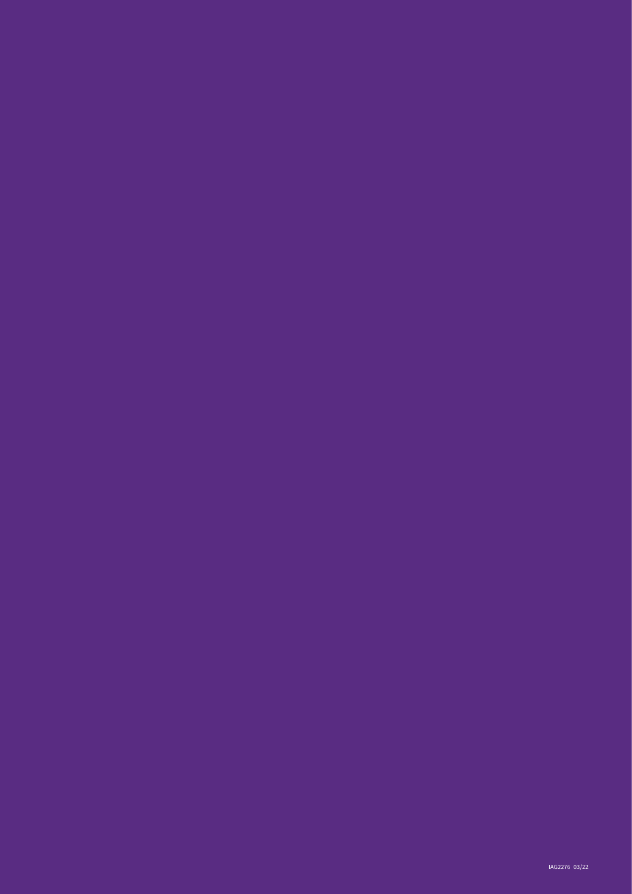IAG2276 03/22